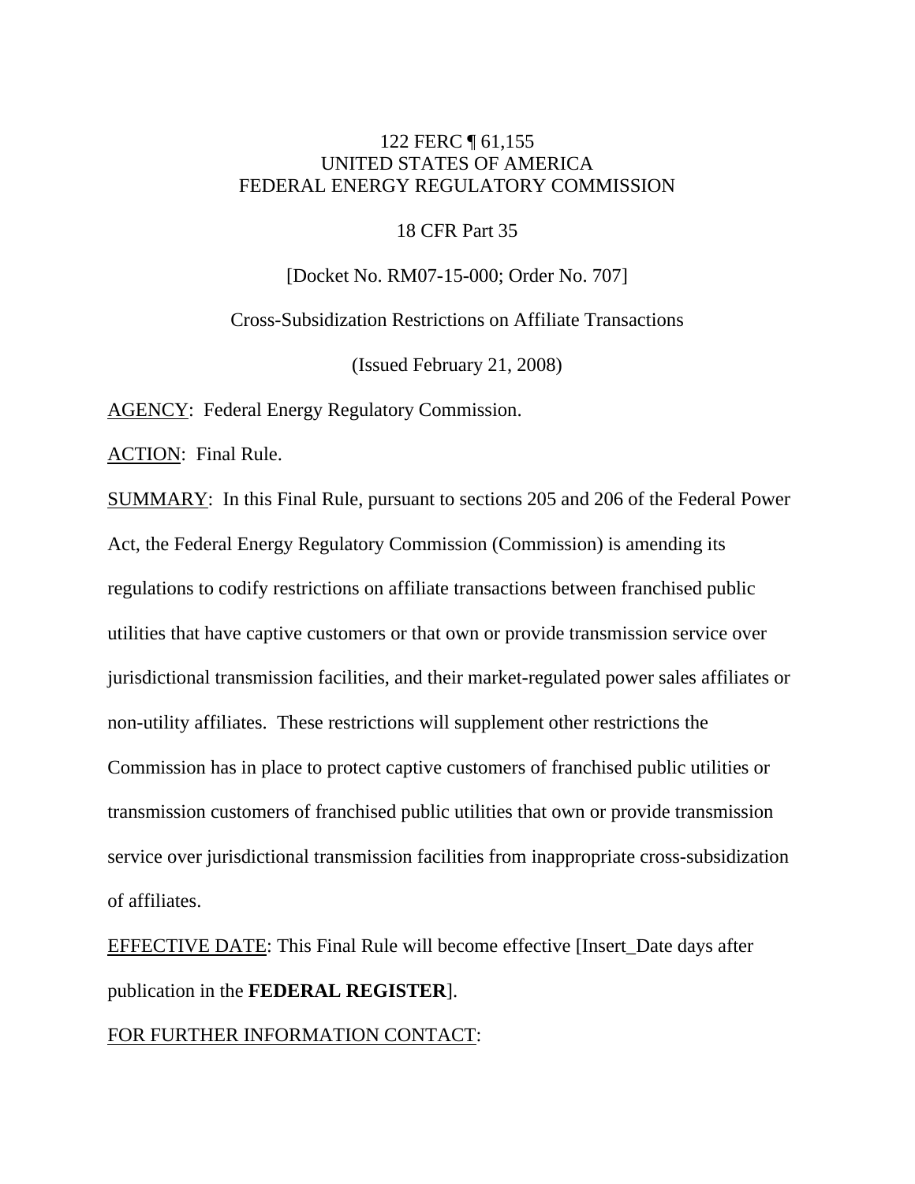122 FERC ¶ 61,155
UNITED STATES OF AMERICA
FEDERAL ENERGY REGULATORY COMMISSION

18 CFR Part 35

[Docket No. RM07-15-000; Order No. 707]

Cross-Subsidization Restrictions on Affiliate Transactions

(Issued February 21, 2008)

AGENCY: Federal Energy Regulatory Commission.

ACTION: Final Rule.

SUMMARY: In this Final Rule, pursuant to sections 205 and 206 of the Federal Power Act, the Federal Energy Regulatory Commission (Commission) is amending its regulations to codify restrictions on affiliate transactions between franchised public utilities that have captive customers or that own or provide transmission service over jurisdictional transmission facilities, and their market-regulated power sales affiliates or non-utility affiliates. These restrictions will supplement other restrictions the Commission has in place to protect captive customers of franchised public utilities or transmission customers of franchised public utilities that own or provide transmission service over jurisdictional transmission facilities from inappropriate cross-subsidization of affiliates.

EFFECTIVE DATE: This Final Rule will become effective [Insert_Date days after publication in the **FEDERAL REGISTER**].

FOR FURTHER INFORMATION CONTACT: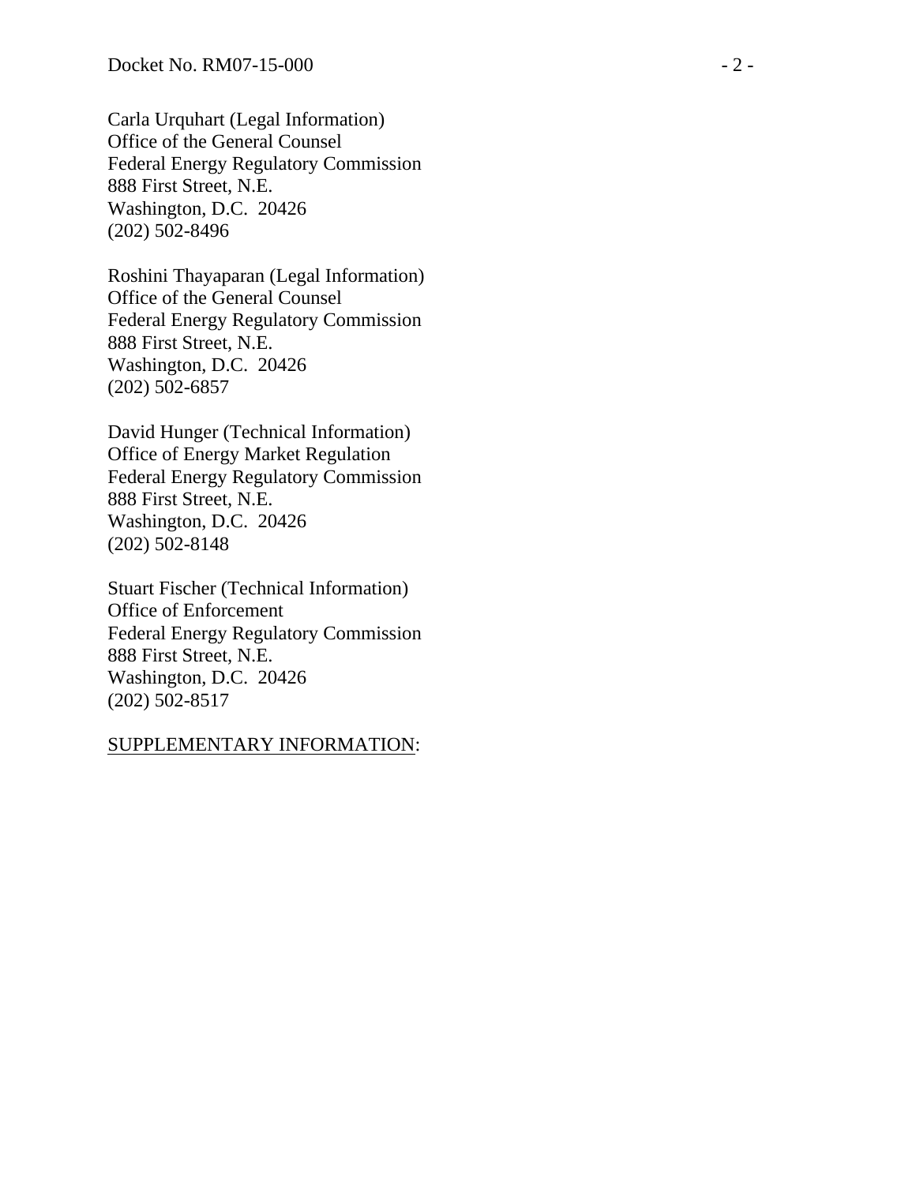Carla Urquhart (Legal Information)
Office of the General Counsel
Federal Energy Regulatory Commission
888 First Street, N.E.
Washington, D.C. 20426
(202) 502-8496

Roshini Thayaparan (Legal Information)
Office of the General Counsel
Federal Energy Regulatory Commission
888 First Street, N.E.
Washington, D.C. 20426
(202) 502-6857

David Hunger (Technical Information)
Office of Energy Market Regulation
Federal Energy Regulatory Commission
888 First Street, N.E.
Washington, D.C. 20426
(202) 502-8148

Stuart Fischer (Technical Information)
Office of Enforcement
Federal Energy Regulatory Commission
888 First Street, N.E.
Washington, D.C. 20426
(202) 502-8517

SUPPLEMENTARY INFORMATION: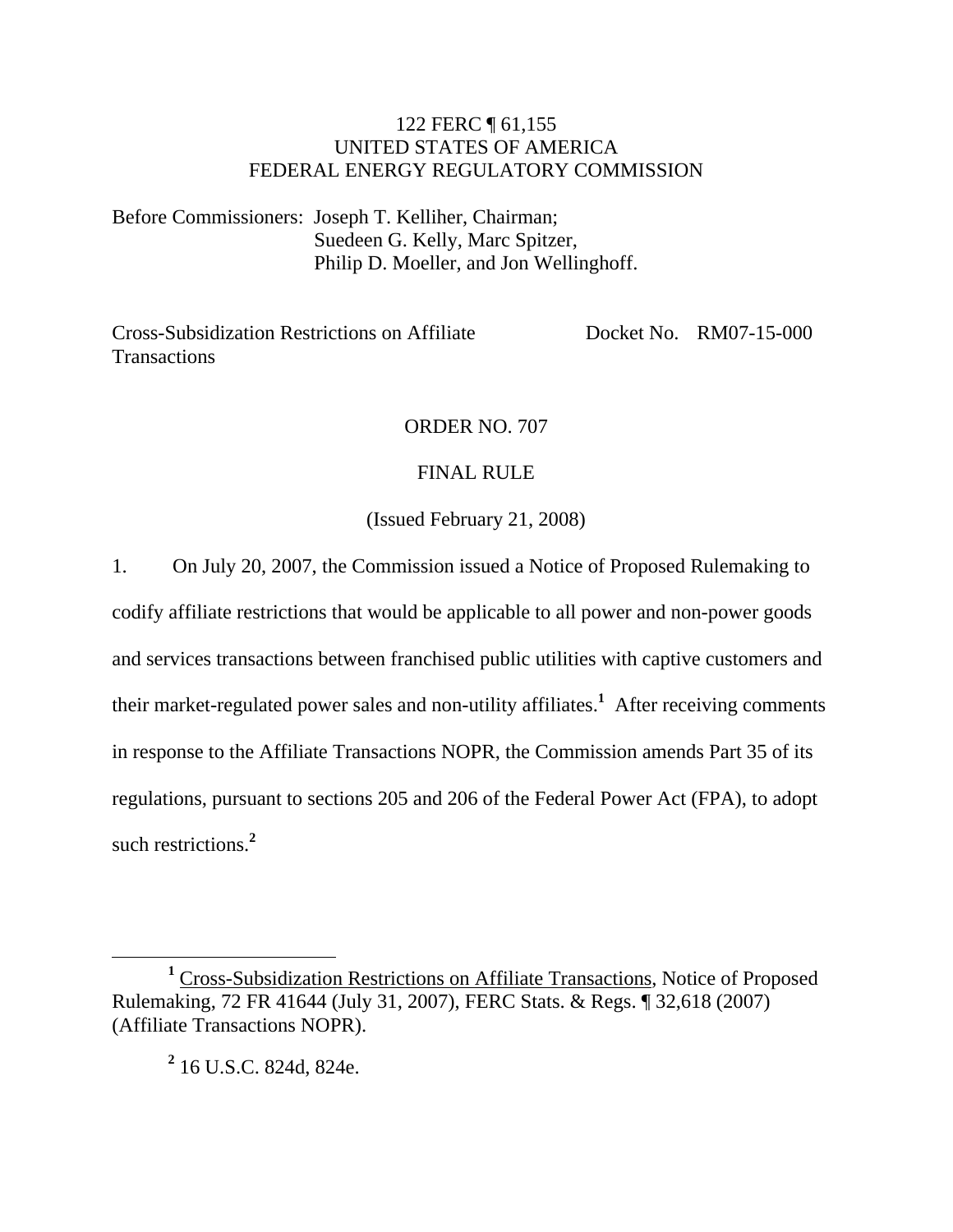122 FERC ¶ 61,155
UNITED STATES OF AMERICA
FEDERAL ENERGY REGULATORY COMMISSION

Before Commissioners: Joseph T. Kelliher, Chairman;
Suedeen G. Kelly, Marc Spitzer,
Philip D. Moeller, and Jon Wellinghoff.

Cross-Subsidization Restrictions on Affiliate Transactions — Docket No. RM07-15-000

ORDER NO. 707

FINAL RULE

(Issued February 21, 2008)

1. On July 20, 2007, the Commission issued a Notice of Proposed Rulemaking to codify affiliate restrictions that would be applicable to all power and non-power goods and services transactions between franchised public utilities with captive customers and their market-regulated power sales and non-utility affiliates.[1] After receiving comments in response to the Affiliate Transactions NOPR, the Commission amends Part 35 of its regulations, pursuant to sections 205 and 206 of the Federal Power Act (FPA), to adopt such restrictions.[2]

---

[1] Cross-Subsidization Restrictions on Affiliate Transactions, Notice of Proposed Rulemaking, 72 FR 41644 (July 31, 2007), FERC Stats. & Regs. ¶ 32,618 (2007) (Affiliate Transactions NOPR).

[2] 16 U.S.C. 824d, 824e.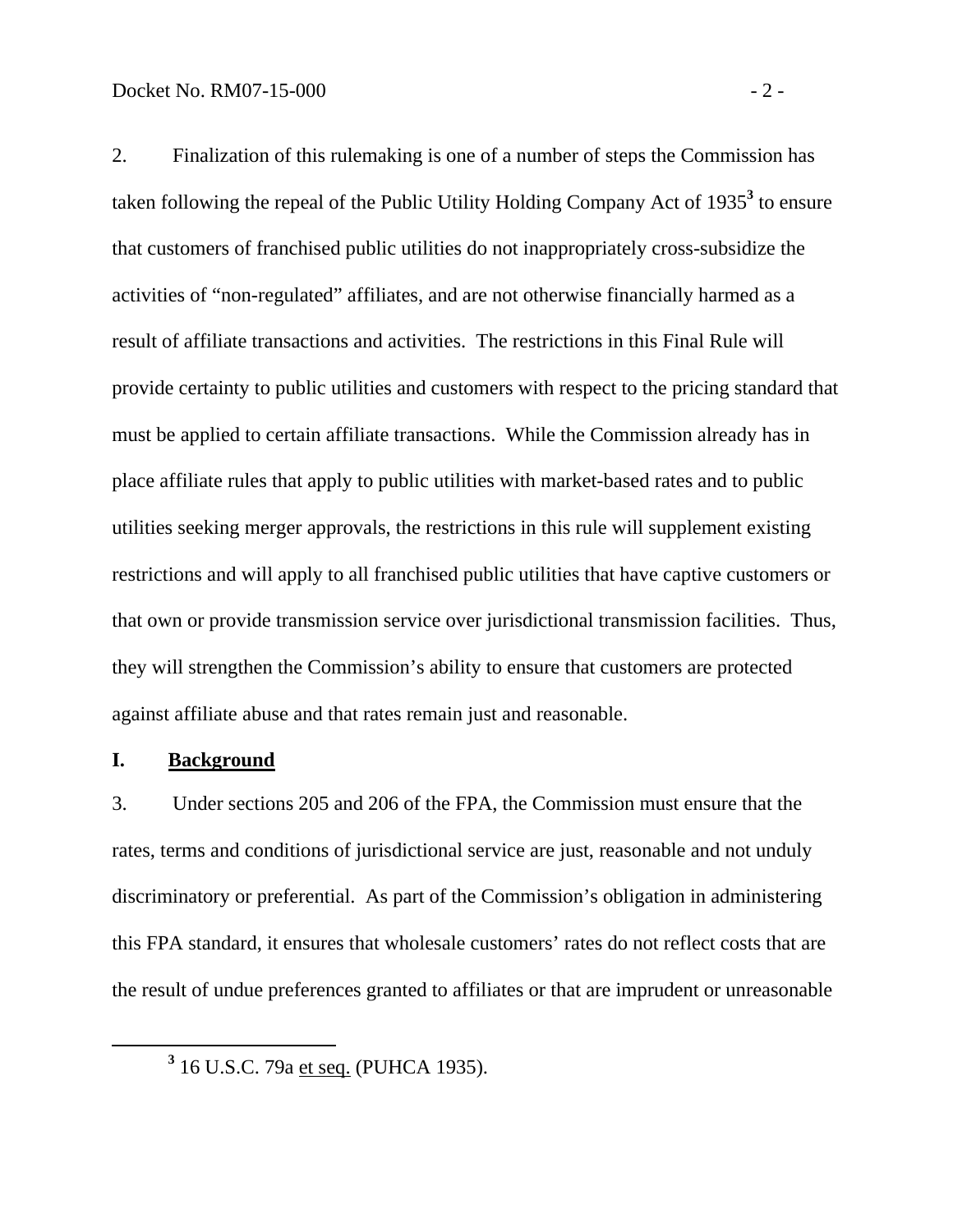2. Finalization of this rulemaking is one of a number of steps the Commission has taken following the repeal of the Public Utility Holding Company Act of 1935[3] to ensure that customers of franchised public utilities do not inappropriately cross-subsidize the activities of "non-regulated" affiliates, and are not otherwise financially harmed as a result of affiliate transactions and activities. The restrictions in this Final Rule will provide certainty to public utilities and customers with respect to the pricing standard that must be applied to certain affiliate transactions. While the Commission already has in place affiliate rules that apply to public utilities with market-based rates and to public utilities seeking merger approvals, the restrictions in this rule will supplement existing restrictions and will apply to all franchised public utilities that have captive customers or that own or provide transmission service over jurisdictional transmission facilities. Thus, they will strengthen the Commission's ability to ensure that customers are protected against affiliate abuse and that rates remain just and reasonable.

## I. Background

3. Under sections 205 and 206 of the FPA, the Commission must ensure that the rates, terms and conditions of jurisdictional service are just, reasonable and not unduly discriminatory or preferential. As part of the Commission's obligation in administering this FPA standard, it ensures that wholesale customers' rates do not reflect costs that are the result of undue preferences granted to affiliates or that are imprudent or unreasonable

---

[3] 16 U.S.C. 79a et seq. (PUHCA 1935).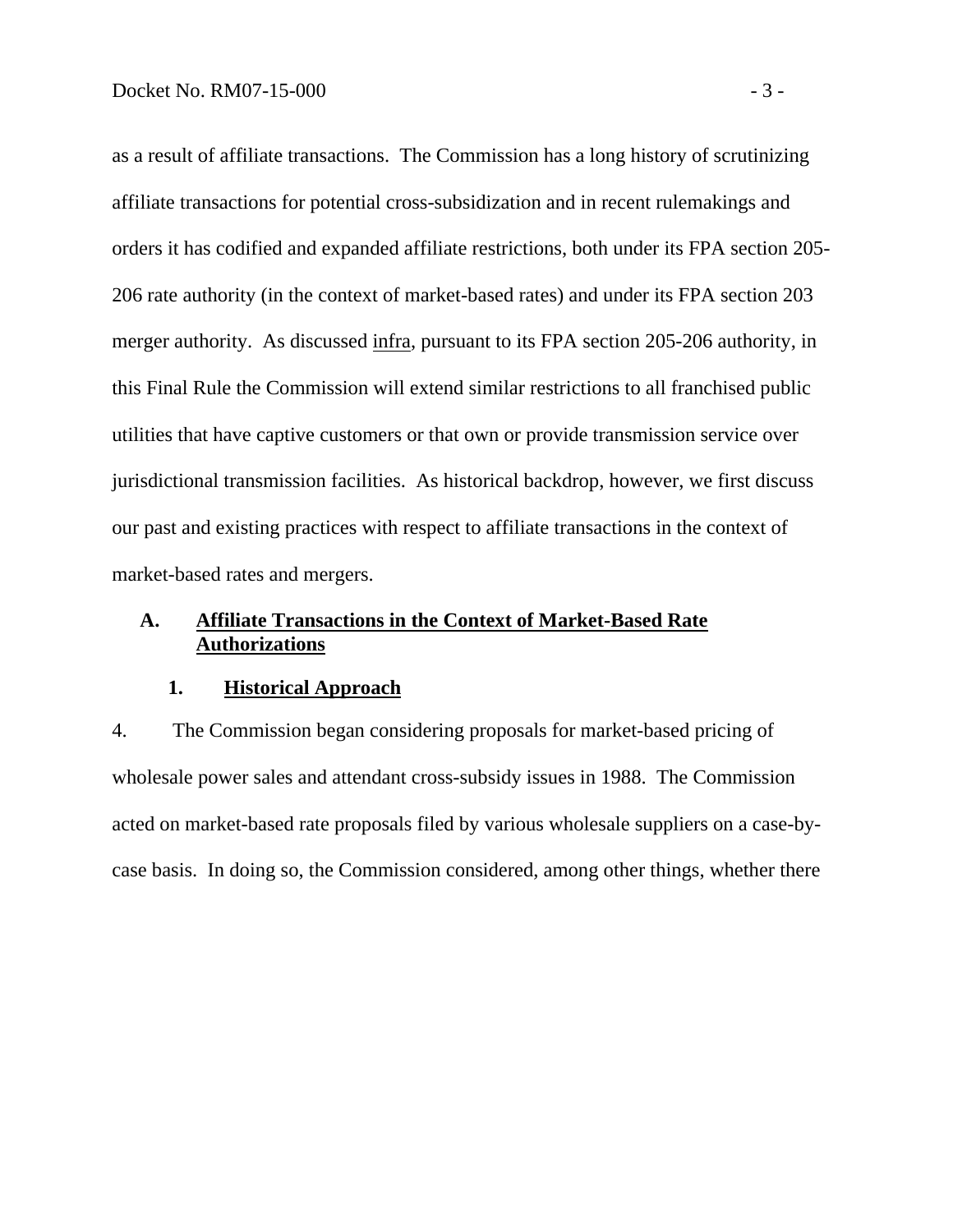as a result of affiliate transactions. The Commission has a long history of scrutinizing affiliate transactions for potential cross-subsidization and in recent rulemakings and orders it has codified and expanded affiliate restrictions, both under its FPA section 205-206 rate authority (in the context of market-based rates) and under its FPA section 203 merger authority. As discussed infra, pursuant to its FPA section 205-206 authority, in this Final Rule the Commission will extend similar restrictions to all franchised public utilities that have captive customers or that own or provide transmission service over jurisdictional transmission facilities. As historical backdrop, however, we first discuss our past and existing practices with respect to affiliate transactions in the context of market-based rates and mergers.

## A. Affiliate Transactions in the Context of Market-Based Rate Authorizations

### 1. Historical Approach

4. The Commission began considering proposals for market-based pricing of wholesale power sales and attendant cross-subsidy issues in 1988. The Commission acted on market-based rate proposals filed by various wholesale suppliers on a case-by-case basis. In doing so, the Commission considered, among other things, whether there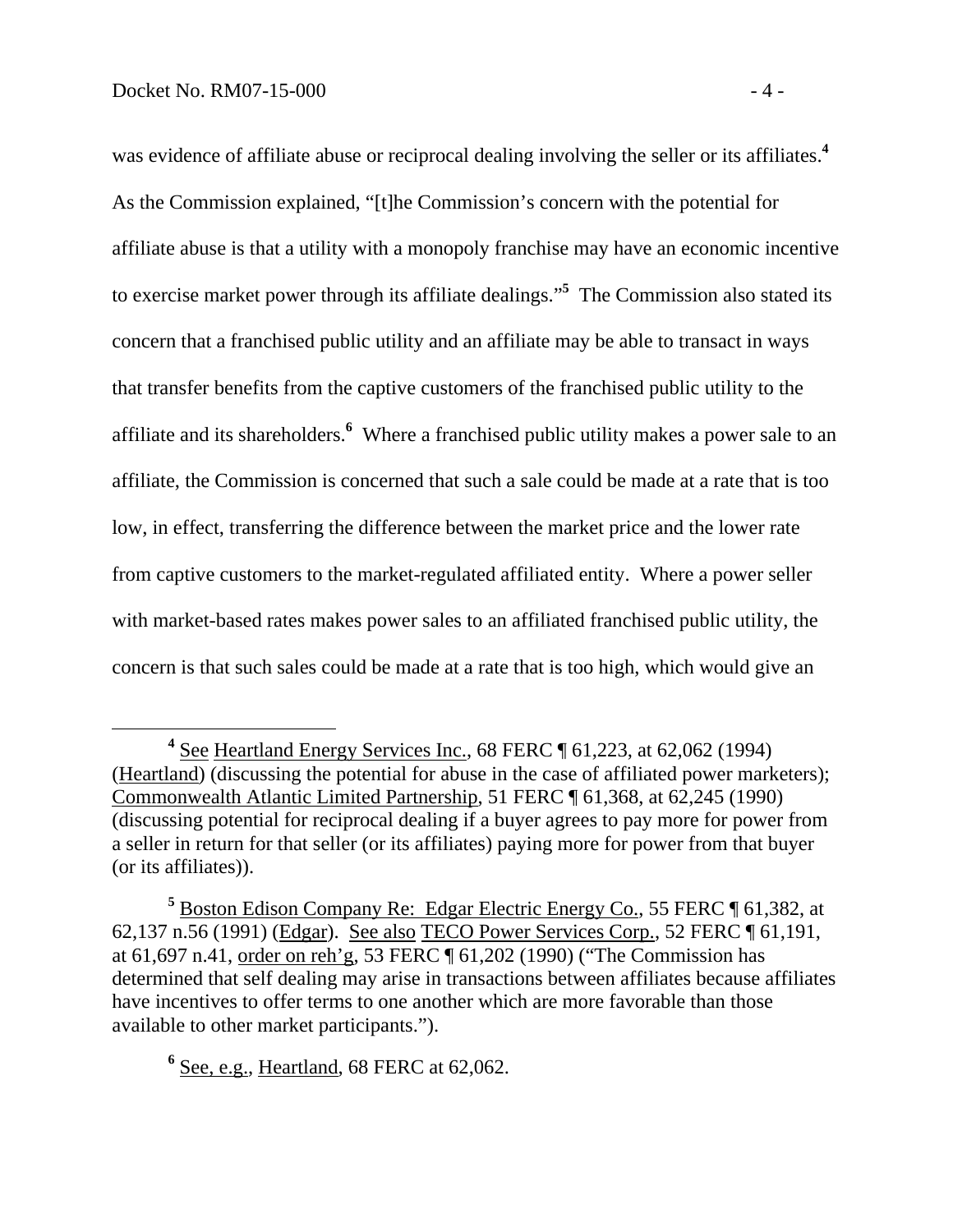was evidence of affiliate abuse or reciprocal dealing involving the seller or its affiliates.[4] As the Commission explained, "[t]he Commission's concern with the potential for affiliate abuse is that a utility with a monopoly franchise may have an economic incentive to exercise market power through its affiliate dealings."[5] The Commission also stated its concern that a franchised public utility and an affiliate may be able to transact in ways that transfer benefits from the captive customers of the franchised public utility to the affiliate and its shareholders.[6] Where a franchised public utility makes a power sale to an affiliate, the Commission is concerned that such a sale could be made at a rate that is too low, in effect, transferring the difference between the market price and the lower rate from captive customers to the market-regulated affiliated entity. Where a power seller with market-based rates makes power sales to an affiliated franchised public utility, the concern is that such sales could be made at a rate that is too high, which would give an

---

[4] See Heartland Energy Services Inc., 68 FERC ¶ 61,223, at 62,062 (1994) (Heartland) (discussing the potential for abuse in the case of affiliated power marketers); Commonwealth Atlantic Limited Partnership, 51 FERC ¶ 61,368, at 62,245 (1990) (discussing potential for reciprocal dealing if a buyer agrees to pay more for power from a seller in return for that seller (or its affiliates) paying more for power from that buyer (or its affiliates)).

[5] Boston Edison Company Re: Edgar Electric Energy Co., 55 FERC ¶ 61,382, at 62,137 n.56 (1991) (Edgar). See also TECO Power Services Corp., 52 FERC ¶ 61,191, at 61,697 n.41, order on reh'g, 53 FERC ¶ 61,202 (1990) ("The Commission has determined that self dealing may arise in transactions between affiliates because affiliates have incentives to offer terms to one another which are more favorable than those available to other market participants.").

[6] See, e.g., Heartland, 68 FERC at 62,062.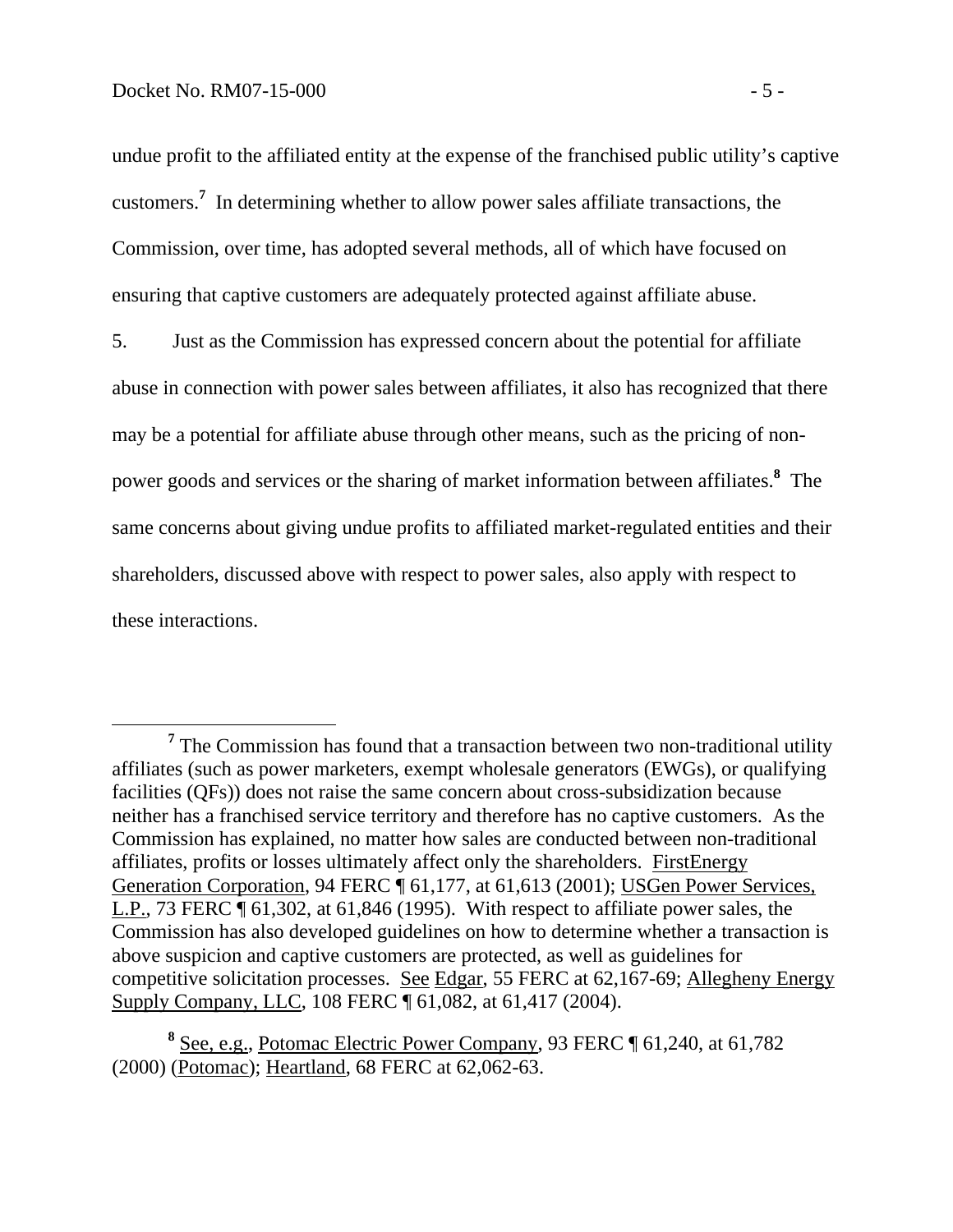undue profit to the affiliated entity at the expense of the franchised public utility's captive customers.[7] In determining whether to allow power sales affiliate transactions, the Commission, over time, has adopted several methods, all of which have focused on ensuring that captive customers are adequately protected against affiliate abuse.

5. Just as the Commission has expressed concern about the potential for affiliate abuse in connection with power sales between affiliates, it also has recognized that there may be a potential for affiliate abuse through other means, such as the pricing of non-power goods and services or the sharing of market information between affiliates.[8] The same concerns about giving undue profits to affiliated market-regulated entities and their shareholders, discussed above with respect to power sales, also apply with respect to these interactions.

---

[7] The Commission has found that a transaction between two non-traditional utility affiliates (such as power marketers, exempt wholesale generators (EWGs), or qualifying facilities (QFs)) does not raise the same concern about cross-subsidization because neither has a franchised service territory and therefore has no captive customers. As the Commission has explained, no matter how sales are conducted between non-traditional affiliates, profits or losses ultimately affect only the shareholders. FirstEnergy Generation Corporation, 94 FERC ¶ 61,177, at 61,613 (2001); USGen Power Services, L.P., 73 FERC ¶ 61,302, at 61,846 (1995). With respect to affiliate power sales, the Commission has also developed guidelines on how to determine whether a transaction is above suspicion and captive customers are protected, as well as guidelines for competitive solicitation processes. See Edgar, 55 FERC at 62,167-69; Allegheny Energy Supply Company, LLC, 108 FERC ¶ 61,082, at 61,417 (2004).

[8] See, e.g., Potomac Electric Power Company, 93 FERC ¶ 61,240, at 61,782 (2000) (Potomac); Heartland, 68 FERC at 62,062-63.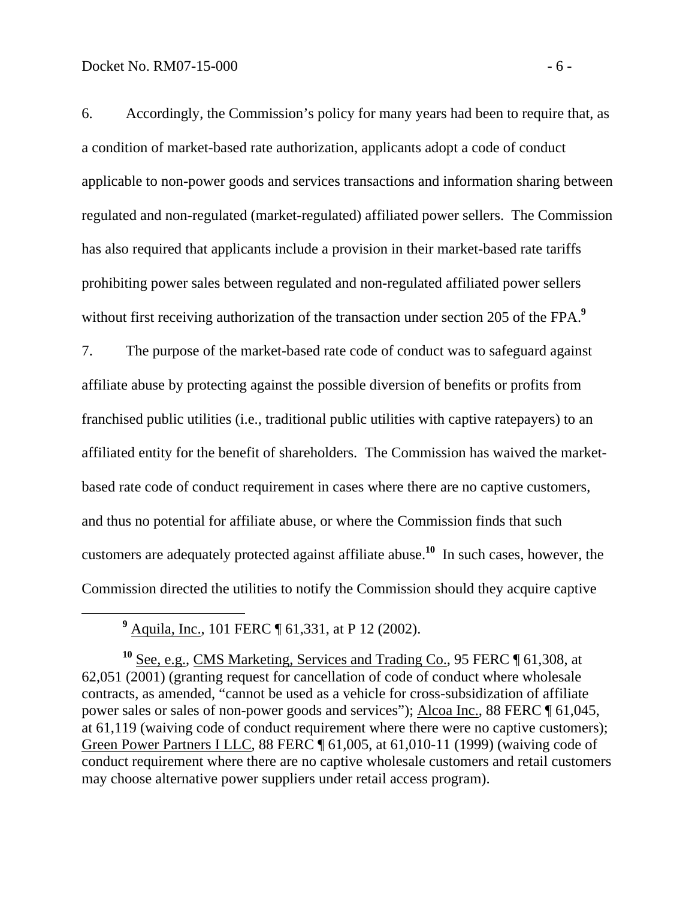6. Accordingly, the Commission's policy for many years had been to require that, as a condition of market-based rate authorization, applicants adopt a code of conduct applicable to non-power goods and services transactions and information sharing between regulated and non-regulated (market-regulated) affiliated power sellers. The Commission has also required that applicants include a provision in their market-based rate tariffs prohibiting power sales between regulated and non-regulated affiliated power sellers without first receiving authorization of the transaction under section 205 of the FPA.[9]

7. The purpose of the market-based rate code of conduct was to safeguard against affiliate abuse by protecting against the possible diversion of benefits or profits from franchised public utilities (i.e., traditional public utilities with captive ratepayers) to an affiliated entity for the benefit of shareholders. The Commission has waived the market-based rate code of conduct requirement in cases where there are no captive customers, and thus no potential for affiliate abuse, or where the Commission finds that such customers are adequately protected against affiliate abuse.[10] In such cases, however, the Commission directed the utilities to notify the Commission should they acquire captive

---

[9] Aquila, Inc., 101 FERC ¶ 61,331, at P 12 (2002).

[10] See, e.g., CMS Marketing, Services and Trading Co., 95 FERC ¶ 61,308, at 62,051 (2001) (granting request for cancellation of code of conduct where wholesale contracts, as amended, "cannot be used as a vehicle for cross-subsidization of affiliate power sales or sales of non-power goods and services"); Alcoa Inc., 88 FERC ¶ 61,045, at 61,119 (waiving code of conduct requirement where there were no captive customers); Green Power Partners I LLC, 88 FERC ¶ 61,005, at 61,010-11 (1999) (waiving code of conduct requirement where there are no captive wholesale customers and retail customers may choose alternative power suppliers under retail access program).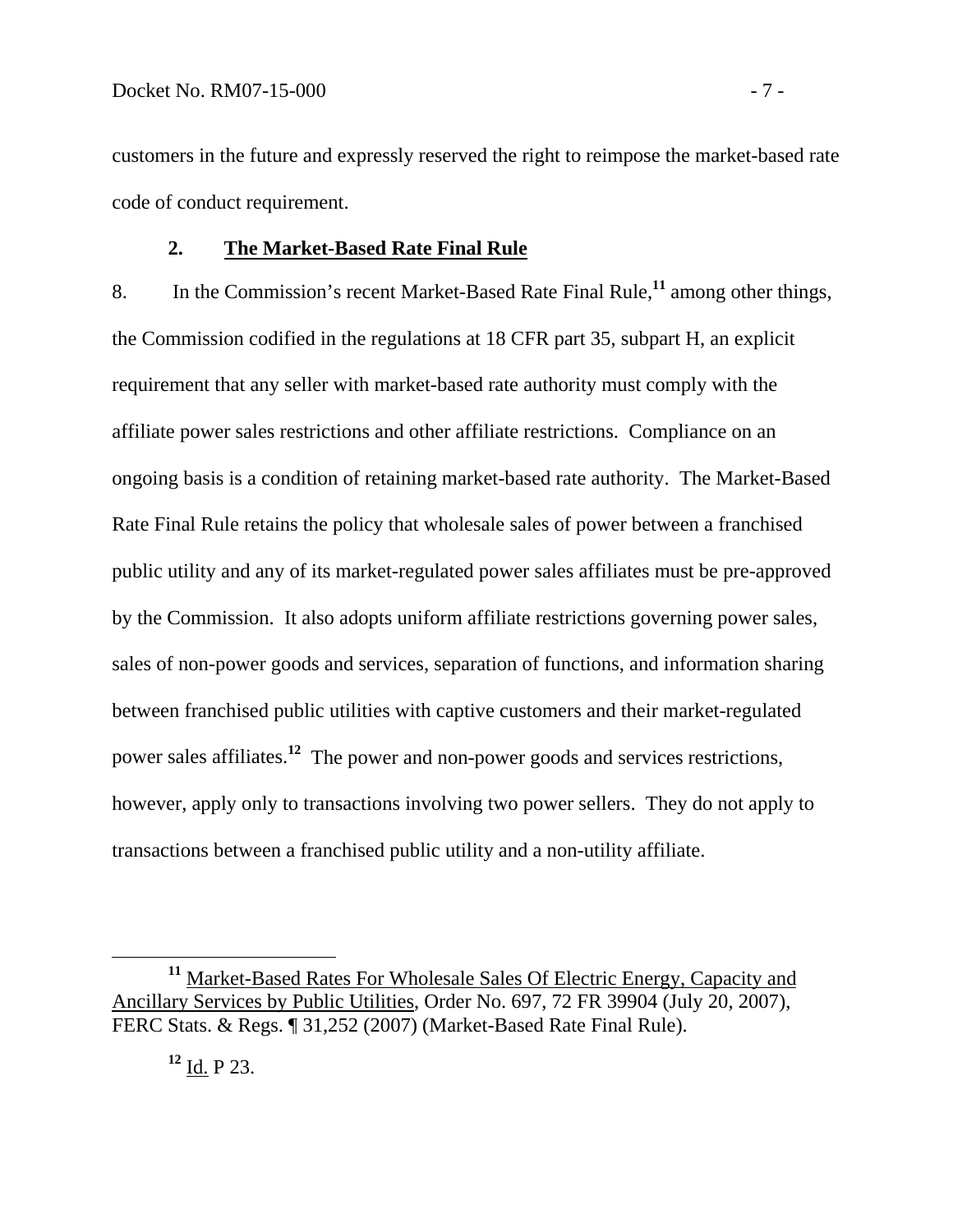customers in the future and expressly reserved the right to reimpose the market-based rate code of conduct requirement.

### 2. The Market-Based Rate Final Rule

8. In the Commission's recent Market-Based Rate Final Rule,[11] among other things, the Commission codified in the regulations at 18 CFR part 35, subpart H, an explicit requirement that any seller with market-based rate authority must comply with the affiliate power sales restrictions and other affiliate restrictions. Compliance on an ongoing basis is a condition of retaining market-based rate authority. The Market-Based Rate Final Rule retains the policy that wholesale sales of power between a franchised public utility and any of its market-regulated power sales affiliates must be pre-approved by the Commission. It also adopts uniform affiliate restrictions governing power sales, sales of non-power goods and services, separation of functions, and information sharing between franchised public utilities with captive customers and their market-regulated power sales affiliates.[12] The power and non-power goods and services restrictions, however, apply only to transactions involving two power sellers. They do not apply to transactions between a franchised public utility and a non-utility affiliate.

---

[11] Market-Based Rates For Wholesale Sales Of Electric Energy, Capacity and Ancillary Services by Public Utilities, Order No. 697, 72 FR 39904 (July 20, 2007), FERC Stats. & Regs. ¶ 31,252 (2007) (Market-Based Rate Final Rule).

[12] Id. P 23.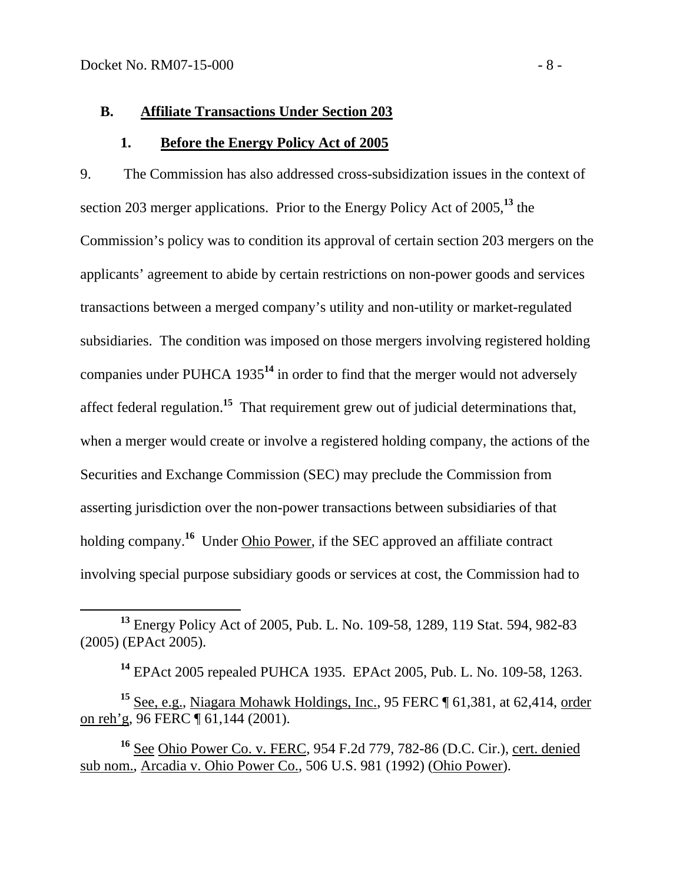### B. Affiliate Transactions Under Section 203

#### 1. Before the Energy Policy Act of 2005

9. The Commission has also addressed cross-subsidization issues in the context of section 203 merger applications. Prior to the Energy Policy Act of 2005,[13] the Commission's policy was to condition its approval of certain section 203 mergers on the applicants' agreement to abide by certain restrictions on non-power goods and services transactions between a merged company's utility and non-utility or market-regulated subsidiaries. The condition was imposed on those mergers involving registered holding companies under PUHCA 1935[14] in order to find that the merger would not adversely affect federal regulation.[15] That requirement grew out of judicial determinations that, when a merger would create or involve a registered holding company, the actions of the Securities and Exchange Commission (SEC) may preclude the Commission from asserting jurisdiction over the non-power transactions between subsidiaries of that holding company.[16] Under Ohio Power, if the SEC approved an affiliate contract involving special purpose subsidiary goods or services at cost, the Commission had to

---

[13] Energy Policy Act of 2005, Pub. L. No. 109-58, 1289, 119 Stat. 594, 982-83 (2005) (EPAct 2005).

[14] EPAct 2005 repealed PUHCA 1935. EPAct 2005, Pub. L. No. 109-58, 1263.

[15] See, e.g., Niagara Mohawk Holdings, Inc., 95 FERC ¶ 61,381, at 62,414, order on reh'g, 96 FERC ¶ 61,144 (2001).

[16] See Ohio Power Co. v. FERC, 954 F.2d 779, 782-86 (D.C. Cir.), cert. denied sub nom., Arcadia v. Ohio Power Co., 506 U.S. 981 (1992) (Ohio Power).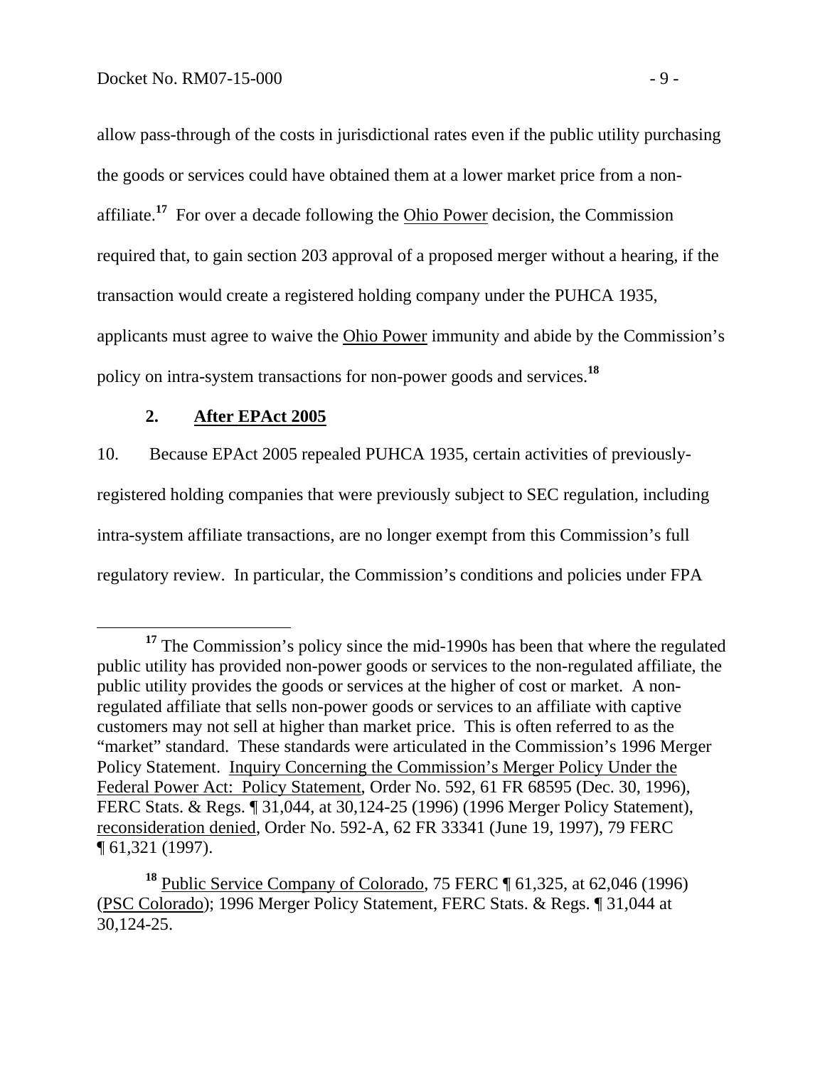allow pass-through of the costs in jurisdictional rates even if the public utility purchasing the goods or services could have obtained them at a lower market price from a non-affiliate.[17] For over a decade following the Ohio Power decision, the Commission required that, to gain section 203 approval of a proposed merger without a hearing, if the transaction would create a registered holding company under the PUHCA 1935, applicants must agree to waive the Ohio Power immunity and abide by the Commission's policy on intra-system transactions for non-power goods and services.[18]

### 2. After EPAct 2005

10. Because EPAct 2005 repealed PUHCA 1935, certain activities of previously-registered holding companies that were previously subject to SEC regulation, including intra-system affiliate transactions, are no longer exempt from this Commission's full regulatory review. In particular, the Commission's conditions and policies under FPA

---

[17] The Commission's policy since the mid-1990s has been that where the regulated public utility has provided non-power goods or services to the non-regulated affiliate, the public utility provides the goods or services at the higher of cost or market. A non-regulated affiliate that sells non-power goods or services to an affiliate with captive customers may not sell at higher than market price. This is often referred to as the "market" standard. These standards were articulated in the Commission's 1996 Merger Policy Statement. Inquiry Concerning the Commission's Merger Policy Under the Federal Power Act: Policy Statement, Order No. 592, 61 FR 68595 (Dec. 30, 1996), FERC Stats. & Regs. ¶ 31,044, at 30,124-25 (1996) (1996 Merger Policy Statement), reconsideration denied, Order No. 592-A, 62 FR 33341 (June 19, 1997), 79 FERC ¶ 61,321 (1997).

[18] Public Service Company of Colorado, 75 FERC ¶ 61,325, at 62,046 (1996) (PSC Colorado); 1996 Merger Policy Statement, FERC Stats. & Regs. ¶ 31,044 at 30,124-25.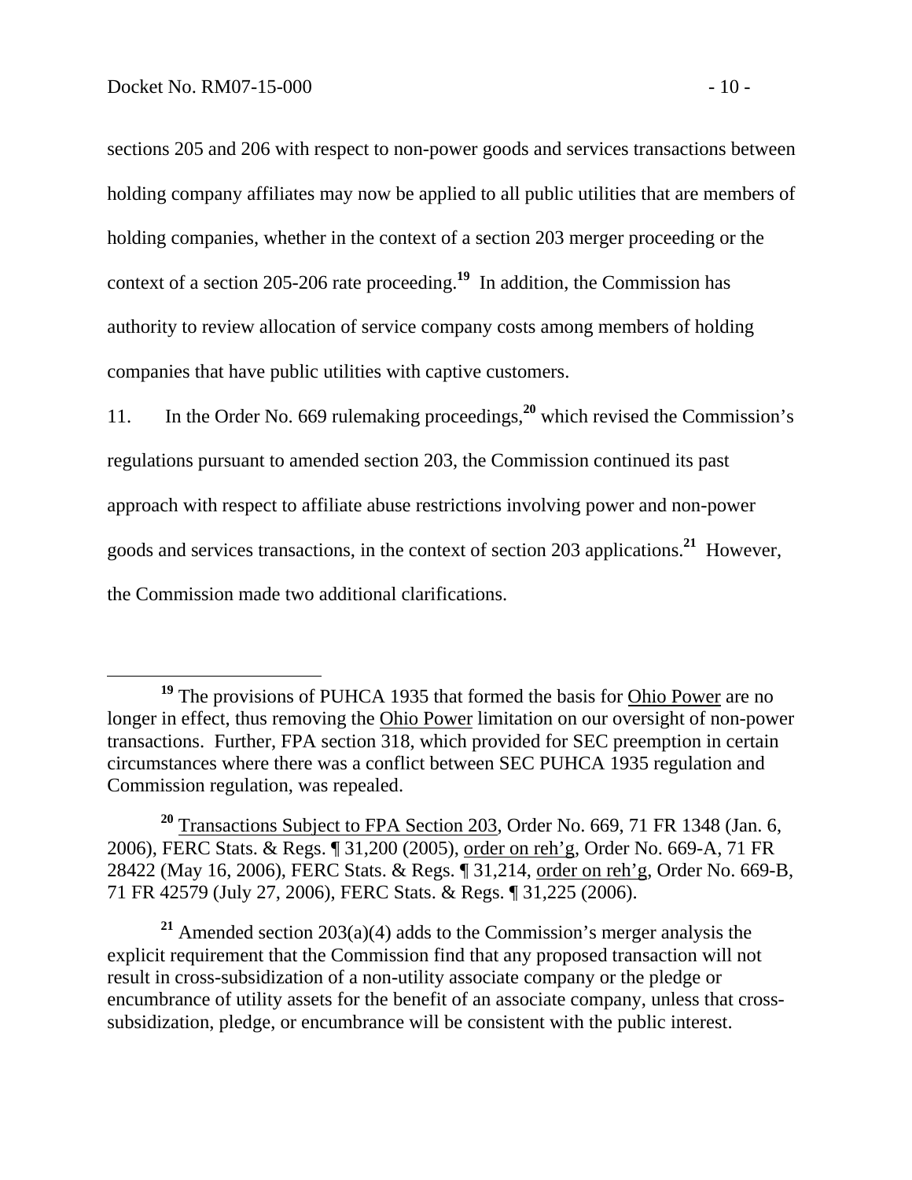sections 205 and 206 with respect to non-power goods and services transactions between holding company affiliates may now be applied to all public utilities that are members of holding companies, whether in the context of a section 203 merger proceeding or the context of a section 205-206 rate proceeding.[19] In addition, the Commission has authority to review allocation of service company costs among members of holding companies that have public utilities with captive customers.

11. In the Order No. 669 rulemaking proceedings,[20] which revised the Commission's regulations pursuant to amended section 203, the Commission continued its past approach with respect to affiliate abuse restrictions involving power and non-power goods and services transactions, in the context of section 203 applications.[21] However, the Commission made two additional clarifications.

---

[19] The provisions of PUHCA 1935 that formed the basis for Ohio Power are no longer in effect, thus removing the Ohio Power limitation on our oversight of non-power transactions. Further, FPA section 318, which provided for SEC preemption in certain circumstances where there was a conflict between SEC PUHCA 1935 regulation and Commission regulation, was repealed.

[20] Transactions Subject to FPA Section 203, Order No. 669, 71 FR 1348 (Jan. 6, 2006), FERC Stats. & Regs. ¶ 31,200 (2005), order on reh'g, Order No. 669-A, 71 FR 28422 (May 16, 2006), FERC Stats. & Regs. ¶ 31,214, order on reh'g, Order No. 669-B, 71 FR 42579 (July 27, 2006), FERC Stats. & Regs. ¶ 31,225 (2006).

[21] Amended section 203(a)(4) adds to the Commission's merger analysis the explicit requirement that the Commission find that any proposed transaction will not result in cross-subsidization of a non-utility associate company or the pledge or encumbrance of utility assets for the benefit of an associate company, unless that cross-subsidization, pledge, or encumbrance will be consistent with the public interest.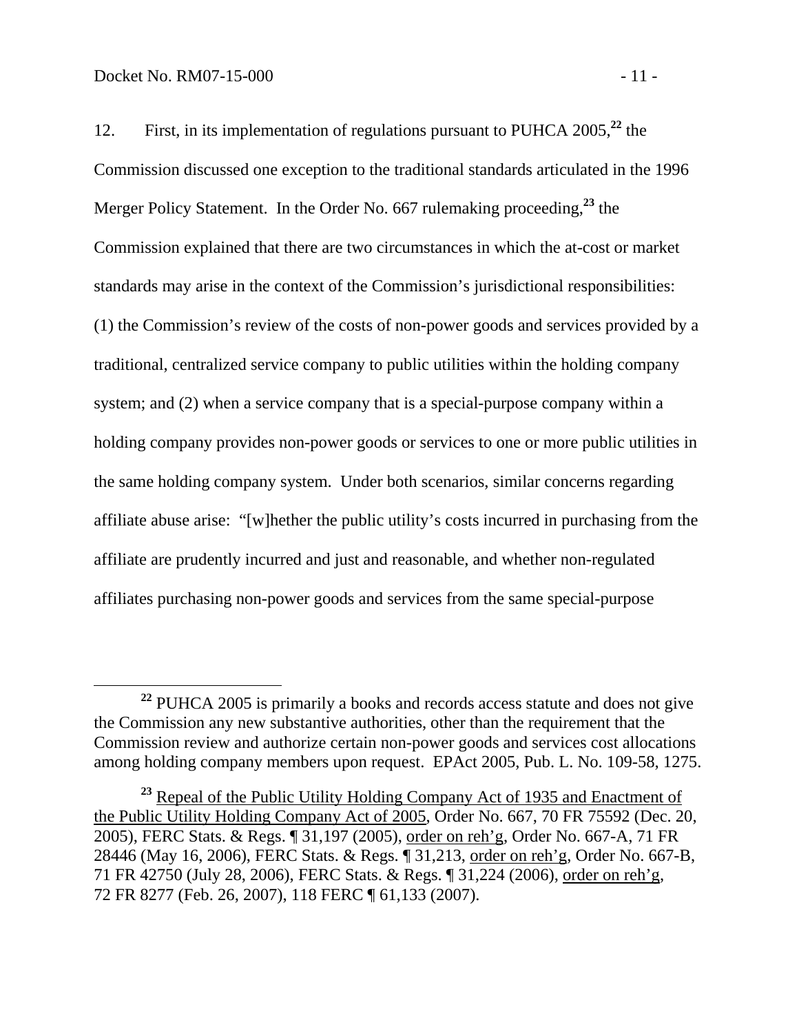12. First, in its implementation of regulations pursuant to PUHCA 2005,[22] the Commission discussed one exception to the traditional standards articulated in the 1996 Merger Policy Statement. In the Order No. 667 rulemaking proceeding,[23] the Commission explained that there are two circumstances in which the at-cost or market standards may arise in the context of the Commission's jurisdictional responsibilities: (1) the Commission's review of the costs of non-power goods and services provided by a traditional, centralized service company to public utilities within the holding company system; and (2) when a service company that is a special-purpose company within a holding company provides non-power goods or services to one or more public utilities in the same holding company system. Under both scenarios, similar concerns regarding affiliate abuse arise: "[w]hether the public utility's costs incurred in purchasing from the affiliate are prudently incurred and just and reasonable, and whether non-regulated affiliates purchasing non-power goods and services from the same special-purpose

---

[22] PUHCA 2005 is primarily a books and records access statute and does not give the Commission any new substantive authorities, other than the requirement that the Commission review and authorize certain non-power goods and services cost allocations among holding company members upon request. EPAct 2005, Pub. L. No. 109-58, 1275.

[23] Repeal of the Public Utility Holding Company Act of 1935 and Enactment of the Public Utility Holding Company Act of 2005, Order No. 667, 70 FR 75592 (Dec. 20, 2005), FERC Stats. & Regs. ¶ 31,197 (2005), order on reh'g, Order No. 667-A, 71 FR 28446 (May 16, 2006), FERC Stats. & Regs. ¶ 31,213, order on reh'g, Order No. 667-B, 71 FR 42750 (July 28, 2006), FERC Stats. & Regs. ¶ 31,224 (2006), order on reh'g, 72 FR 8277 (Feb. 26, 2007), 118 FERC ¶ 61,133 (2007).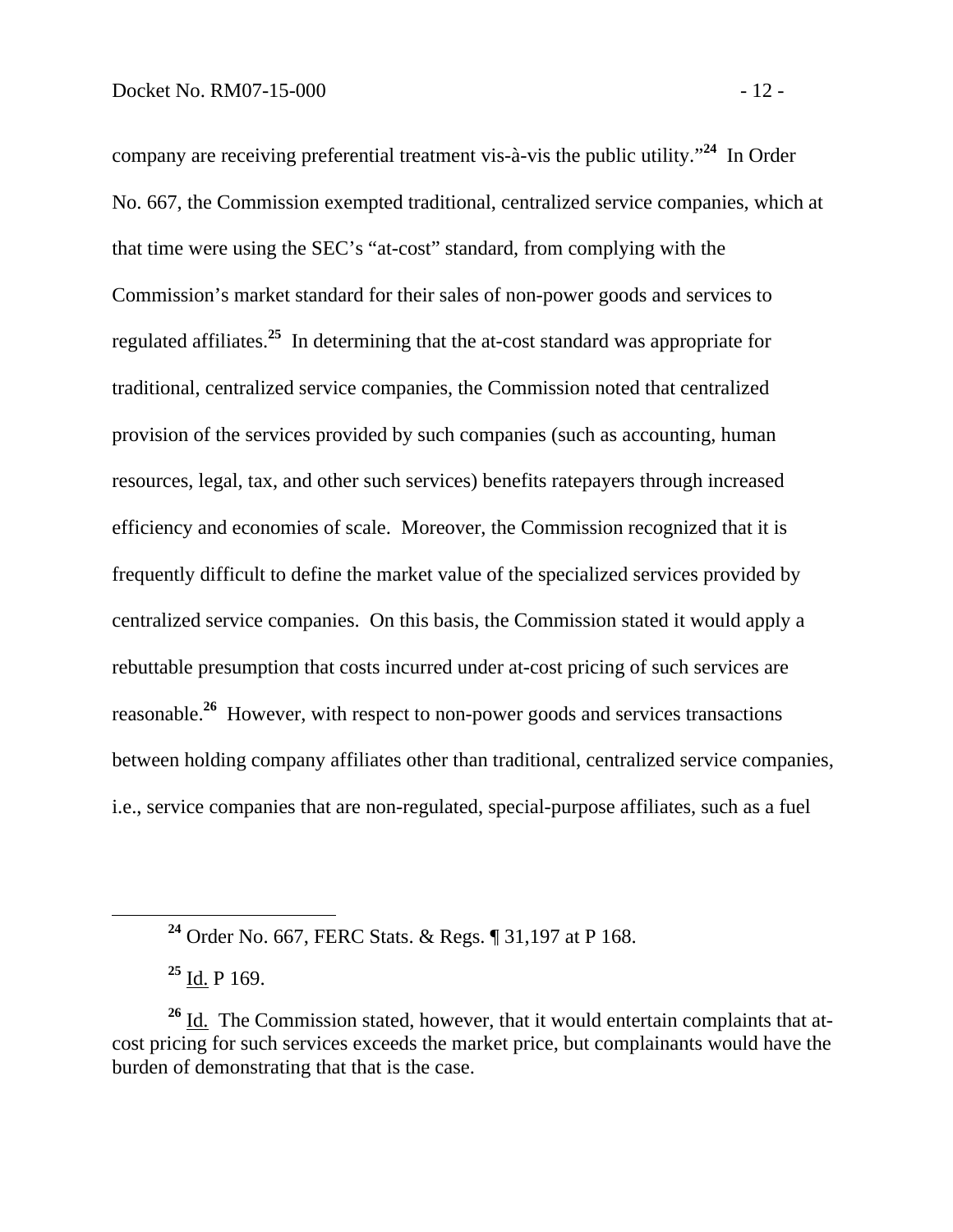company are receiving preferential treatment vis-à-vis the public utility."[24] In Order No. 667, the Commission exempted traditional, centralized service companies, which at that time were using the SEC's "at-cost" standard, from complying with the Commission's market standard for their sales of non-power goods and services to regulated affiliates.[25] In determining that the at-cost standard was appropriate for traditional, centralized service companies, the Commission noted that centralized provision of the services provided by such companies (such as accounting, human resources, legal, tax, and other such services) benefits ratepayers through increased efficiency and economies of scale. Moreover, the Commission recognized that it is frequently difficult to define the market value of the specialized services provided by centralized service companies. On this basis, the Commission stated it would apply a rebuttable presumption that costs incurred under at-cost pricing of such services are reasonable.[26] However, with respect to non-power goods and services transactions between holding company affiliates other than traditional, centralized service companies, i.e., service companies that are non-regulated, special-purpose affiliates, such as a fuel

---

[24] Order No. 667, FERC Stats. & Regs. ¶ 31,197 at P 168.

[25] Id. P 169.

[26] Id. The Commission stated, however, that it would entertain complaints that at-cost pricing for such services exceeds the market price, but complainants would have the burden of demonstrating that that is the case.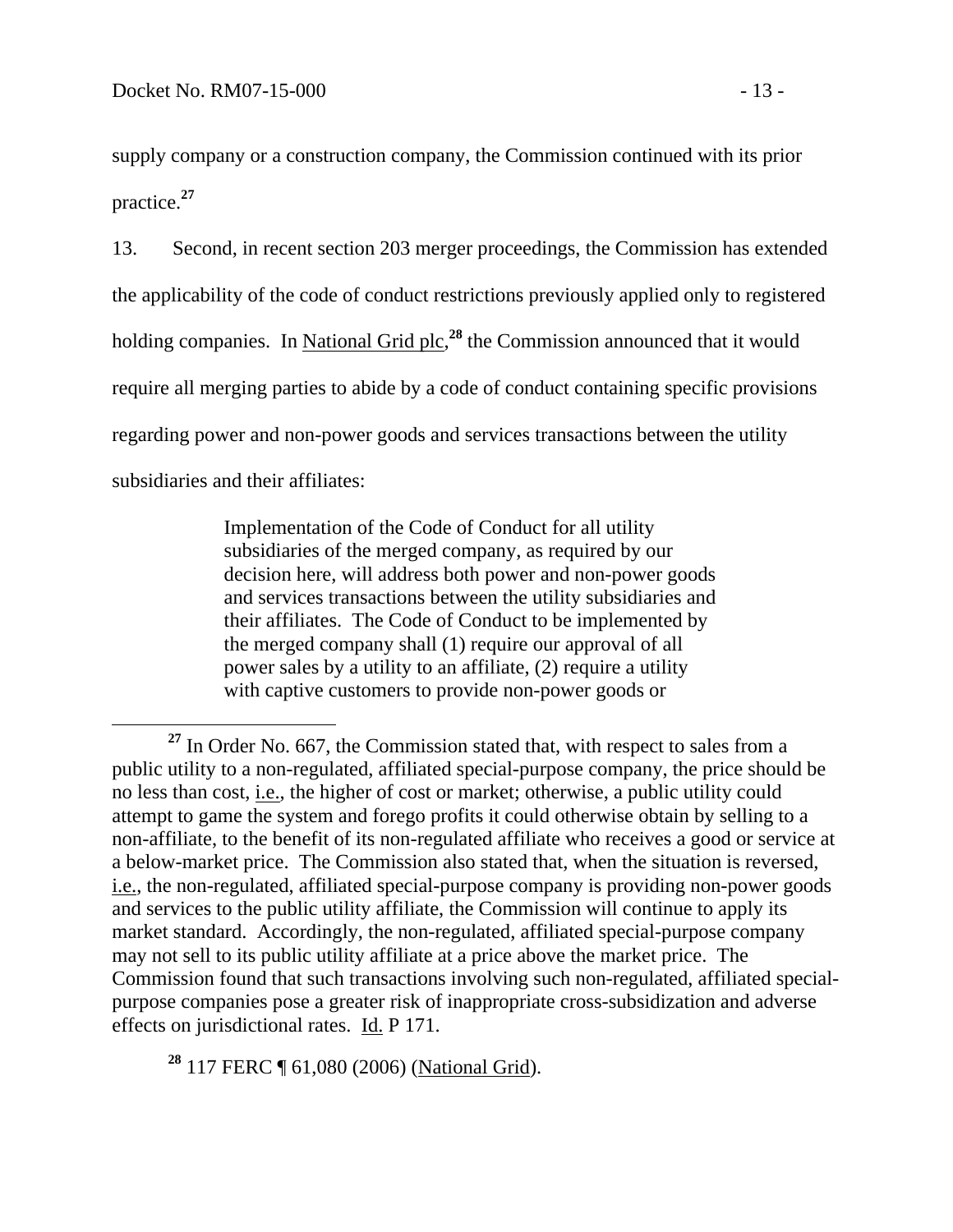supply company or a construction company, the Commission continued with its prior practice.[27]

13. Second, in recent section 203 merger proceedings, the Commission has extended the applicability of the code of conduct restrictions previously applied only to registered holding companies. In National Grid plc,[28] the Commission announced that it would require all merging parties to abide by a code of conduct containing specific provisions regarding power and non-power goods and services transactions between the utility subsidiaries and their affiliates:

> Implementation of the Code of Conduct for all utility subsidiaries of the merged company, as required by our decision here, will address both power and non-power goods and services transactions between the utility subsidiaries and their affiliates. The Code of Conduct to be implemented by the merged company shall (1) require our approval of all power sales by a utility to an affiliate, (2) require a utility with captive customers to provide non-power goods or

---

[27] In Order No. 667, the Commission stated that, with respect to sales from a public utility to a non-regulated, affiliated special-purpose company, the price should be no less than cost, i.e., the higher of cost or market; otherwise, a public utility could attempt to game the system and forego profits it could otherwise obtain by selling to a non-affiliate, to the benefit of its non-regulated affiliate who receives a good or service at a below-market price. The Commission also stated that, when the situation is reversed, i.e., the non-regulated, affiliated special-purpose company is providing non-power goods and services to the public utility affiliate, the Commission will continue to apply its market standard. Accordingly, the non-regulated, affiliated special-purpose company may not sell to its public utility affiliate at a price above the market price. The Commission found that such transactions involving such non-regulated, affiliated special-purpose companies pose a greater risk of inappropriate cross-subsidization and adverse effects on jurisdictional rates. Id. P 171.

[28] 117 FERC ¶ 61,080 (2006) (National Grid).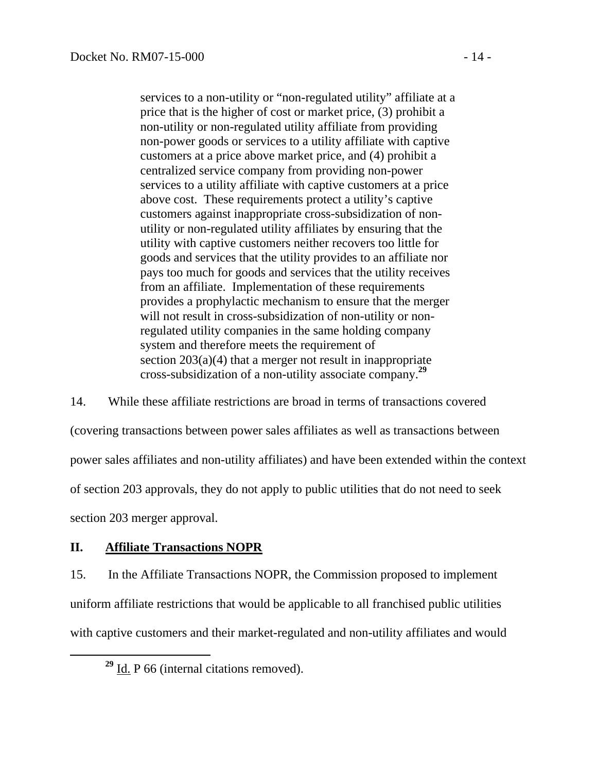> services to a non-utility or "non-regulated utility" affiliate at a price that is the higher of cost or market price, (3) prohibit a non-utility or non-regulated utility affiliate from providing non-power goods or services to a utility affiliate with captive customers at a price above market price, and (4) prohibit a centralized service company from providing non-power services to a utility affiliate with captive customers at a price above cost. These requirements protect a utility's captive customers against inappropriate cross-subsidization of non-utility or non-regulated utility affiliates by ensuring that the utility with captive customers neither recovers too little for goods and services that the utility provides to an affiliate nor pays too much for goods and services that the utility receives from an affiliate. Implementation of these requirements provides a prophylactic mechanism to ensure that the merger will not result in cross-subsidization of non-utility or non-regulated utility companies in the same holding company system and therefore meets the requirement of section 203(a)(4) that a merger not result in inappropriate cross-subsidization of a non-utility associate company.[29]

14. While these affiliate restrictions are broad in terms of transactions covered (covering transactions between power sales affiliates as well as transactions between power sales affiliates and non-utility affiliates) and have been extended within the context of section 203 approvals, they do not apply to public utilities that do not need to seek section 203 merger approval.

## II. Affiliate Transactions NOPR

15. In the Affiliate Transactions NOPR, the Commission proposed to implement uniform affiliate restrictions that would be applicable to all franchised public utilities with captive customers and their market-regulated and non-utility affiliates and would

[29] Id. P 66 (internal citations removed).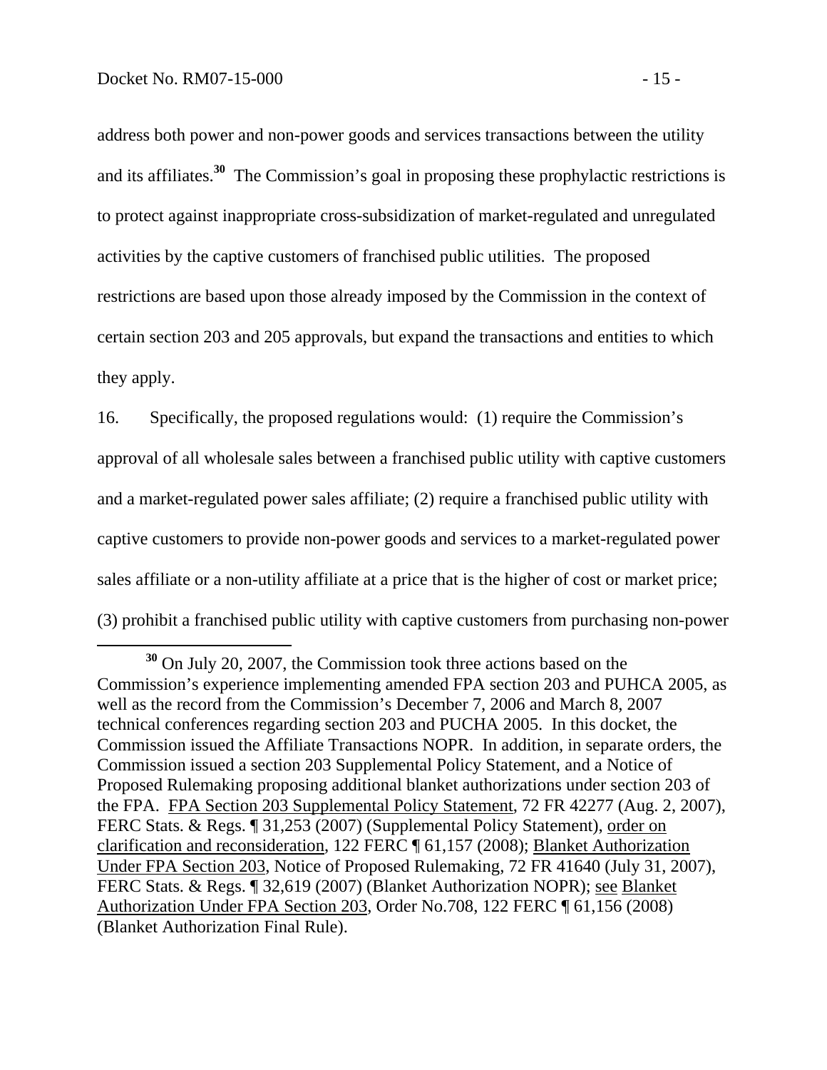address both power and non-power goods and services transactions between the utility and its affiliates.[30] The Commission's goal in proposing these prophylactic restrictions is to protect against inappropriate cross-subsidization of market-regulated and unregulated activities by the captive customers of franchised public utilities. The proposed restrictions are based upon those already imposed by the Commission in the context of certain section 203 and 205 approvals, but expand the transactions and entities to which they apply.

16. Specifically, the proposed regulations would: (1) require the Commission's approval of all wholesale sales between a franchised public utility with captive customers and a market-regulated power sales affiliate; (2) require a franchised public utility with captive customers to provide non-power goods and services to a market-regulated power sales affiliate or a non-utility affiliate at a price that is the higher of cost or market price; (3) prohibit a franchised public utility with captive customers from purchasing non-power

[30] On July 20, 2007, the Commission took three actions based on the Commission's experience implementing amended FPA section 203 and PUHCA 2005, as well as the record from the Commission's December 7, 2006 and March 8, 2007 technical conferences regarding section 203 and PUCHA 2005. In this docket, the Commission issued the Affiliate Transactions NOPR. In addition, in separate orders, the Commission issued a section 203 Supplemental Policy Statement, and a Notice of Proposed Rulemaking proposing additional blanket authorizations under section 203 of the FPA. FPA Section 203 Supplemental Policy Statement, 72 FR 42277 (Aug. 2, 2007), FERC Stats. & Regs. ¶ 31,253 (2007) (Supplemental Policy Statement), order on clarification and reconsideration, 122 FERC ¶ 61,157 (2008); Blanket Authorization Under FPA Section 203, Notice of Proposed Rulemaking, 72 FR 41640 (July 31, 2007), FERC Stats. & Regs. ¶ 32,619 (2007) (Blanket Authorization NOPR); see Blanket Authorization Under FPA Section 203, Order No.708, 122 FERC ¶ 61,156 (2008) (Blanket Authorization Final Rule).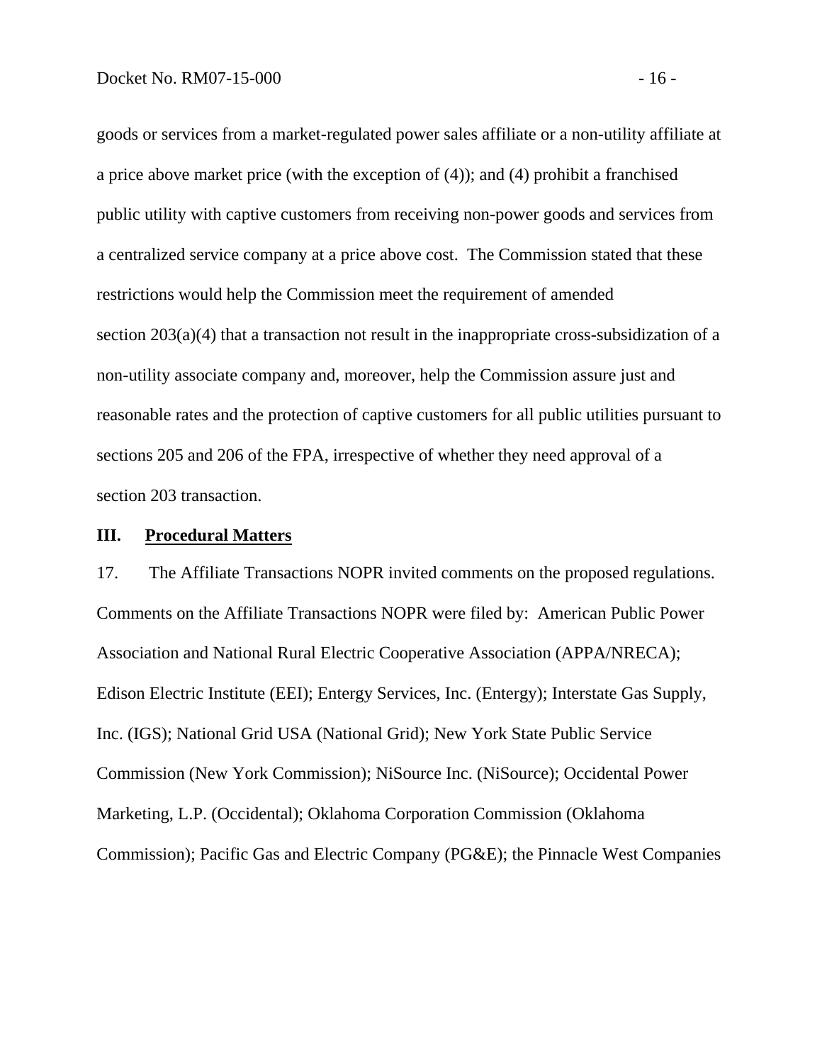goods or services from a market-regulated power sales affiliate or a non-utility affiliate at a price above market price (with the exception of (4)); and (4) prohibit a franchised public utility with captive customers from receiving non-power goods and services from a centralized service company at a price above cost. The Commission stated that these restrictions would help the Commission meet the requirement of amended section 203(a)(4) that a transaction not result in the inappropriate cross-subsidization of a non-utility associate company and, moreover, help the Commission assure just and reasonable rates and the protection of captive customers for all public utilities pursuant to sections 205 and 206 of the FPA, irrespective of whether they need approval of a section 203 transaction.

## III. Procedural Matters

17. The Affiliate Transactions NOPR invited comments on the proposed regulations. Comments on the Affiliate Transactions NOPR were filed by: American Public Power Association and National Rural Electric Cooperative Association (APPA/NRECA); Edison Electric Institute (EEI); Entergy Services, Inc. (Entergy); Interstate Gas Supply, Inc. (IGS); National Grid USA (National Grid); New York State Public Service Commission (New York Commission); NiSource Inc. (NiSource); Occidental Power Marketing, L.P. (Occidental); Oklahoma Corporation Commission (Oklahoma Commission); Pacific Gas and Electric Company (PG&E); the Pinnacle West Companies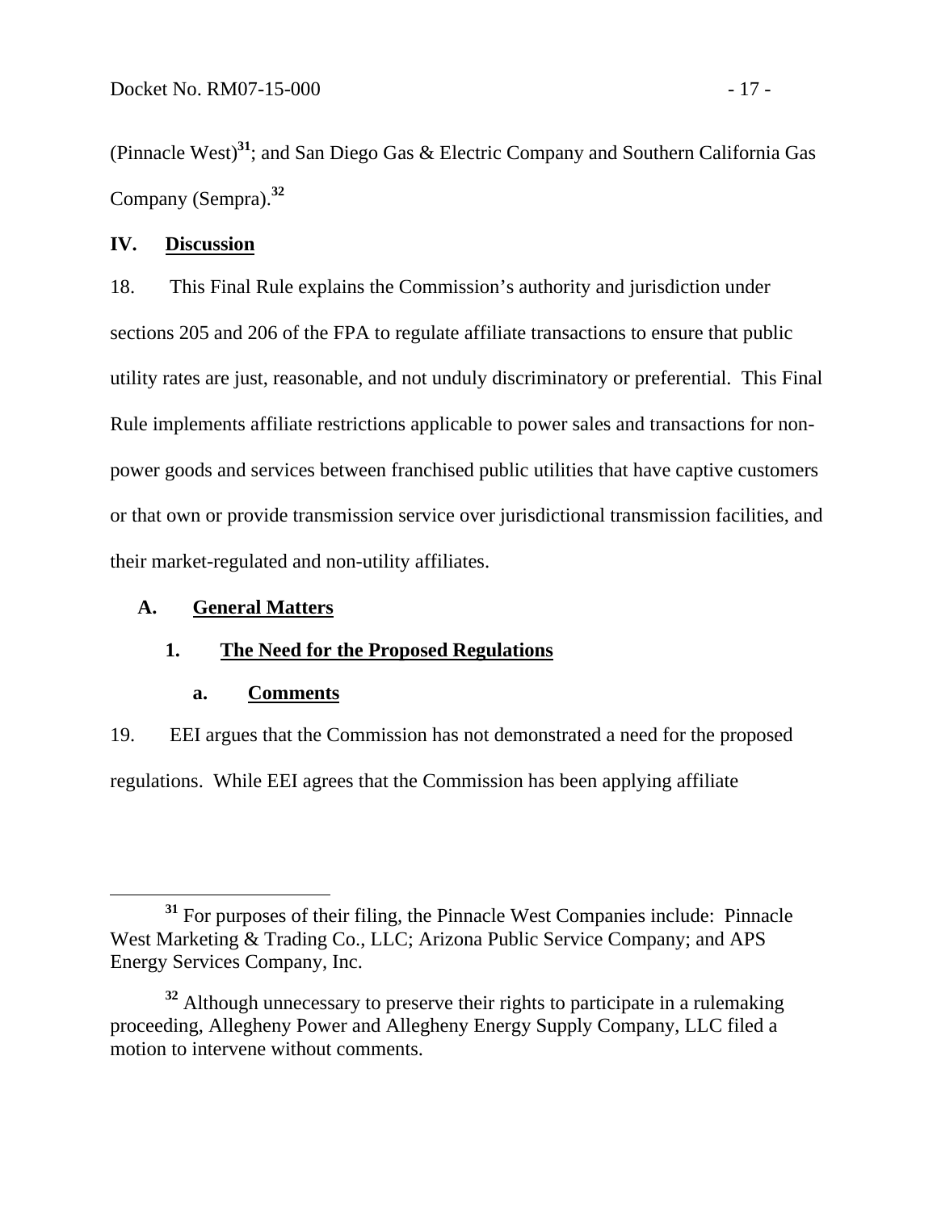(Pinnacle West)[31]; and San Diego Gas & Electric Company and Southern California Gas Company (Sempra).[32]

## IV. Discussion

18. This Final Rule explains the Commission's authority and jurisdiction under sections 205 and 206 of the FPA to regulate affiliate transactions to ensure that public utility rates are just, reasonable, and not unduly discriminatory or preferential. This Final Rule implements affiliate restrictions applicable to power sales and transactions for non-power goods and services between franchised public utilities that have captive customers or that own or provide transmission service over jurisdictional transmission facilities, and their market-regulated and non-utility affiliates.

### A. General Matters

#### 1. The Need for the Proposed Regulations

##### a. Comments

19. EEI argues that the Commission has not demonstrated a need for the proposed regulations. While EEI agrees that the Commission has been applying affiliate

---

[31] For purposes of their filing, the Pinnacle West Companies include: Pinnacle West Marketing & Trading Co., LLC; Arizona Public Service Company; and APS Energy Services Company, Inc.

[32] Although unnecessary to preserve their rights to participate in a rulemaking proceeding, Allegheny Power and Allegheny Energy Supply Company, LLC filed a motion to intervene without comments.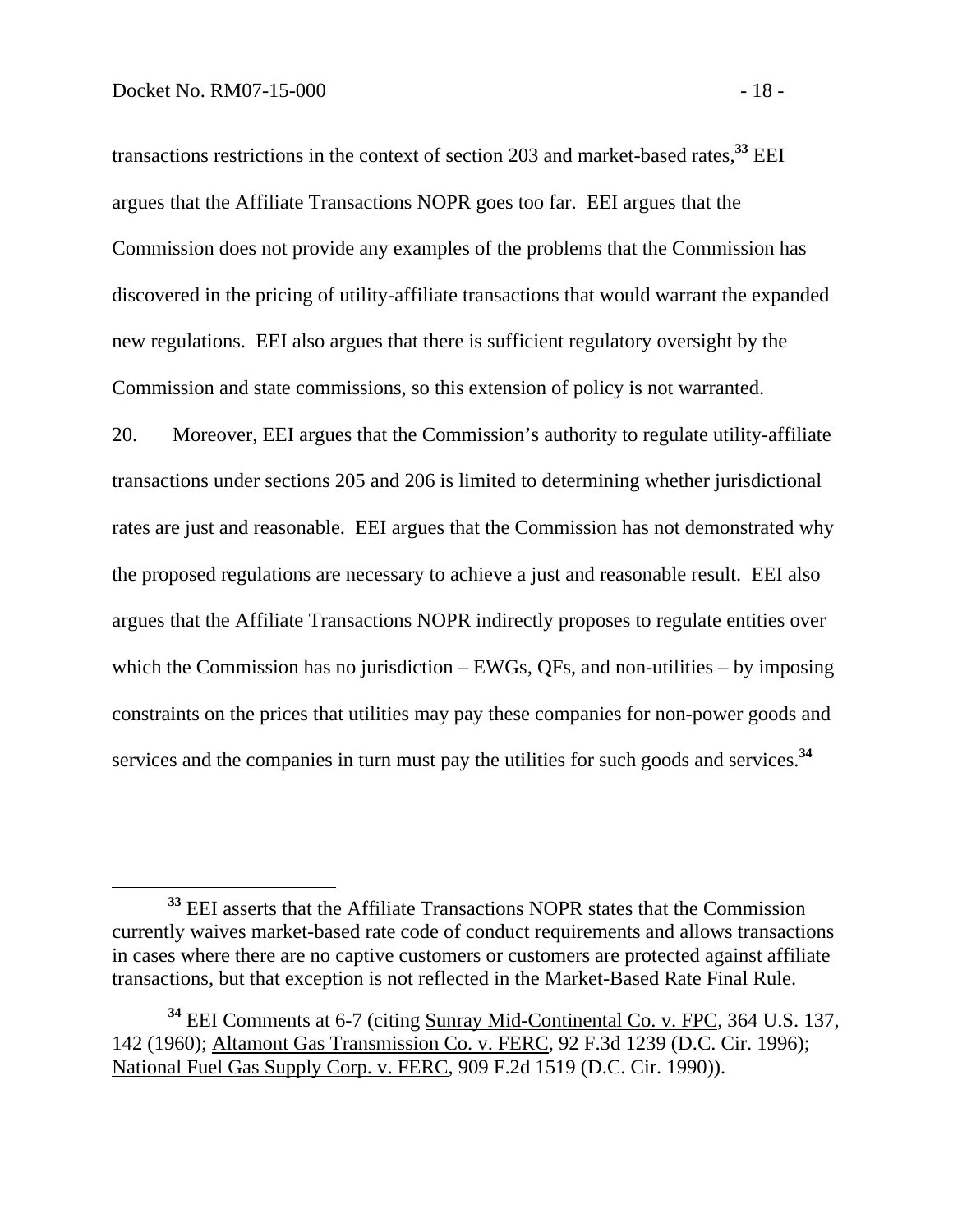transactions restrictions in the context of section 203 and market-based rates,[33] EEI argues that the Affiliate Transactions NOPR goes too far. EEI argues that the Commission does not provide any examples of the problems that the Commission has discovered in the pricing of utility-affiliate transactions that would warrant the expanded new regulations. EEI also argues that there is sufficient regulatory oversight by the Commission and state commissions, so this extension of policy is not warranted.

20. Moreover, EEI argues that the Commission's authority to regulate utility-affiliate transactions under sections 205 and 206 is limited to determining whether jurisdictional rates are just and reasonable. EEI argues that the Commission has not demonstrated why the proposed regulations are necessary to achieve a just and reasonable result. EEI also argues that the Affiliate Transactions NOPR indirectly proposes to regulate entities over which the Commission has no jurisdiction – EWGs, QFs, and non-utilities – by imposing constraints on the prices that utilities may pay these companies for non-power goods and services and the companies in turn must pay the utilities for such goods and services.[34]

---

[33] EEI asserts that the Affiliate Transactions NOPR states that the Commission currently waives market-based rate code of conduct requirements and allows transactions in cases where there are no captive customers or customers are protected against affiliate transactions, but that exception is not reflected in the Market-Based Rate Final Rule.

[34] EEI Comments at 6-7 (citing Sunray Mid-Continental Co. v. FPC, 364 U.S. 137, 142 (1960); Altamont Gas Transmission Co. v. FERC, 92 F.3d 1239 (D.C. Cir. 1996); National Fuel Gas Supply Corp. v. FERC, 909 F.2d 1519 (D.C. Cir. 1990)).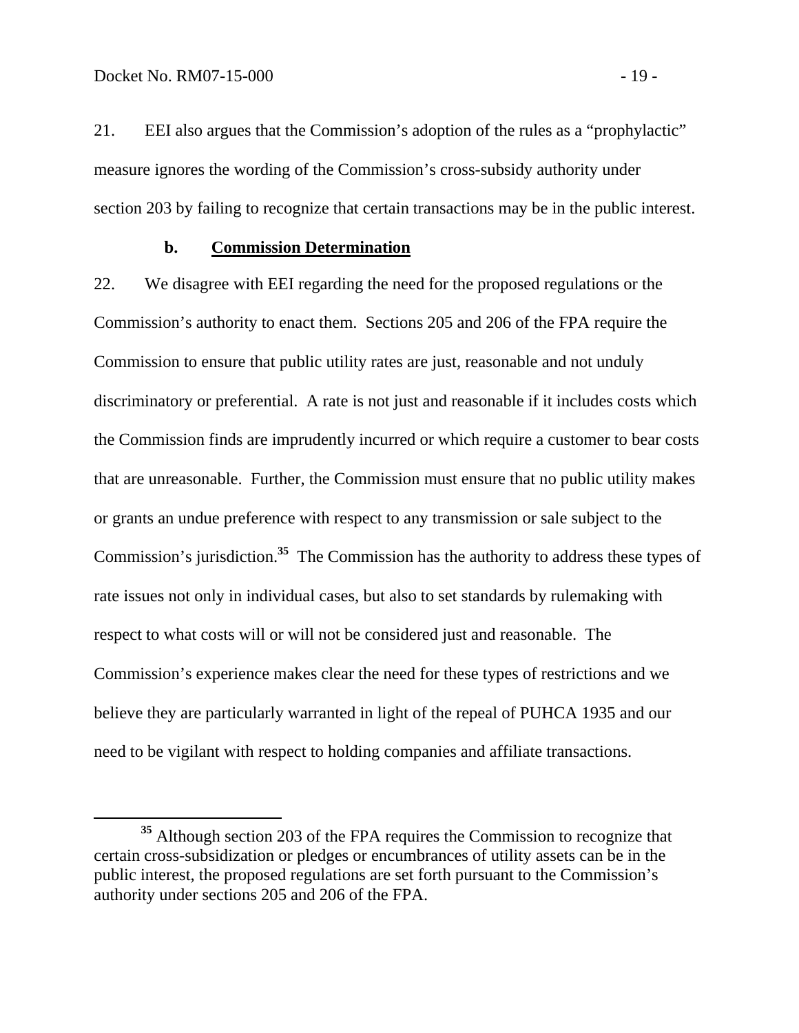21. EEI also argues that the Commission's adoption of the rules as a "prophylactic" measure ignores the wording of the Commission's cross-subsidy authority under section 203 by failing to recognize that certain transactions may be in the public interest.

### b. Commission Determination

22. We disagree with EEI regarding the need for the proposed regulations or the Commission's authority to enact them. Sections 205 and 206 of the FPA require the Commission to ensure that public utility rates are just, reasonable and not unduly discriminatory or preferential. A rate is not just and reasonable if it includes costs which the Commission finds are imprudently incurred or which require a customer to bear costs that are unreasonable. Further, the Commission must ensure that no public utility makes or grants an undue preference with respect to any transmission or sale subject to the Commission's jurisdiction.[35] The Commission has the authority to address these types of rate issues not only in individual cases, but also to set standards by rulemaking with respect to what costs will or will not be considered just and reasonable. The Commission's experience makes clear the need for these types of restrictions and we believe they are particularly warranted in light of the repeal of PUHCA 1935 and our need to be vigilant with respect to holding companies and affiliate transactions.

[35] Although section 203 of the FPA requires the Commission to recognize that certain cross-subsidization or pledges or encumbrances of utility assets can be in the public interest, the proposed regulations are set forth pursuant to the Commission's authority under sections 205 and 206 of the FPA.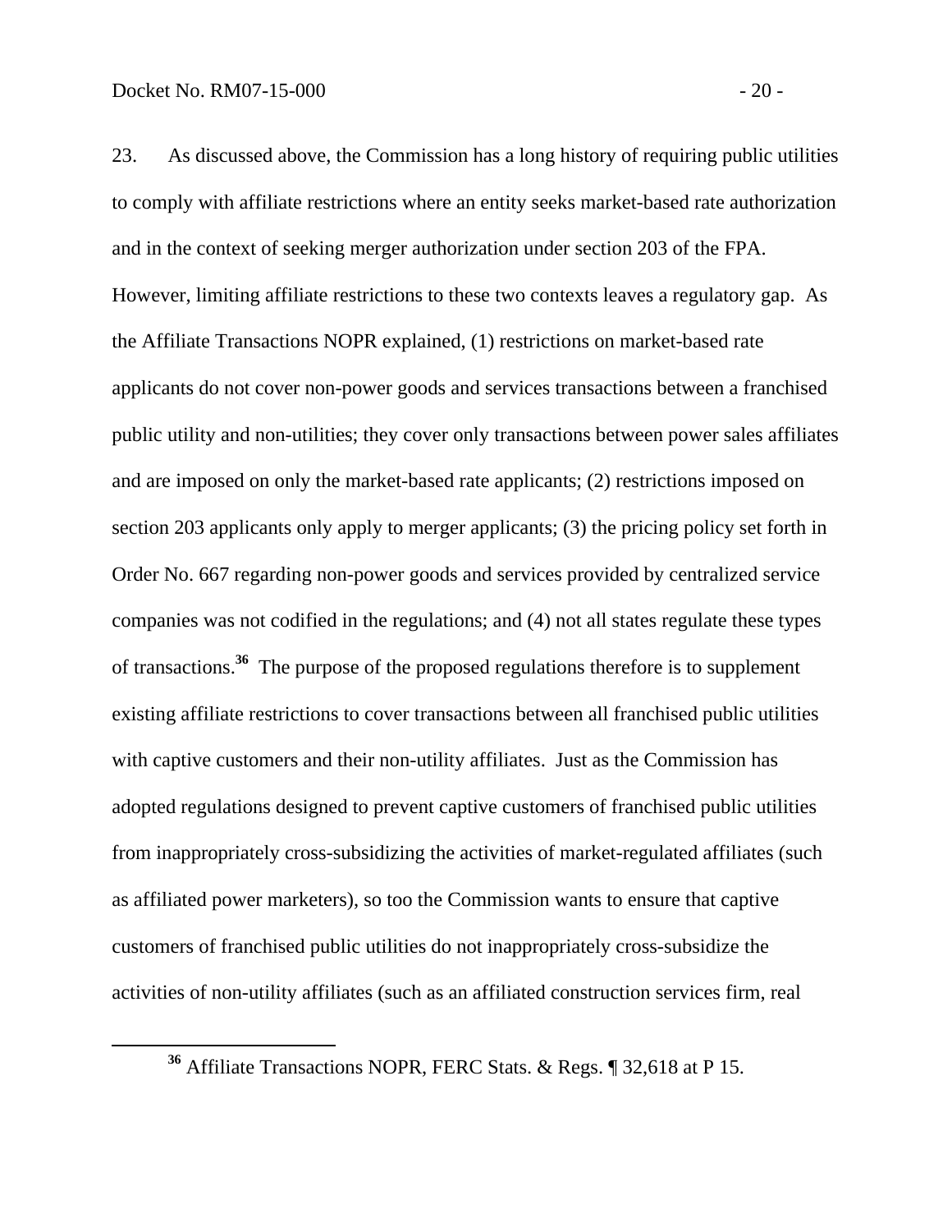23. As discussed above, the Commission has a long history of requiring public utilities to comply with affiliate restrictions where an entity seeks market-based rate authorization and in the context of seeking merger authorization under section 203 of the FPA. However, limiting affiliate restrictions to these two contexts leaves a regulatory gap. As the Affiliate Transactions NOPR explained, (1) restrictions on market-based rate applicants do not cover non-power goods and services transactions between a franchised public utility and non-utilities; they cover only transactions between power sales affiliates and are imposed on only the market-based rate applicants; (2) restrictions imposed on section 203 applicants only apply to merger applicants; (3) the pricing policy set forth in Order No. 667 regarding non-power goods and services provided by centralized service companies was not codified in the regulations; and (4) not all states regulate these types of transactions.[36] The purpose of the proposed regulations therefore is to supplement existing affiliate restrictions to cover transactions between all franchised public utilities with captive customers and their non-utility affiliates. Just as the Commission has adopted regulations designed to prevent captive customers of franchised public utilities from inappropriately cross-subsidizing the activities of market-regulated affiliates (such as affiliated power marketers), so too the Commission wants to ensure that captive customers of franchised public utilities do not inappropriately cross-subsidize the activities of non-utility affiliates (such as an affiliated construction services firm, real

[36] Affiliate Transactions NOPR, FERC Stats. & Regs. ¶ 32,618 at P 15.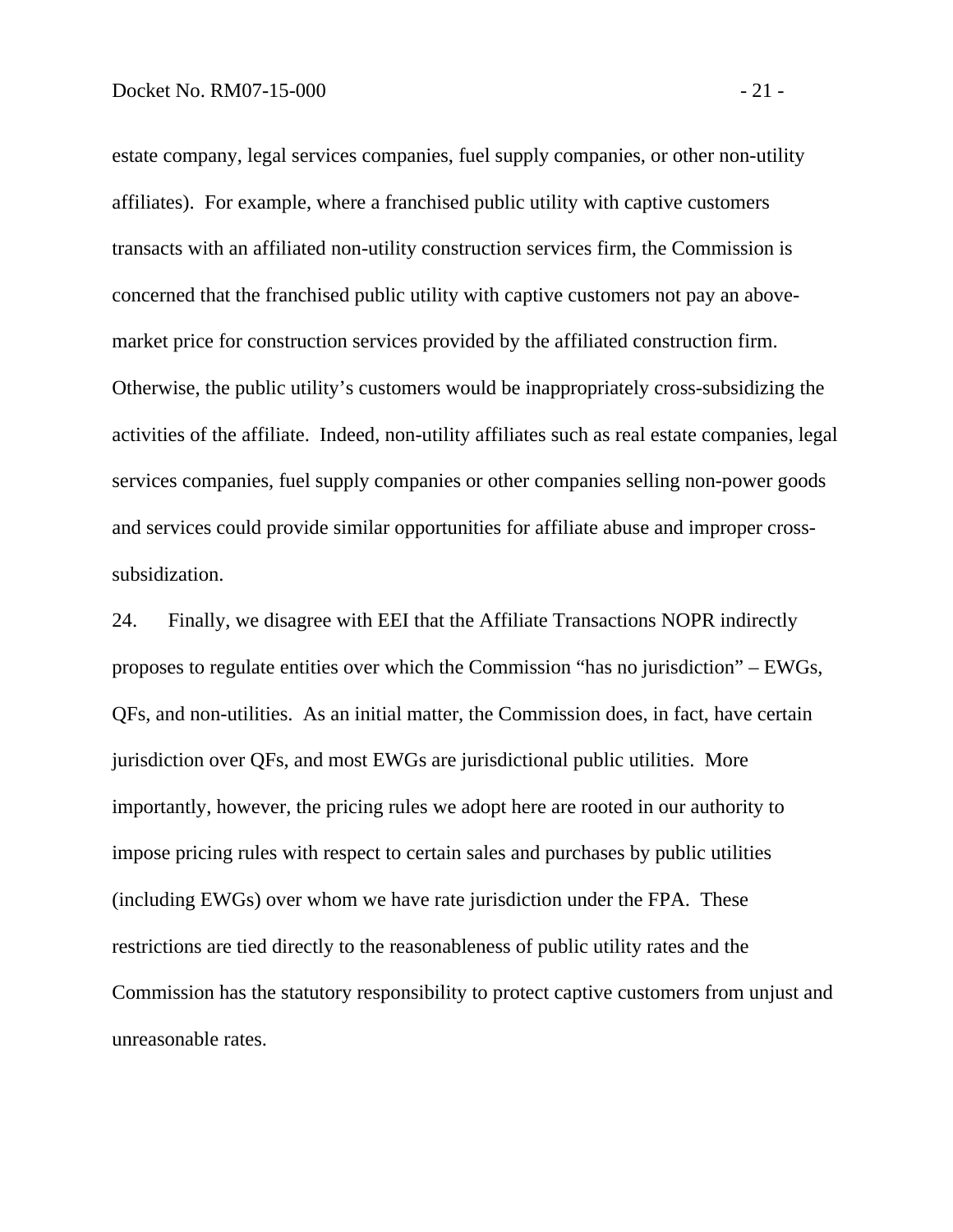estate company, legal services companies, fuel supply companies, or other non-utility affiliates). For example, where a franchised public utility with captive customers transacts with an affiliated non-utility construction services firm, the Commission is concerned that the franchised public utility with captive customers not pay an above-market price for construction services provided by the affiliated construction firm. Otherwise, the public utility's customers would be inappropriately cross-subsidizing the activities of the affiliate. Indeed, non-utility affiliates such as real estate companies, legal services companies, fuel supply companies or other companies selling non-power goods and services could provide similar opportunities for affiliate abuse and improper cross-subsidization.

24. Finally, we disagree with EEI that the Affiliate Transactions NOPR indirectly proposes to regulate entities over which the Commission "has no jurisdiction" – EWGs, QFs, and non-utilities. As an initial matter, the Commission does, in fact, have certain jurisdiction over QFs, and most EWGs are jurisdictional public utilities. More importantly, however, the pricing rules we adopt here are rooted in our authority to impose pricing rules with respect to certain sales and purchases by public utilities (including EWGs) over whom we have rate jurisdiction under the FPA. These restrictions are tied directly to the reasonableness of public utility rates and the Commission has the statutory responsibility to protect captive customers from unjust and unreasonable rates.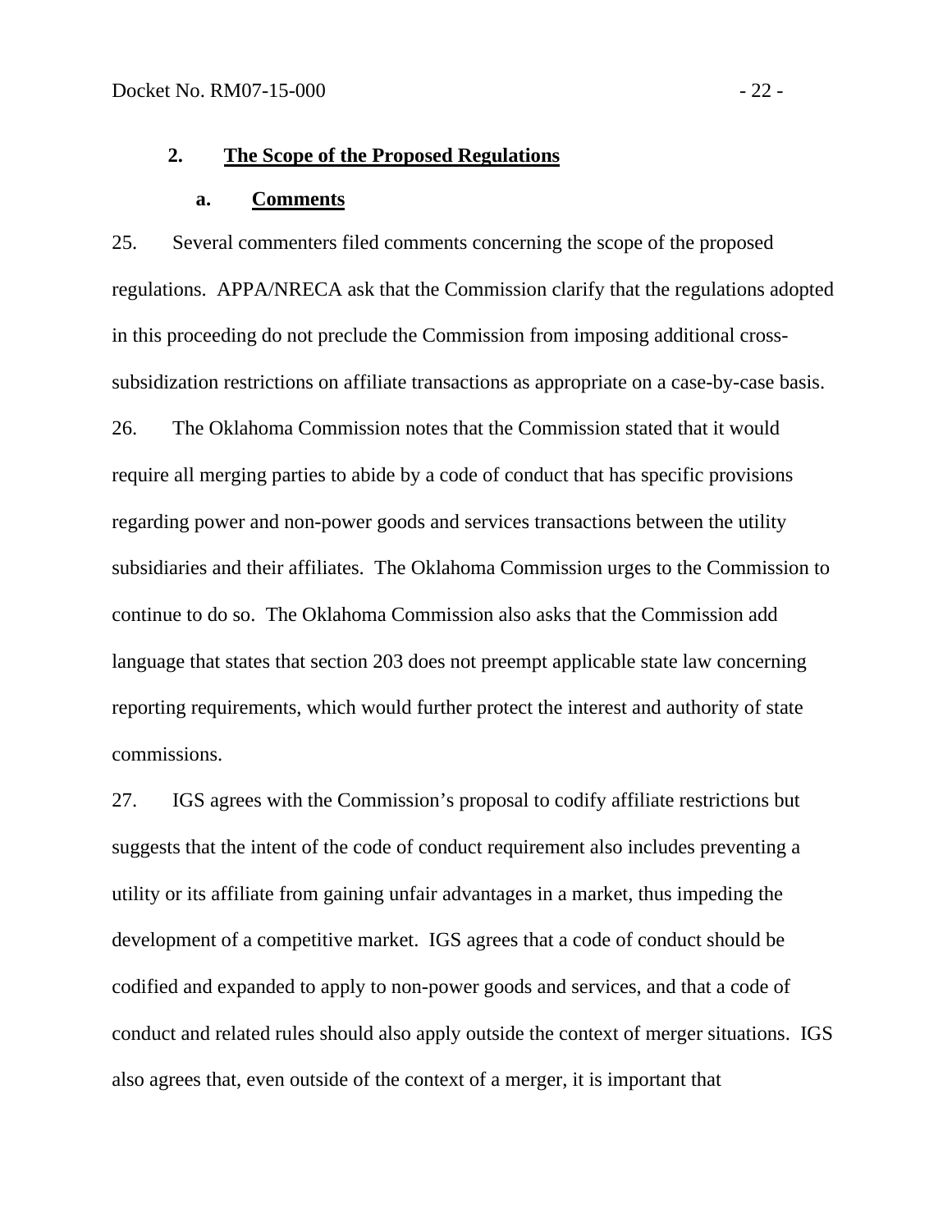### 2. The Scope of the Proposed Regulations

#### a. Comments

25. Several commenters filed comments concerning the scope of the proposed regulations. APPA/NRECA ask that the Commission clarify that the regulations adopted in this proceeding do not preclude the Commission from imposing additional cross-subsidization restrictions on affiliate transactions as appropriate on a case-by-case basis.

26. The Oklahoma Commission notes that the Commission stated that it would require all merging parties to abide by a code of conduct that has specific provisions regarding power and non-power goods and services transactions between the utility subsidiaries and their affiliates. The Oklahoma Commission urges to the Commission to continue to do so. The Oklahoma Commission also asks that the Commission add language that states that section 203 does not preempt applicable state law concerning reporting requirements, which would further protect the interest and authority of state commissions.

27. IGS agrees with the Commission's proposal to codify affiliate restrictions but suggests that the intent of the code of conduct requirement also includes preventing a utility or its affiliate from gaining unfair advantages in a market, thus impeding the development of a competitive market. IGS agrees that a code of conduct should be codified and expanded to apply to non-power goods and services, and that a code of conduct and related rules should also apply outside the context of merger situations. IGS also agrees that, even outside of the context of a merger, it is important that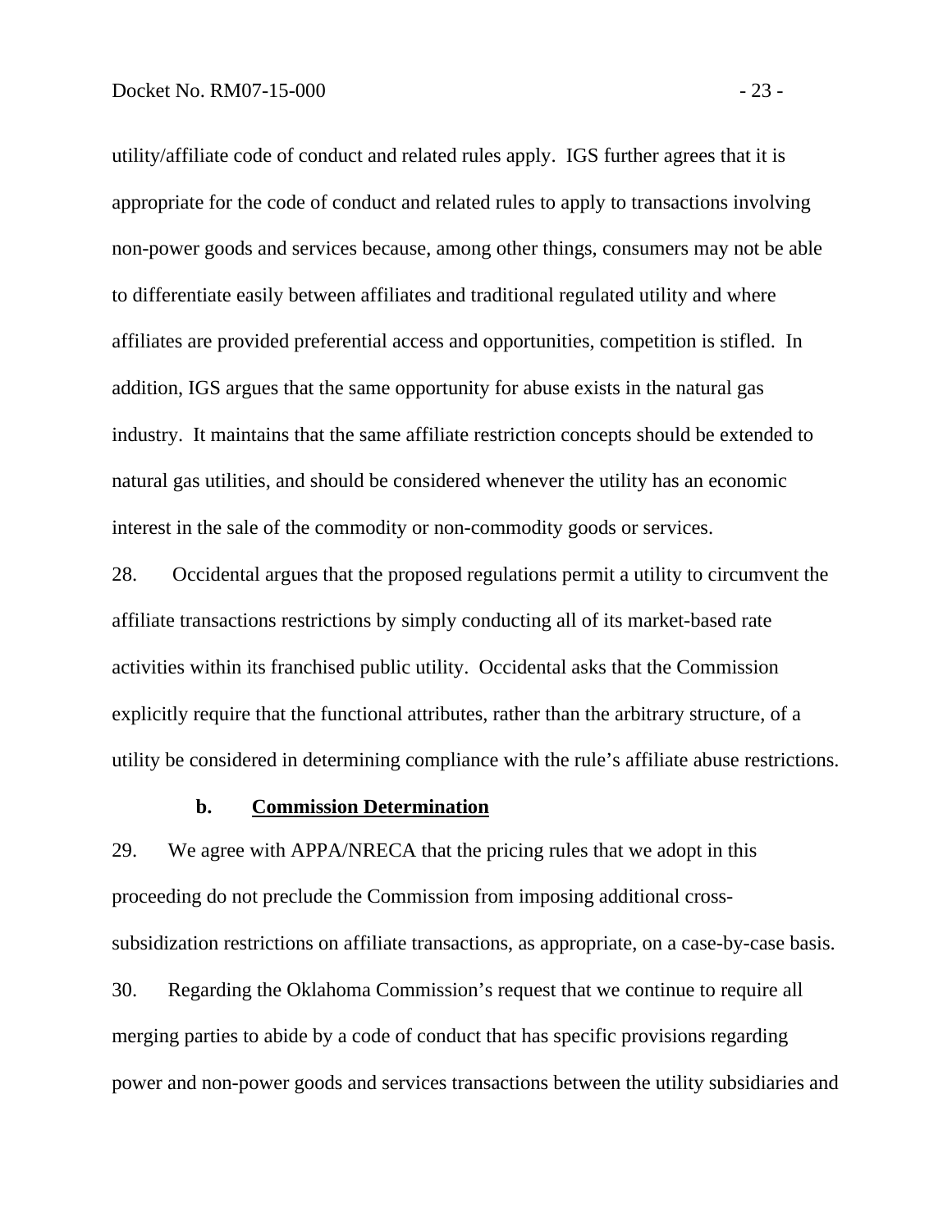utility/affiliate code of conduct and related rules apply. IGS further agrees that it is appropriate for the code of conduct and related rules to apply to transactions involving non-power goods and services because, among other things, consumers may not be able to differentiate easily between affiliates and traditional regulated utility and where affiliates are provided preferential access and opportunities, competition is stifled. In addition, IGS argues that the same opportunity for abuse exists in the natural gas industry. It maintains that the same affiliate restriction concepts should be extended to natural gas utilities, and should be considered whenever the utility has an economic interest in the sale of the commodity or non-commodity goods or services.

28. Occidental argues that the proposed regulations permit a utility to circumvent the affiliate transactions restrictions by simply conducting all of its market-based rate activities within its franchised public utility. Occidental asks that the Commission explicitly require that the functional attributes, rather than the arbitrary structure, of a utility be considered in determining compliance with the rule's affiliate abuse restrictions.

### b. Commission Determination

29. We agree with APPA/NRECA that the pricing rules that we adopt in this proceeding do not preclude the Commission from imposing additional cross-subsidization restrictions on affiliate transactions, as appropriate, on a case-by-case basis.

30. Regarding the Oklahoma Commission's request that we continue to require all merging parties to abide by a code of conduct that has specific provisions regarding power and non-power goods and services transactions between the utility subsidiaries and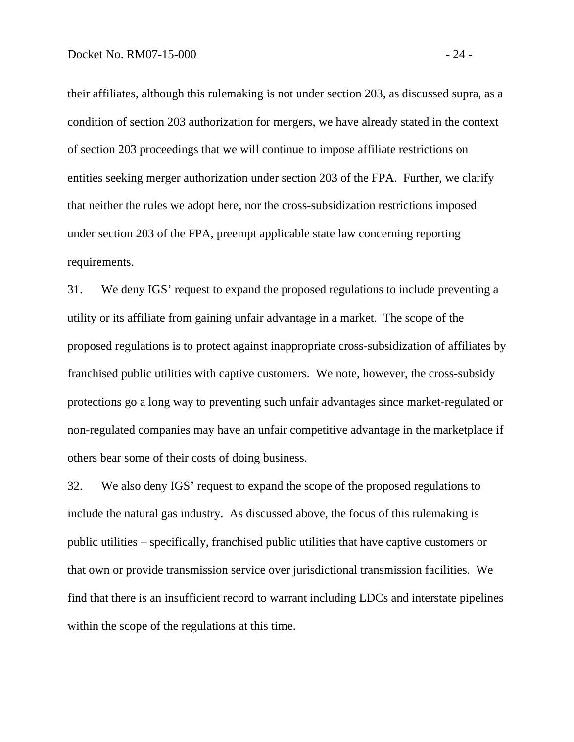their affiliates, although this rulemaking is not under section 203, as discussed supra, as a condition of section 203 authorization for mergers, we have already stated in the context of section 203 proceedings that we will continue to impose affiliate restrictions on entities seeking merger authorization under section 203 of the FPA. Further, we clarify that neither the rules we adopt here, nor the cross-subsidization restrictions imposed under section 203 of the FPA, preempt applicable state law concerning reporting requirements.

31. We deny IGS' request to expand the proposed regulations to include preventing a utility or its affiliate from gaining unfair advantage in a market. The scope of the proposed regulations is to protect against inappropriate cross-subsidization of affiliates by franchised public utilities with captive customers. We note, however, the cross-subsidy protections go a long way to preventing such unfair advantages since market-regulated or non-regulated companies may have an unfair competitive advantage in the marketplace if others bear some of their costs of doing business.

32. We also deny IGS' request to expand the scope of the proposed regulations to include the natural gas industry. As discussed above, the focus of this rulemaking is public utilities – specifically, franchised public utilities that have captive customers or that own or provide transmission service over jurisdictional transmission facilities. We find that there is an insufficient record to warrant including LDCs and interstate pipelines within the scope of the regulations at this time.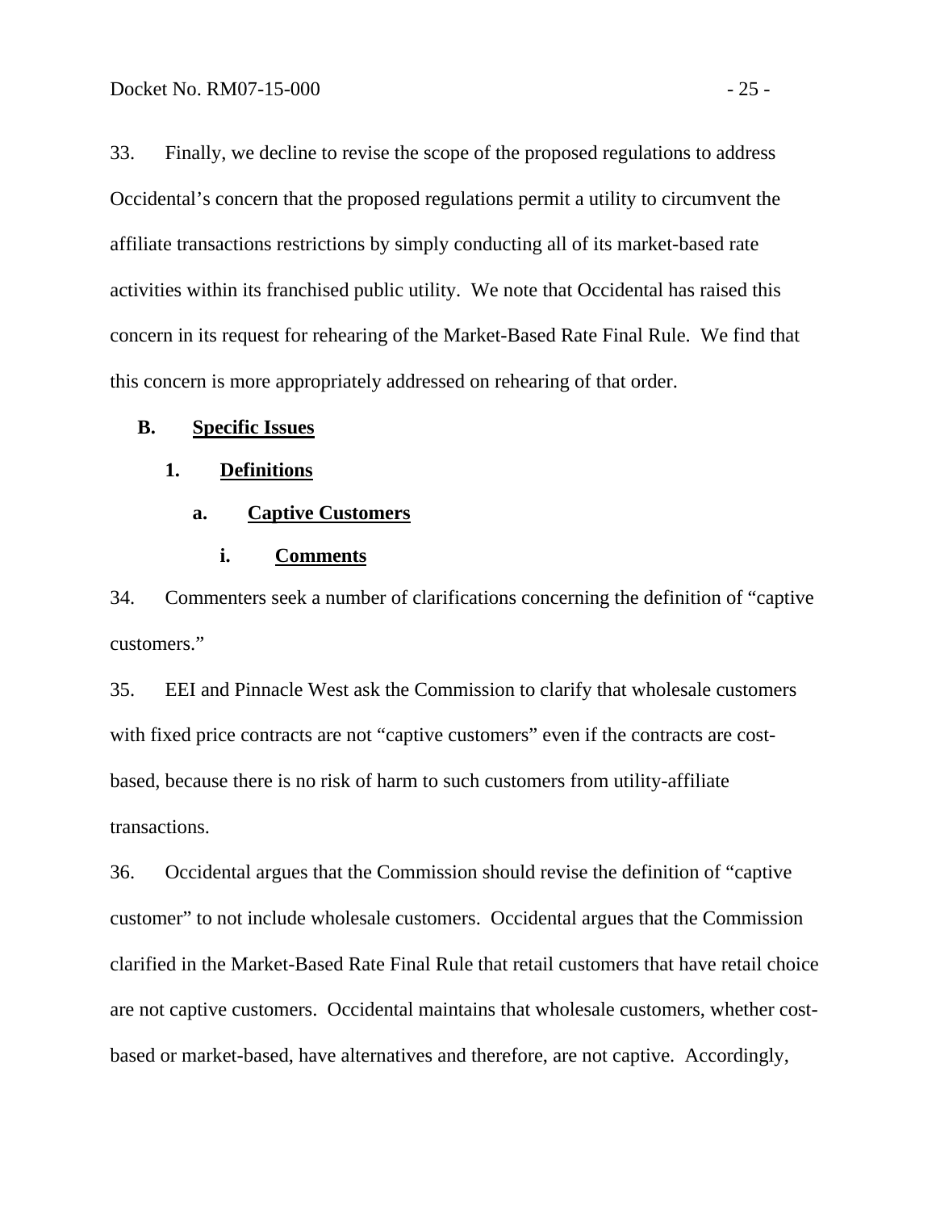33. Finally, we decline to revise the scope of the proposed regulations to address Occidental's concern that the proposed regulations permit a utility to circumvent the affiliate transactions restrictions by simply conducting all of its market-based rate activities within its franchised public utility. We note that Occidental has raised this concern in its request for rehearing of the Market-Based Rate Final Rule. We find that this concern is more appropriately addressed on rehearing of that order.

## B. Specific Issues

### 1. Definitions

#### a. Captive Customers

##### i. Comments

34. Commenters seek a number of clarifications concerning the definition of "captive customers."

35. EEI and Pinnacle West ask the Commission to clarify that wholesale customers with fixed price contracts are not "captive customers" even if the contracts are cost-based, because there is no risk of harm to such customers from utility-affiliate transactions.

36. Occidental argues that the Commission should revise the definition of "captive customer" to not include wholesale customers. Occidental argues that the Commission clarified in the Market-Based Rate Final Rule that retail customers that have retail choice are not captive customers. Occidental maintains that wholesale customers, whether cost-based or market-based, have alternatives and therefore, are not captive. Accordingly,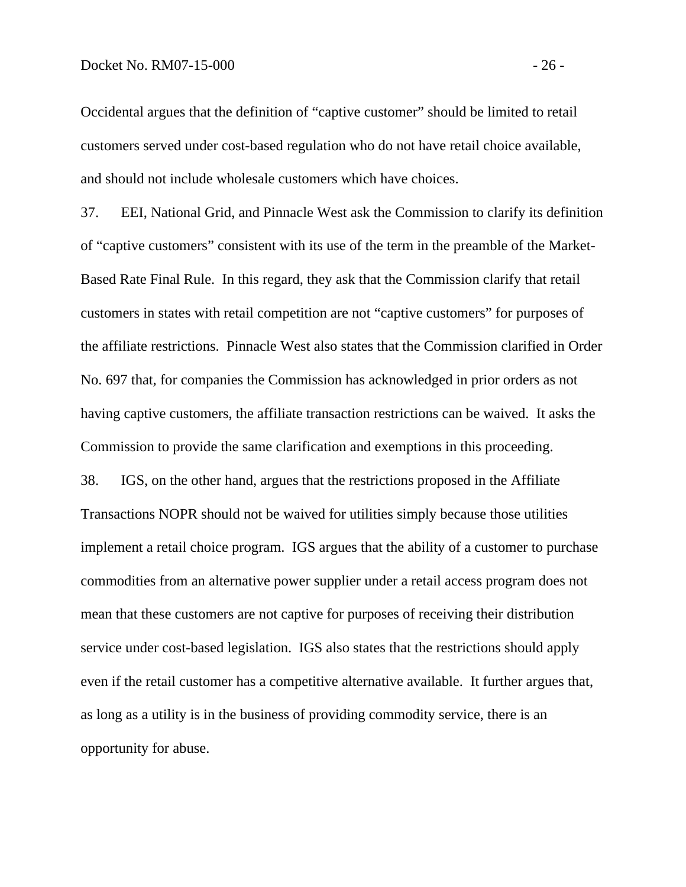Occidental argues that the definition of "captive customer" should be limited to retail customers served under cost-based regulation who do not have retail choice available, and should not include wholesale customers which have choices.

37. EEI, National Grid, and Pinnacle West ask the Commission to clarify its definition of "captive customers" consistent with its use of the term in the preamble of the Market-Based Rate Final Rule. In this regard, they ask that the Commission clarify that retail customers in states with retail competition are not "captive customers" for purposes of the affiliate restrictions. Pinnacle West also states that the Commission clarified in Order No. 697 that, for companies the Commission has acknowledged in prior orders as not having captive customers, the affiliate transaction restrictions can be waived. It asks the Commission to provide the same clarification and exemptions in this proceeding.

38. IGS, on the other hand, argues that the restrictions proposed in the Affiliate Transactions NOPR should not be waived for utilities simply because those utilities implement a retail choice program. IGS argues that the ability of a customer to purchase commodities from an alternative power supplier under a retail access program does not mean that these customers are not captive for purposes of receiving their distribution service under cost-based legislation. IGS also states that the restrictions should apply even if the retail customer has a competitive alternative available. It further argues that, as long as a utility is in the business of providing commodity service, there is an opportunity for abuse.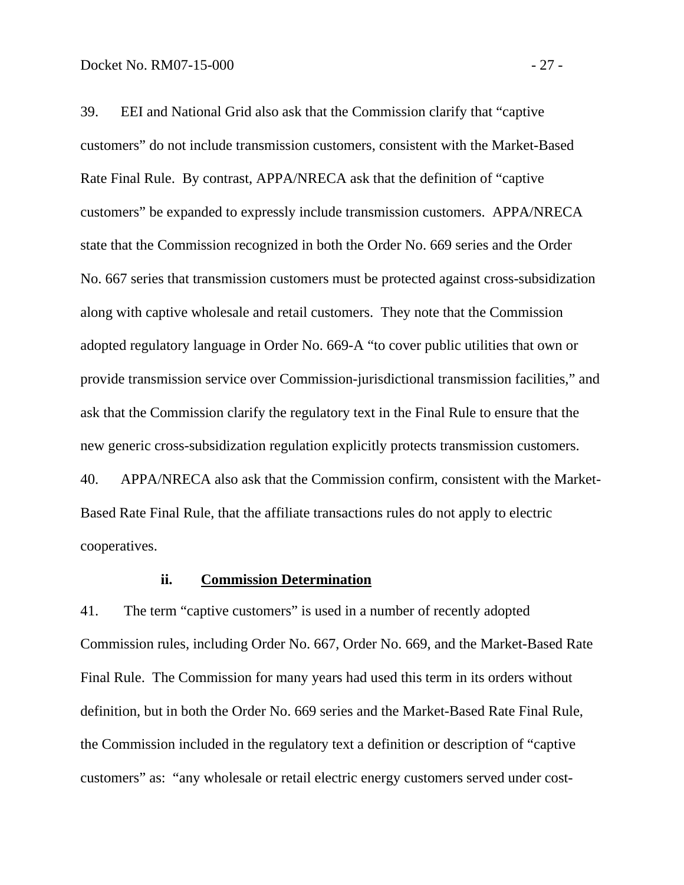39. EEI and National Grid also ask that the Commission clarify that "captive customers" do not include transmission customers, consistent with the Market-Based Rate Final Rule. By contrast, APPA/NRECA ask that the definition of "captive customers" be expanded to expressly include transmission customers. APPA/NRECA state that the Commission recognized in both the Order No. 669 series and the Order No. 667 series that transmission customers must be protected against cross-subsidization along with captive wholesale and retail customers. They note that the Commission adopted regulatory language in Order No. 669-A "to cover public utilities that own or provide transmission service over Commission-jurisdictional transmission facilities," and ask that the Commission clarify the regulatory text in the Final Rule to ensure that the new generic cross-subsidization regulation explicitly protects transmission customers.

40. APPA/NRECA also ask that the Commission confirm, consistent with the Market-Based Rate Final Rule, that the affiliate transactions rules do not apply to electric cooperatives.

#### ii. Commission Determination

41. The term "captive customers" is used in a number of recently adopted Commission rules, including Order No. 667, Order No. 669, and the Market-Based Rate Final Rule. The Commission for many years had used this term in its orders without definition, but in both the Order No. 669 series and the Market-Based Rate Final Rule, the Commission included in the regulatory text a definition or description of "captive customers" as: "any wholesale or retail electric energy customers served under cost-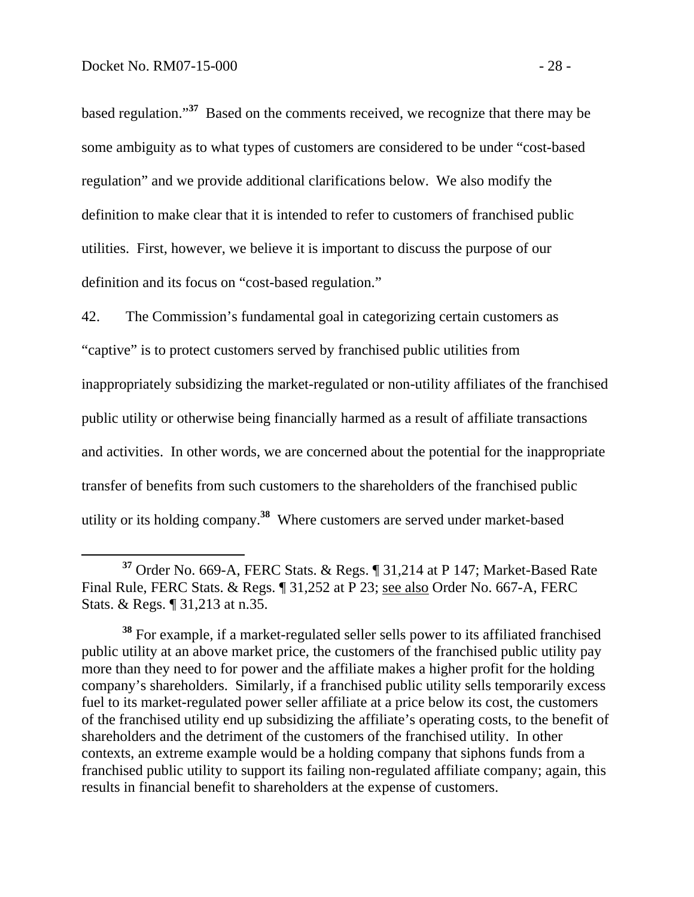based regulation."[37] Based on the comments received, we recognize that there may be some ambiguity as to what types of customers are considered to be under "cost-based regulation" and we provide additional clarifications below. We also modify the definition to make clear that it is intended to refer to customers of franchised public utilities. First, however, we believe it is important to discuss the purpose of our definition and its focus on "cost-based regulation."

42. The Commission's fundamental goal in categorizing certain customers as "captive" is to protect customers served by franchised public utilities from inappropriately subsidizing the market-regulated or non-utility affiliates of the franchised public utility or otherwise being financially harmed as a result of affiliate transactions and activities. In other words, we are concerned about the potential for the inappropriate transfer of benefits from such customers to the shareholders of the franchised public utility or its holding company.[38] Where customers are served under market-based

---

[37] Order No. 669-A, FERC Stats. & Regs. ¶ 31,214 at P 147; Market-Based Rate Final Rule, FERC Stats. & Regs. ¶ 31,252 at P 23; see also Order No. 667-A, FERC Stats. & Regs. ¶ 31,213 at n.35.

[38] For example, if a market-regulated seller sells power to its affiliated franchised public utility at an above market price, the customers of the franchised public utility pay more than they need to for power and the affiliate makes a higher profit for the holding company's shareholders. Similarly, if a franchised public utility sells temporarily excess fuel to its market-regulated power seller affiliate at a price below its cost, the customers of the franchised utility end up subsidizing the affiliate's operating costs, to the benefit of shareholders and the detriment of the customers of the franchised utility. In other contexts, an extreme example would be a holding company that siphons funds from a franchised public utility to support its failing non-regulated affiliate company; again, this results in financial benefit to shareholders at the expense of customers.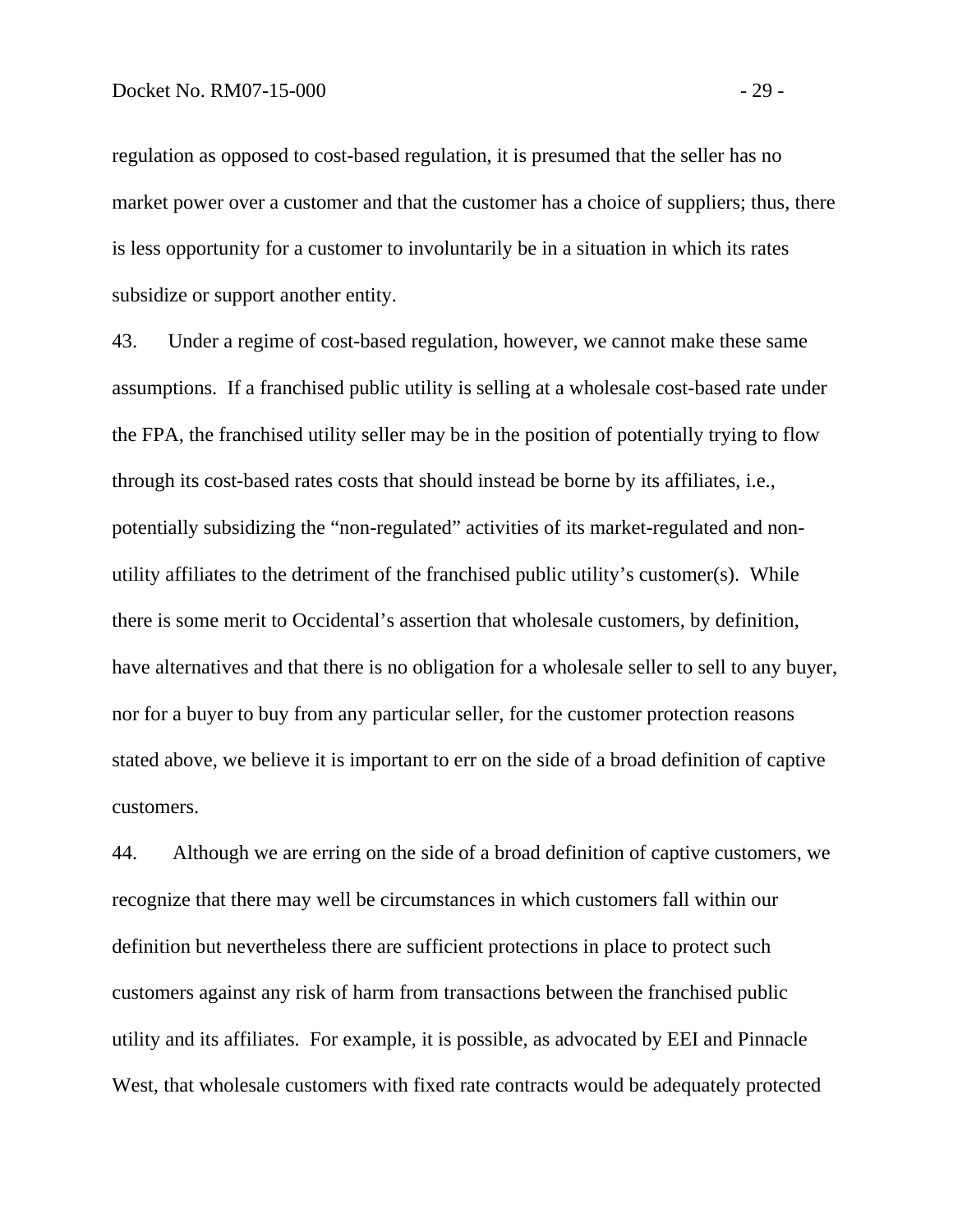regulation as opposed to cost-based regulation, it is presumed that the seller has no market power over a customer and that the customer has a choice of suppliers; thus, there is less opportunity for a customer to involuntarily be in a situation in which its rates subsidize or support another entity.

43. Under a regime of cost-based regulation, however, we cannot make these same assumptions. If a franchised public utility is selling at a wholesale cost-based rate under the FPA, the franchised utility seller may be in the position of potentially trying to flow through its cost-based rates costs that should instead be borne by its affiliates, i.e., potentially subsidizing the "non-regulated" activities of its market-regulated and non-utility affiliates to the detriment of the franchised public utility's customer(s). While there is some merit to Occidental's assertion that wholesale customers, by definition, have alternatives and that there is no obligation for a wholesale seller to sell to any buyer, nor for a buyer to buy from any particular seller, for the customer protection reasons stated above, we believe it is important to err on the side of a broad definition of captive customers.

44. Although we are erring on the side of a broad definition of captive customers, we recognize that there may well be circumstances in which customers fall within our definition but nevertheless there are sufficient protections in place to protect such customers against any risk of harm from transactions between the franchised public utility and its affiliates. For example, it is possible, as advocated by EEI and Pinnacle West, that wholesale customers with fixed rate contracts would be adequately protected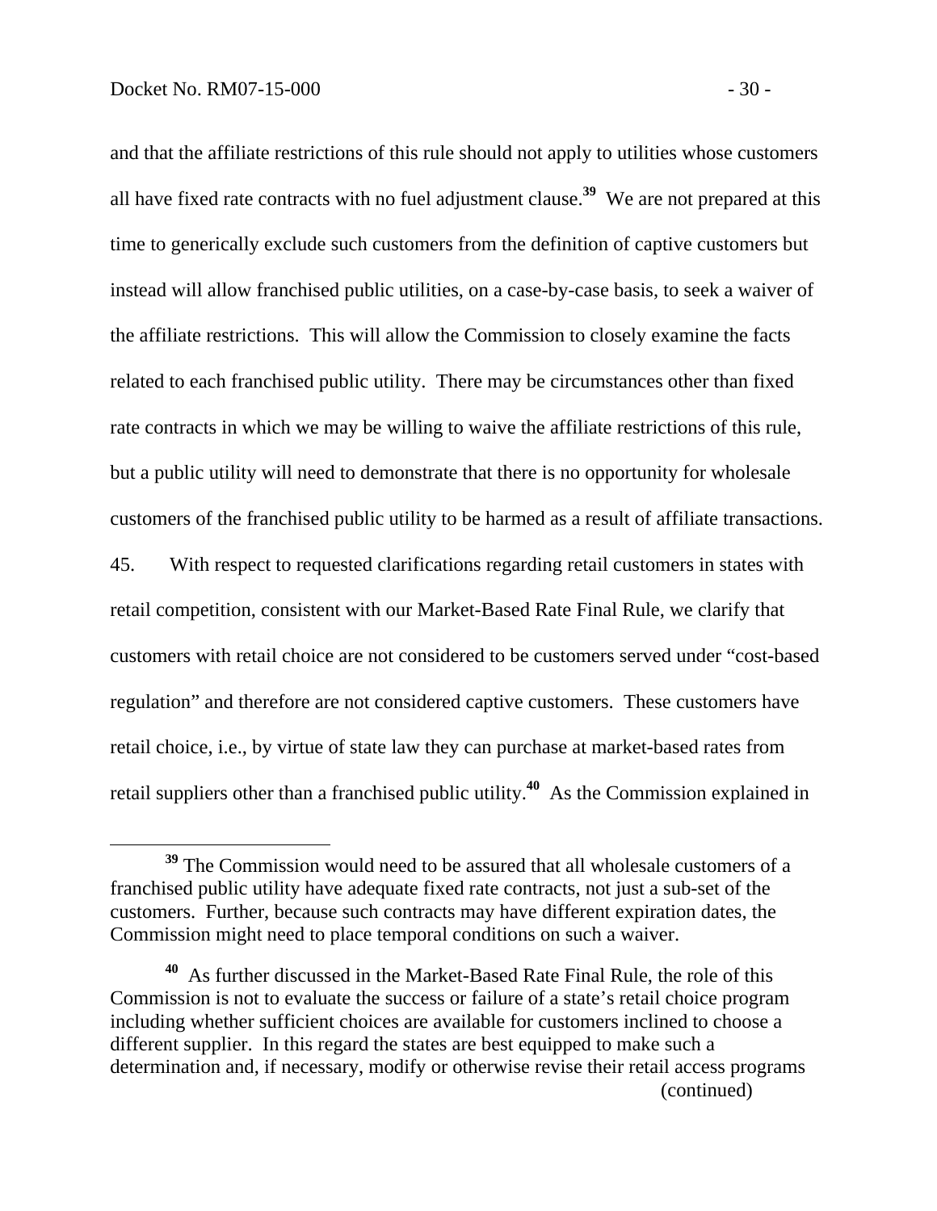and that the affiliate restrictions of this rule should not apply to utilities whose customers all have fixed rate contracts with no fuel adjustment clause.[39] We are not prepared at this time to generically exclude such customers from the definition of captive customers but instead will allow franchised public utilities, on a case-by-case basis, to seek a waiver of the affiliate restrictions. This will allow the Commission to closely examine the facts related to each franchised public utility. There may be circumstances other than fixed rate contracts in which we may be willing to waive the affiliate restrictions of this rule, but a public utility will need to demonstrate that there is no opportunity for wholesale customers of the franchised public utility to be harmed as a result of affiliate transactions.

45. With respect to requested clarifications regarding retail customers in states with retail competition, consistent with our Market-Based Rate Final Rule, we clarify that customers with retail choice are not considered to be customers served under "cost-based regulation" and therefore are not considered captive customers. These customers have retail choice, i.e., by virtue of state law they can purchase at market-based rates from retail suppliers other than a franchised public utility.[40] As the Commission explained in

---

[39] The Commission would need to be assured that all wholesale customers of a franchised public utility have adequate fixed rate contracts, not just a sub-set of the customers. Further, because such contracts may have different expiration dates, the Commission might need to place temporal conditions on such a waiver.

[40] As further discussed in the Market-Based Rate Final Rule, the role of this Commission is not to evaluate the success or failure of a state's retail choice program including whether sufficient choices are available for customers inclined to choose a different supplier. In this regard the states are best equipped to make such a determination and, if necessary, modify or otherwise revise their retail access programs (continued)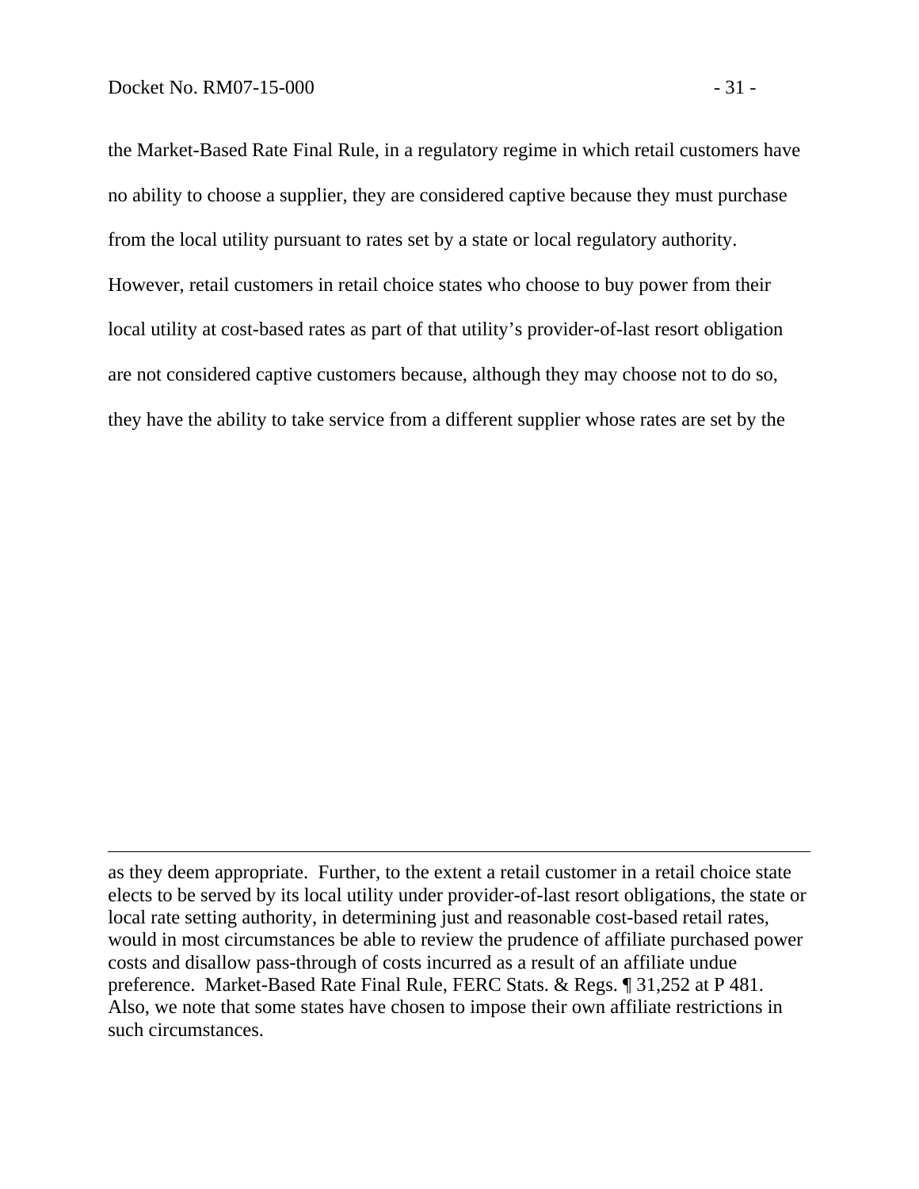the Market-Based Rate Final Rule, in a regulatory regime in which retail customers have no ability to choose a supplier, they are considered captive because they must purchase from the local utility pursuant to rates set by a state or local regulatory authority. However, retail customers in retail choice states who choose to buy power from their local utility at cost-based rates as part of that utility's provider-of-last resort obligation are not considered captive customers because, although they may choose not to do so, they have the ability to take service from a different supplier whose rates are set by the

---

as they deem appropriate. Further, to the extent a retail customer in a retail choice state elects to be served by its local utility under provider-of-last resort obligations, the state or local rate setting authority, in determining just and reasonable cost-based retail rates, would in most circumstances be able to review the prudence of affiliate purchased power costs and disallow pass-through of costs incurred as a result of an affiliate undue preference. Market-Based Rate Final Rule, FERC Stats. & Regs. ¶ 31,252 at P 481. Also, we note that some states have chosen to impose their own affiliate restrictions in such circumstances.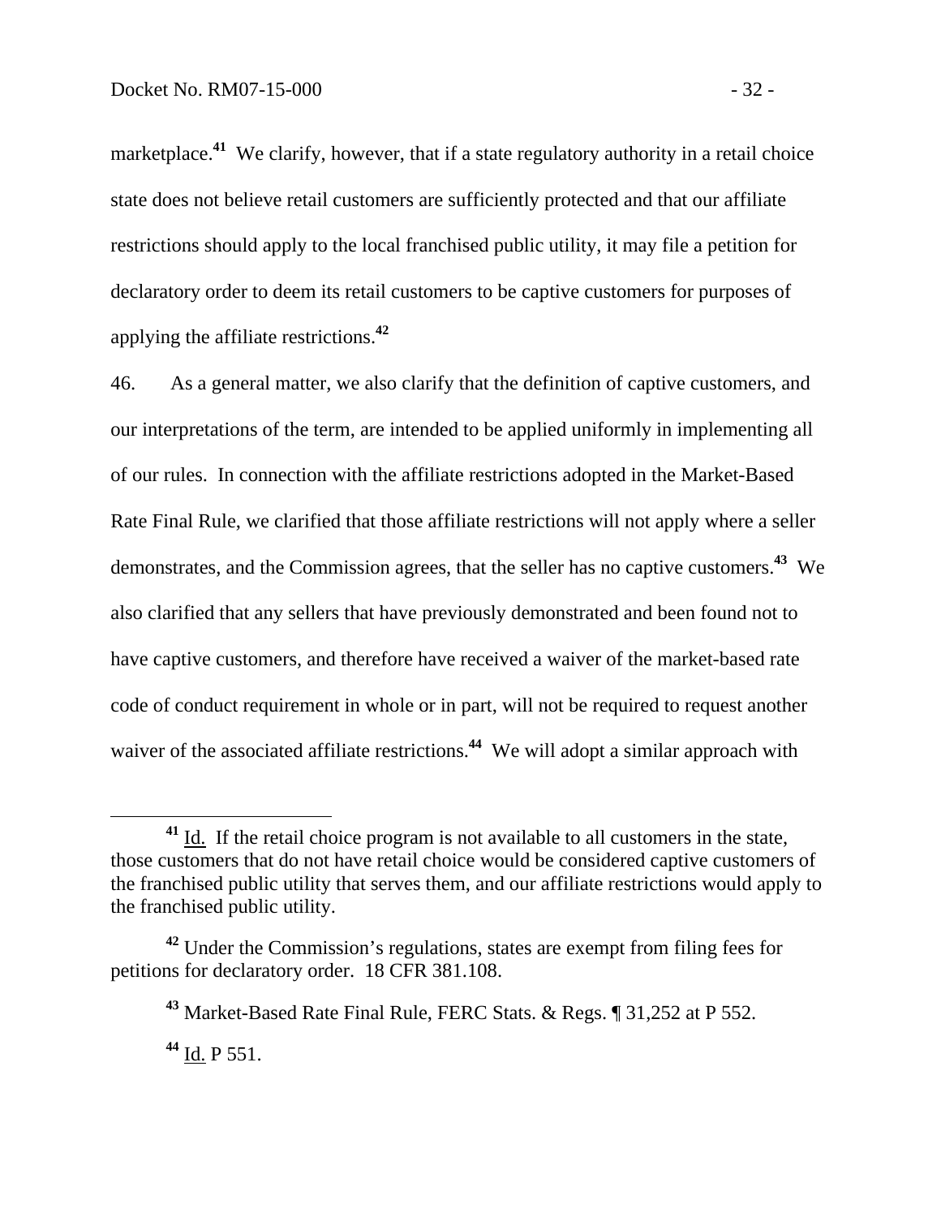marketplace.[41] We clarify, however, that if a state regulatory authority in a retail choice state does not believe retail customers are sufficiently protected and that our affiliate restrictions should apply to the local franchised public utility, it may file a petition for declaratory order to deem its retail customers to be captive customers for purposes of applying the affiliate restrictions.[42]

46. As a general matter, we also clarify that the definition of captive customers, and our interpretations of the term, are intended to be applied uniformly in implementing all of our rules. In connection with the affiliate restrictions adopted in the Market-Based Rate Final Rule, we clarified that those affiliate restrictions will not apply where a seller demonstrates, and the Commission agrees, that the seller has no captive customers.[43] We also clarified that any sellers that have previously demonstrated and been found not to have captive customers, and therefore have received a waiver of the market-based rate code of conduct requirement in whole or in part, will not be required to request another waiver of the associated affiliate restrictions.[44] We will adopt a similar approach with

---

[41] Id. If the retail choice program is not available to all customers in the state, those customers that do not have retail choice would be considered captive customers of the franchised public utility that serves them, and our affiliate restrictions would apply to the franchised public utility.

[42] Under the Commission's regulations, states are exempt from filing fees for petitions for declaratory order. 18 CFR 381.108.

[43] Market-Based Rate Final Rule, FERC Stats. & Regs. ¶ 31,252 at P 552.

[44] Id. P 551.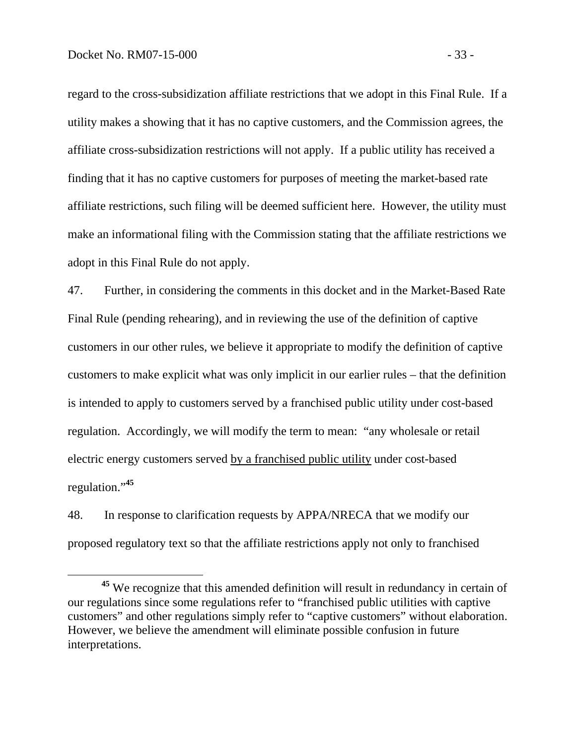regard to the cross-subsidization affiliate restrictions that we adopt in this Final Rule. If a utility makes a showing that it has no captive customers, and the Commission agrees, the affiliate cross-subsidization restrictions will not apply. If a public utility has received a finding that it has no captive customers for purposes of meeting the market-based rate affiliate restrictions, such filing will be deemed sufficient here. However, the utility must make an informational filing with the Commission stating that the affiliate restrictions we adopt in this Final Rule do not apply.

47. Further, in considering the comments in this docket and in the Market-Based Rate Final Rule (pending rehearing), and in reviewing the use of the definition of captive customers in our other rules, we believe it appropriate to modify the definition of captive customers to make explicit what was only implicit in our earlier rules – that the definition is intended to apply to customers served by a franchised public utility under cost-based regulation. Accordingly, we will modify the term to mean: "any wholesale or retail electric energy customers served <u>by a franchised public utility</u> under cost-based regulation."[45]

48. In response to clarification requests by APPA/NRECA that we modify our proposed regulatory text so that the affiliate restrictions apply not only to franchised

[45] We recognize that this amended definition will result in redundancy in certain of our regulations since some regulations refer to "franchised public utilities with captive customers" and other regulations simply refer to "captive customers" without elaboration. However, we believe the amendment will eliminate possible confusion in future interpretations.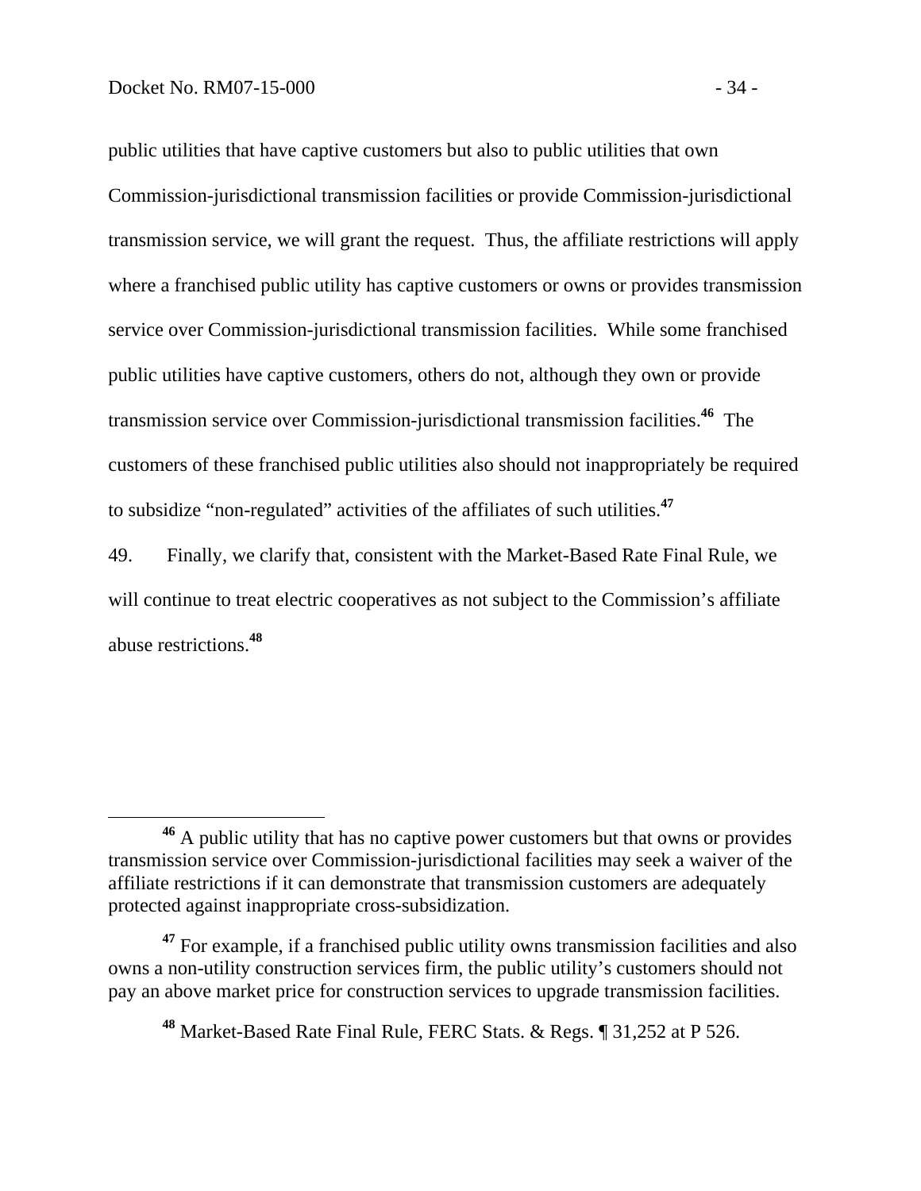public utilities that have captive customers but also to public utilities that own Commission-jurisdictional transmission facilities or provide Commission-jurisdictional transmission service, we will grant the request. Thus, the affiliate restrictions will apply where a franchised public utility has captive customers or owns or provides transmission service over Commission-jurisdictional transmission facilities. While some franchised public utilities have captive customers, others do not, although they own or provide transmission service over Commission-jurisdictional transmission facilities.[46] The customers of these franchised public utilities also should not inappropriately be required to subsidize "non-regulated" activities of the affiliates of such utilities.[47]

49. Finally, we clarify that, consistent with the Market-Based Rate Final Rule, we will continue to treat electric cooperatives as not subject to the Commission's affiliate abuse restrictions.[48]

---

[46] A public utility that has no captive power customers but that owns or provides transmission service over Commission-jurisdictional facilities may seek a waiver of the affiliate restrictions if it can demonstrate that transmission customers are adequately protected against inappropriate cross-subsidization.

[47] For example, if a franchised public utility owns transmission facilities and also owns a non-utility construction services firm, the public utility's customers should not pay an above market price for construction services to upgrade transmission facilities.

[48] Market-Based Rate Final Rule, FERC Stats. & Regs. ¶ 31,252 at P 526.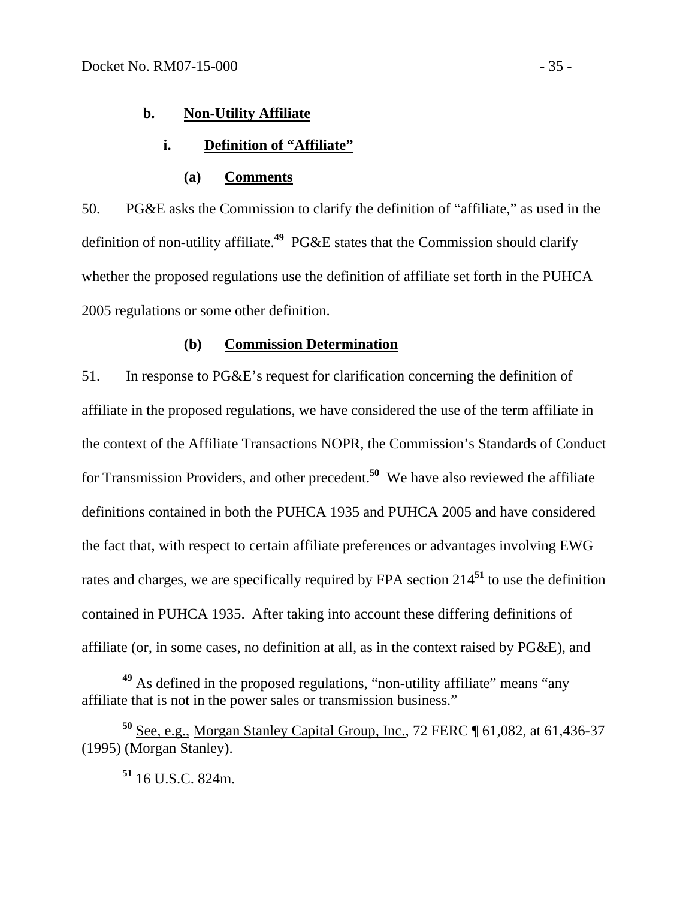#### b. Non-Utility Affiliate

##### i. Definition of "Affiliate"

###### (a) Comments

50. PG&E asks the Commission to clarify the definition of "affiliate," as used in the definition of non-utility affiliate.[49] PG&E states that the Commission should clarify whether the proposed regulations use the definition of affiliate set forth in the PUHCA 2005 regulations or some other definition.

###### (b) Commission Determination

51. In response to PG&E's request for clarification concerning the definition of affiliate in the proposed regulations, we have considered the use of the term affiliate in the context of the Affiliate Transactions NOPR, the Commission's Standards of Conduct for Transmission Providers, and other precedent.[50] We have also reviewed the affiliate definitions contained in both the PUHCA 1935 and PUHCA 2005 and have considered the fact that, with respect to certain affiliate preferences or advantages involving EWG rates and charges, we are specifically required by FPA section 214[51] to use the definition contained in PUHCA 1935. After taking into account these differing definitions of affiliate (or, in some cases, no definition at all, as in the context raised by PG&E), and

[49] As defined in the proposed regulations, "non-utility affiliate" means "any affiliate that is not in the power sales or transmission business."

[50] See, e.g., Morgan Stanley Capital Group, Inc., 72 FERC ¶ 61,082, at 61,436-37 (1995) (Morgan Stanley).

[51] 16 U.S.C. 824m.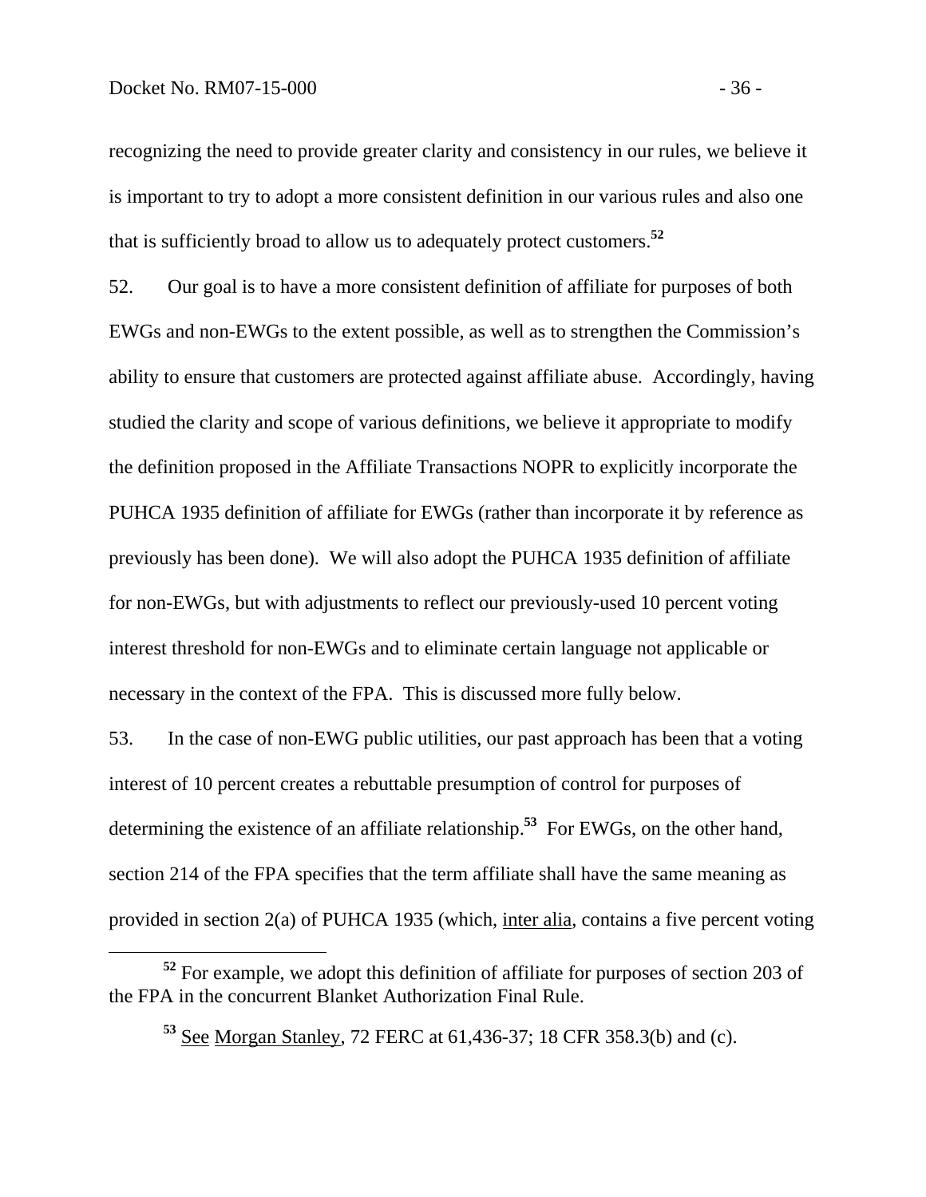recognizing the need to provide greater clarity and consistency in our rules, we believe it is important to try to adopt a more consistent definition in our various rules and also one that is sufficiently broad to allow us to adequately protect customers.[52]

52. Our goal is to have a more consistent definition of affiliate for purposes of both EWGs and non-EWGs to the extent possible, as well as to strengthen the Commission's ability to ensure that customers are protected against affiliate abuse. Accordingly, having studied the clarity and scope of various definitions, we believe it appropriate to modify the definition proposed in the Affiliate Transactions NOPR to explicitly incorporate the PUHCA 1935 definition of affiliate for EWGs (rather than incorporate it by reference as previously has been done). We will also adopt the PUHCA 1935 definition of affiliate for non-EWGs, but with adjustments to reflect our previously-used 10 percent voting interest threshold for non-EWGs and to eliminate certain language not applicable or necessary in the context of the FPA. This is discussed more fully below.

53. In the case of non-EWG public utilities, our past approach has been that a voting interest of 10 percent creates a rebuttable presumption of control for purposes of determining the existence of an affiliate relationship.[53] For EWGs, on the other hand, section 214 of the FPA specifies that the term affiliate shall have the same meaning as provided in section 2(a) of PUHCA 1935 (which, inter alia, contains a five percent voting

[52] For example, we adopt this definition of affiliate for purposes of section 203 of the FPA in the concurrent Blanket Authorization Final Rule.

[53] See Morgan Stanley, 72 FERC at 61,436-37; 18 CFR 358.3(b) and (c).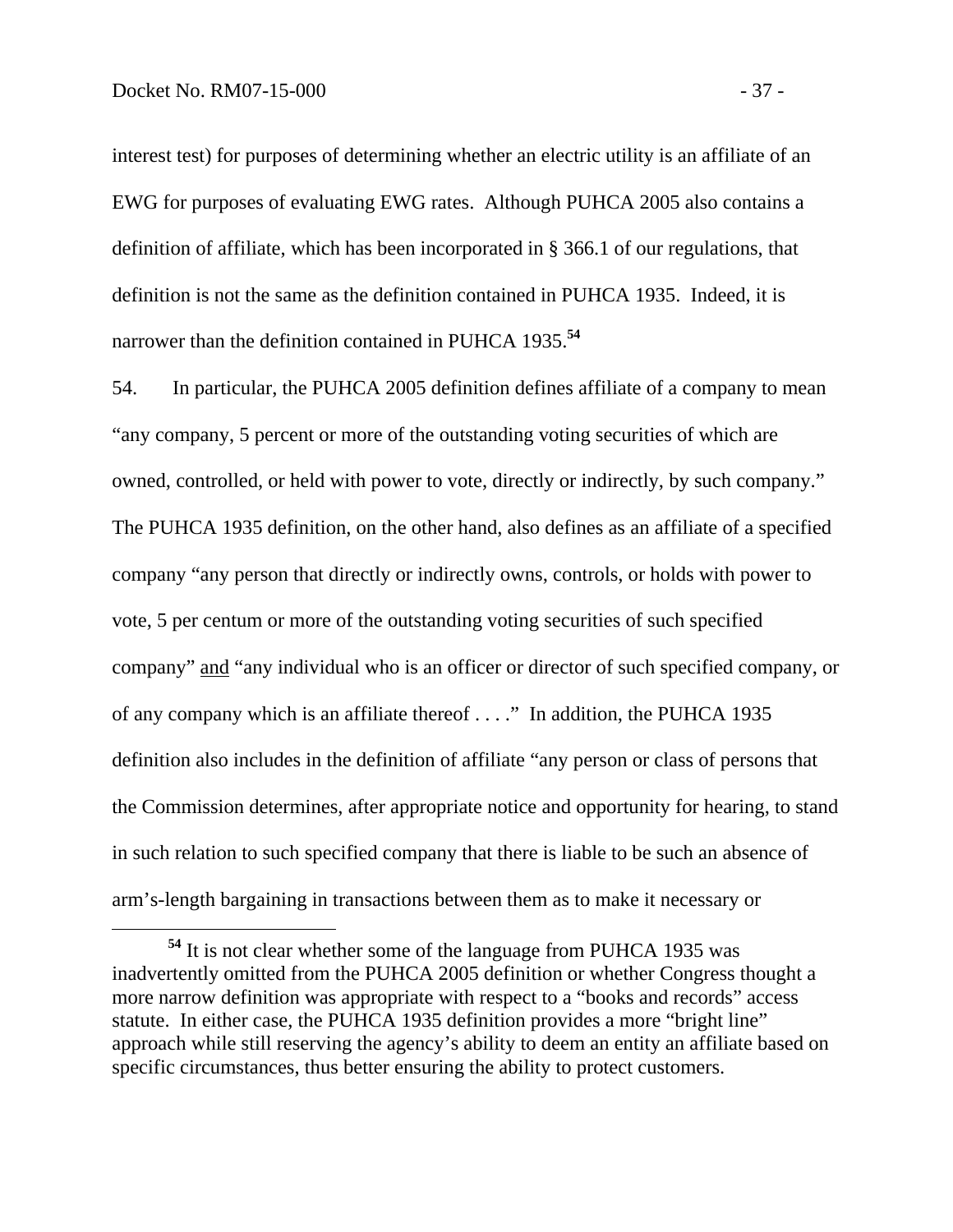interest test) for purposes of determining whether an electric utility is an affiliate of an EWG for purposes of evaluating EWG rates. Although PUHCA 2005 also contains a definition of affiliate, which has been incorporated in § 366.1 of our regulations, that definition is not the same as the definition contained in PUHCA 1935. Indeed, it is narrower than the definition contained in PUHCA 1935.[54]

54. In particular, the PUHCA 2005 definition defines affiliate of a company to mean "any company, 5 percent or more of the outstanding voting securities of which are owned, controlled, or held with power to vote, directly or indirectly, by such company." The PUHCA 1935 definition, on the other hand, also defines as an affiliate of a specified company "any person that directly or indirectly owns, controls, or holds with power to vote, 5 per centum or more of the outstanding voting securities of such specified company" and "any individual who is an officer or director of such specified company, or of any company which is an affiliate thereof . . . ." In addition, the PUHCA 1935 definition also includes in the definition of affiliate "any person or class of persons that the Commission determines, after appropriate notice and opportunity for hearing, to stand in such relation to such specified company that there is liable to be such an absence of arm's-length bargaining in transactions between them as to make it necessary or

---

[54] It is not clear whether some of the language from PUHCA 1935 was inadvertently omitted from the PUHCA 2005 definition or whether Congress thought a more narrow definition was appropriate with respect to a "books and records" access statute. In either case, the PUHCA 1935 definition provides a more "bright line" approach while still reserving the agency's ability to deem an entity an affiliate based on specific circumstances, thus better ensuring the ability to protect customers.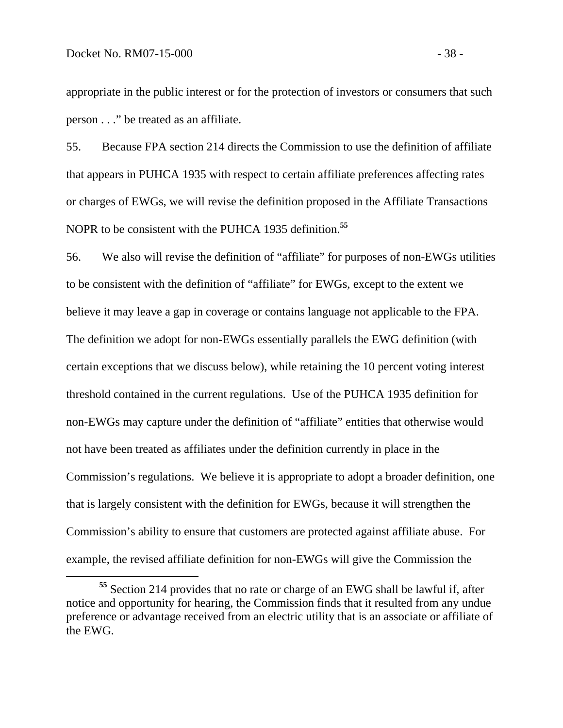appropriate in the public interest or for the protection of investors or consumers that such person . . ." be treated as an affiliate.

55. Because FPA section 214 directs the Commission to use the definition of affiliate that appears in PUHCA 1935 with respect to certain affiliate preferences affecting rates or charges of EWGs, we will revise the definition proposed in the Affiliate Transactions NOPR to be consistent with the PUHCA 1935 definition.[55]

56. We also will revise the definition of "affiliate" for purposes of non-EWGs utilities to be consistent with the definition of "affiliate" for EWGs, except to the extent we believe it may leave a gap in coverage or contains language not applicable to the FPA. The definition we adopt for non-EWGs essentially parallels the EWG definition (with certain exceptions that we discuss below), while retaining the 10 percent voting interest threshold contained in the current regulations. Use of the PUHCA 1935 definition for non-EWGs may capture under the definition of "affiliate" entities that otherwise would not have been treated as affiliates under the definition currently in place in the Commission's regulations. We believe it is appropriate to adopt a broader definition, one that is largely consistent with the definition for EWGs, because it will strengthen the Commission's ability to ensure that customers are protected against affiliate abuse. For example, the revised affiliate definition for non-EWGs will give the Commission the

---

[55] Section 214 provides that no rate or charge of an EWG shall be lawful if, after notice and opportunity for hearing, the Commission finds that it resulted from any undue preference or advantage received from an electric utility that is an associate or affiliate of the EWG.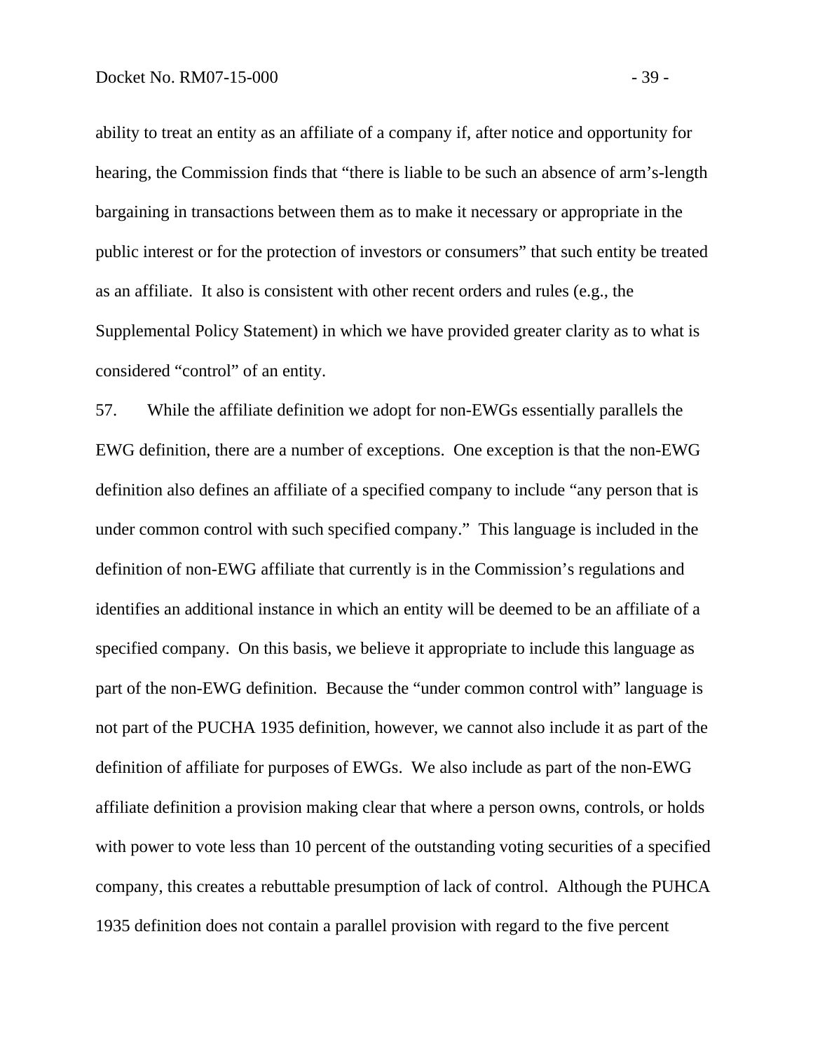ability to treat an entity as an affiliate of a company if, after notice and opportunity for hearing, the Commission finds that "there is liable to be such an absence of arm's-length bargaining in transactions between them as to make it necessary or appropriate in the public interest or for the protection of investors or consumers" that such entity be treated as an affiliate. It also is consistent with other recent orders and rules (e.g., the Supplemental Policy Statement) in which we have provided greater clarity as to what is considered "control" of an entity.

57. While the affiliate definition we adopt for non-EWGs essentially parallels the EWG definition, there are a number of exceptions. One exception is that the non-EWG definition also defines an affiliate of a specified company to include "any person that is under common control with such specified company." This language is included in the definition of non-EWG affiliate that currently is in the Commission's regulations and identifies an additional instance in which an entity will be deemed to be an affiliate of a specified company. On this basis, we believe it appropriate to include this language as part of the non-EWG definition. Because the "under common control with" language is not part of the PUCHA 1935 definition, however, we cannot also include it as part of the definition of affiliate for purposes of EWGs. We also include as part of the non-EWG affiliate definition a provision making clear that where a person owns, controls, or holds with power to vote less than 10 percent of the outstanding voting securities of a specified company, this creates a rebuttable presumption of lack of control. Although the PUHCA 1935 definition does not contain a parallel provision with regard to the five percent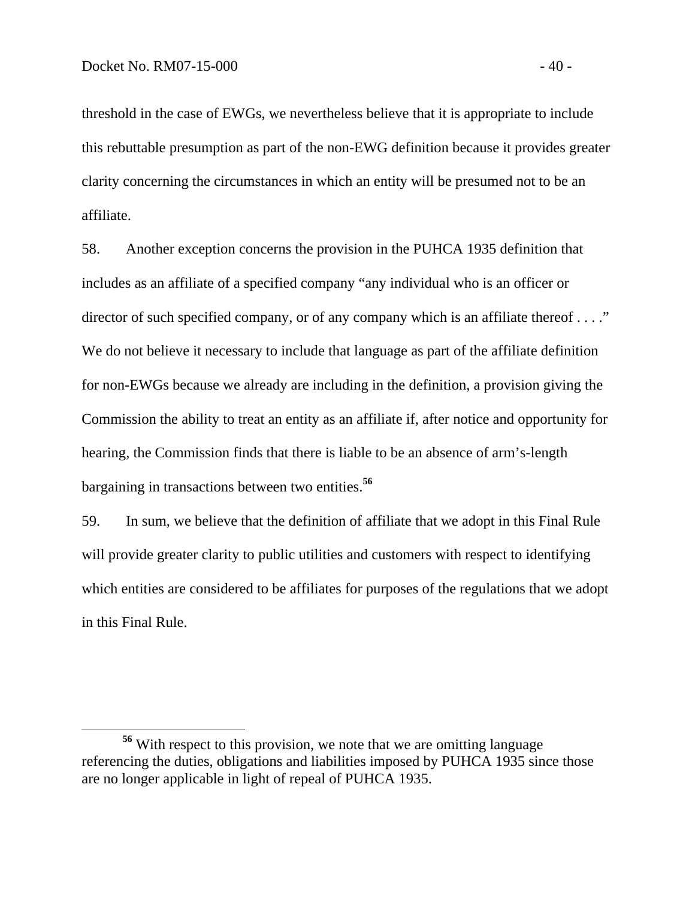threshold in the case of EWGs, we nevertheless believe that it is appropriate to include this rebuttable presumption as part of the non-EWG definition because it provides greater clarity concerning the circumstances in which an entity will be presumed not to be an affiliate.

58. Another exception concerns the provision in the PUHCA 1935 definition that includes as an affiliate of a specified company "any individual who is an officer or director of such specified company, or of any company which is an affiliate thereof . . . ." We do not believe it necessary to include that language as part of the affiliate definition for non-EWGs because we already are including in the definition, a provision giving the Commission the ability to treat an entity as an affiliate if, after notice and opportunity for hearing, the Commission finds that there is liable to be an absence of arm's-length bargaining in transactions between two entities.[56]

59. In sum, we believe that the definition of affiliate that we adopt in this Final Rule will provide greater clarity to public utilities and customers with respect to identifying which entities are considered to be affiliates for purposes of the regulations that we adopt in this Final Rule.

---

[56] With respect to this provision, we note that we are omitting language referencing the duties, obligations and liabilities imposed by PUHCA 1935 since those are no longer applicable in light of repeal of PUHCA 1935.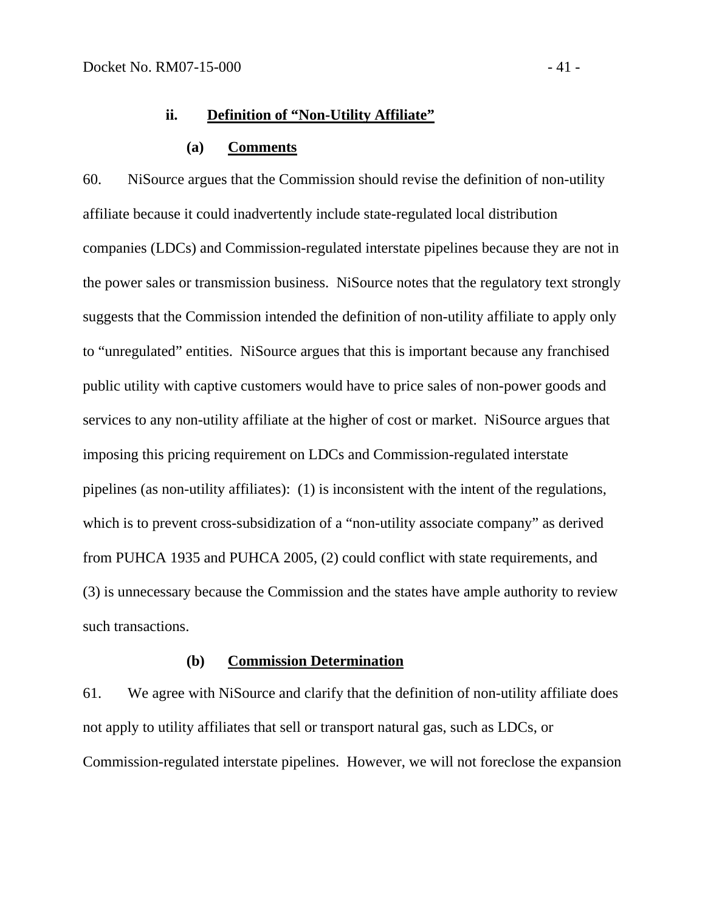### ii. Definition of "Non-Utility Affiliate"

#### (a) Comments

60. NiSource argues that the Commission should revise the definition of non-utility affiliate because it could inadvertently include state-regulated local distribution companies (LDCs) and Commission-regulated interstate pipelines because they are not in the power sales or transmission business. NiSource notes that the regulatory text strongly suggests that the Commission intended the definition of non-utility affiliate to apply only to "unregulated" entities. NiSource argues that this is important because any franchised public utility with captive customers would have to price sales of non-power goods and services to any non-utility affiliate at the higher of cost or market. NiSource argues that imposing this pricing requirement on LDCs and Commission-regulated interstate pipelines (as non-utility affiliates): (1) is inconsistent with the intent of the regulations, which is to prevent cross-subsidization of a "non-utility associate company" as derived from PUHCA 1935 and PUHCA 2005, (2) could conflict with state requirements, and (3) is unnecessary because the Commission and the states have ample authority to review such transactions.

#### (b) Commission Determination

61. We agree with NiSource and clarify that the definition of non-utility affiliate does not apply to utility affiliates that sell or transport natural gas, such as LDCs, or Commission-regulated interstate pipelines. However, we will not foreclose the expansion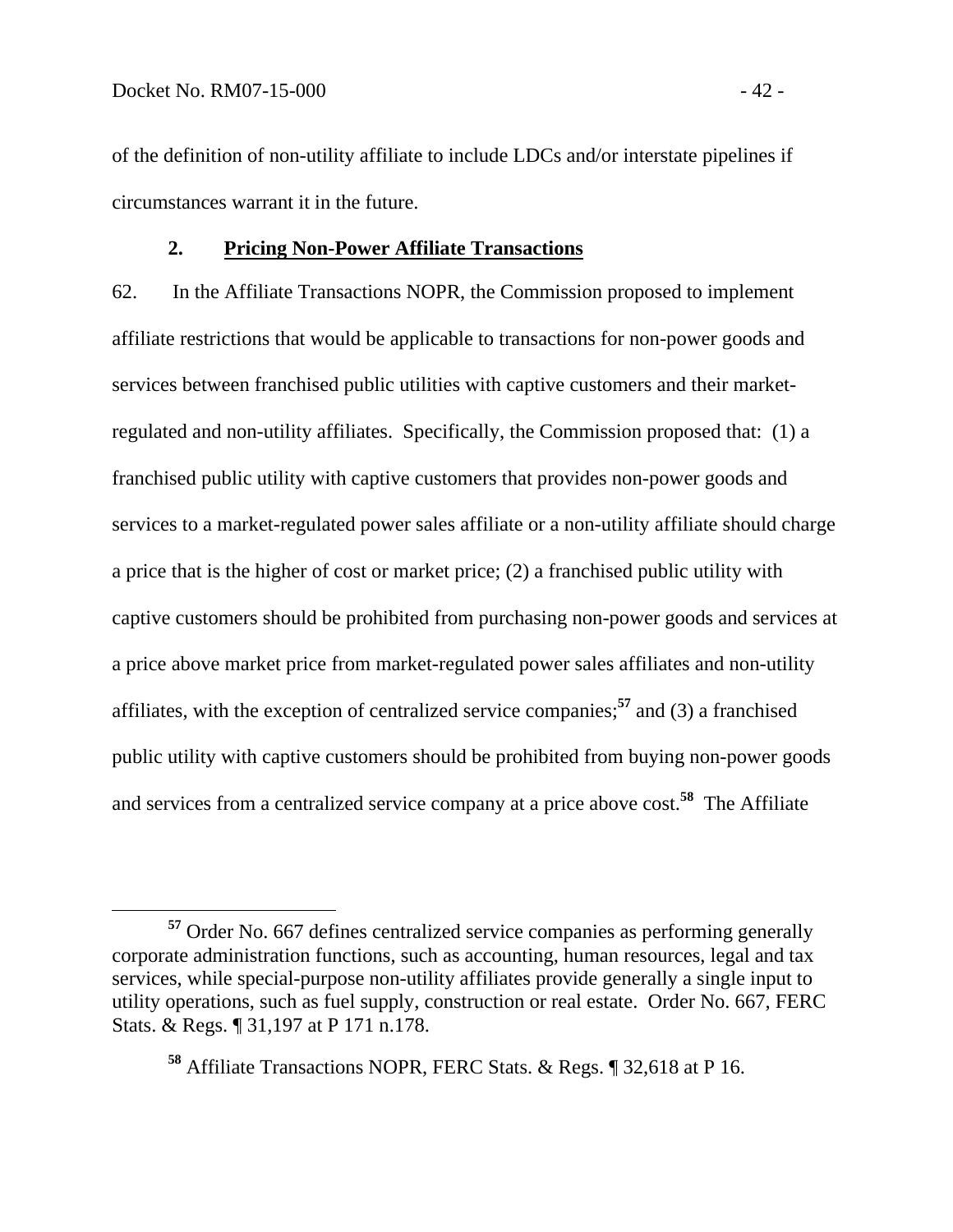of the definition of non-utility affiliate to include LDCs and/or interstate pipelines if circumstances warrant it in the future.

### 2. **Pricing Non-Power Affiliate Transactions**

62. In the Affiliate Transactions NOPR, the Commission proposed to implement affiliate restrictions that would be applicable to transactions for non-power goods and services between franchised public utilities with captive customers and their market-regulated and non-utility affiliates. Specifically, the Commission proposed that: (1) a franchised public utility with captive customers that provides non-power goods and services to a market-regulated power sales affiliate or a non-utility affiliate should charge a price that is the higher of cost or market price; (2) a franchised public utility with captive customers should be prohibited from purchasing non-power goods and services at a price above market price from market-regulated power sales affiliates and non-utility affiliates, with the exception of centralized service companies;[57] and (3) a franchised public utility with captive customers should be prohibited from buying non-power goods and services from a centralized service company at a price above cost.[58] The Affiliate

[57] Order No. 667 defines centralized service companies as performing generally corporate administration functions, such as accounting, human resources, legal and tax services, while special-purpose non-utility affiliates provide generally a single input to utility operations, such as fuel supply, construction or real estate. Order No. 667, FERC Stats. & Regs. ¶ 31,197 at P 171 n.178.

[58] Affiliate Transactions NOPR, FERC Stats. & Regs. ¶ 32,618 at P 16.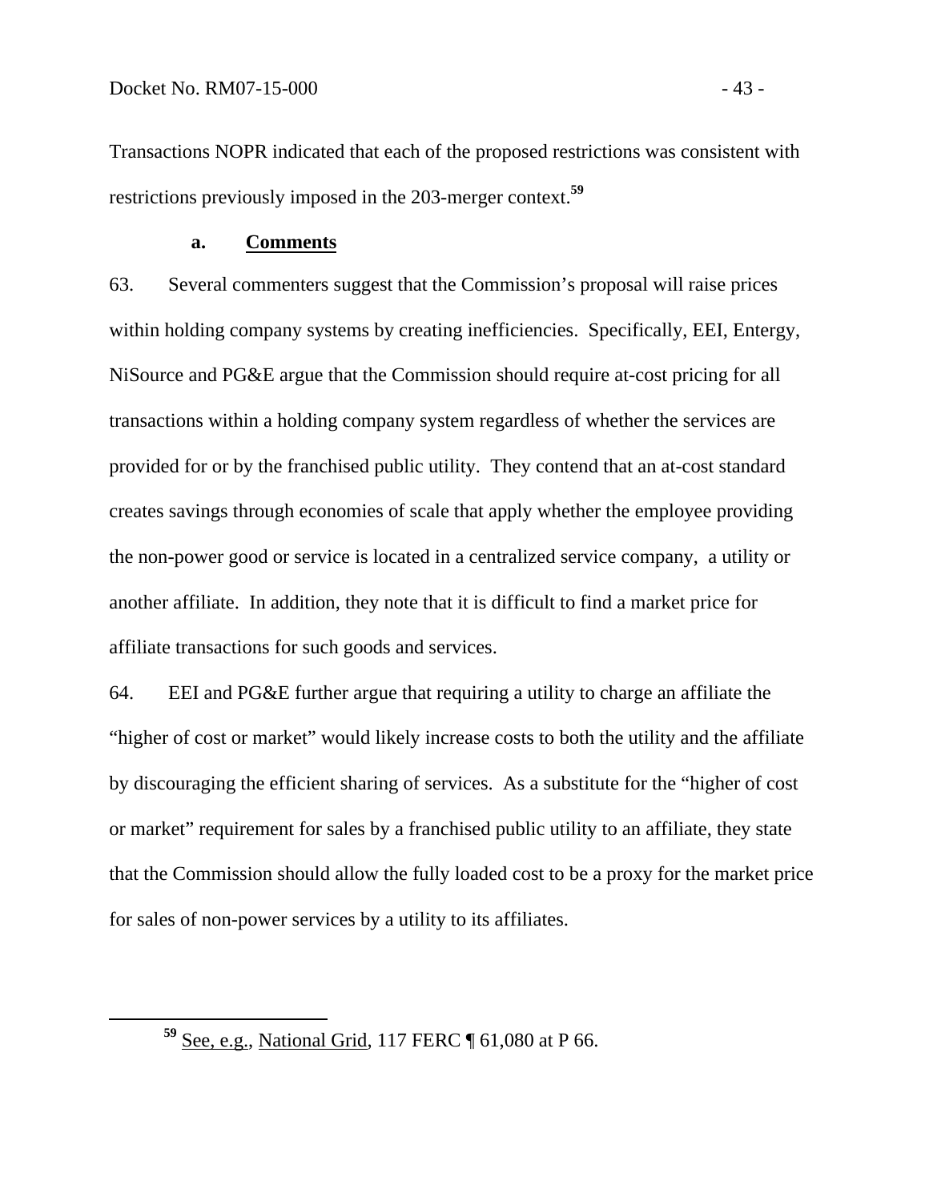Transactions NOPR indicated that each of the proposed restrictions was consistent with restrictions previously imposed in the 203-merger context.[59]

### a. Comments

63. Several commenters suggest that the Commission's proposal will raise prices within holding company systems by creating inefficiencies. Specifically, EEI, Entergy, NiSource and PG&E argue that the Commission should require at-cost pricing for all transactions within a holding company system regardless of whether the services are provided for or by the franchised public utility. They contend that an at-cost standard creates savings through economies of scale that apply whether the employee providing the non-power good or service is located in a centralized service company, a utility or another affiliate. In addition, they note that it is difficult to find a market price for affiliate transactions for such goods and services.

64. EEI and PG&E further argue that requiring a utility to charge an affiliate the "higher of cost or market" would likely increase costs to both the utility and the affiliate by discouraging the efficient sharing of services. As a substitute for the "higher of cost or market" requirement for sales by a franchised public utility to an affiliate, they state that the Commission should allow the fully loaded cost to be a proxy for the market price for sales of non-power services by a utility to its affiliates.

---

[59] See, e.g., National Grid, 117 FERC ¶ 61,080 at P 66.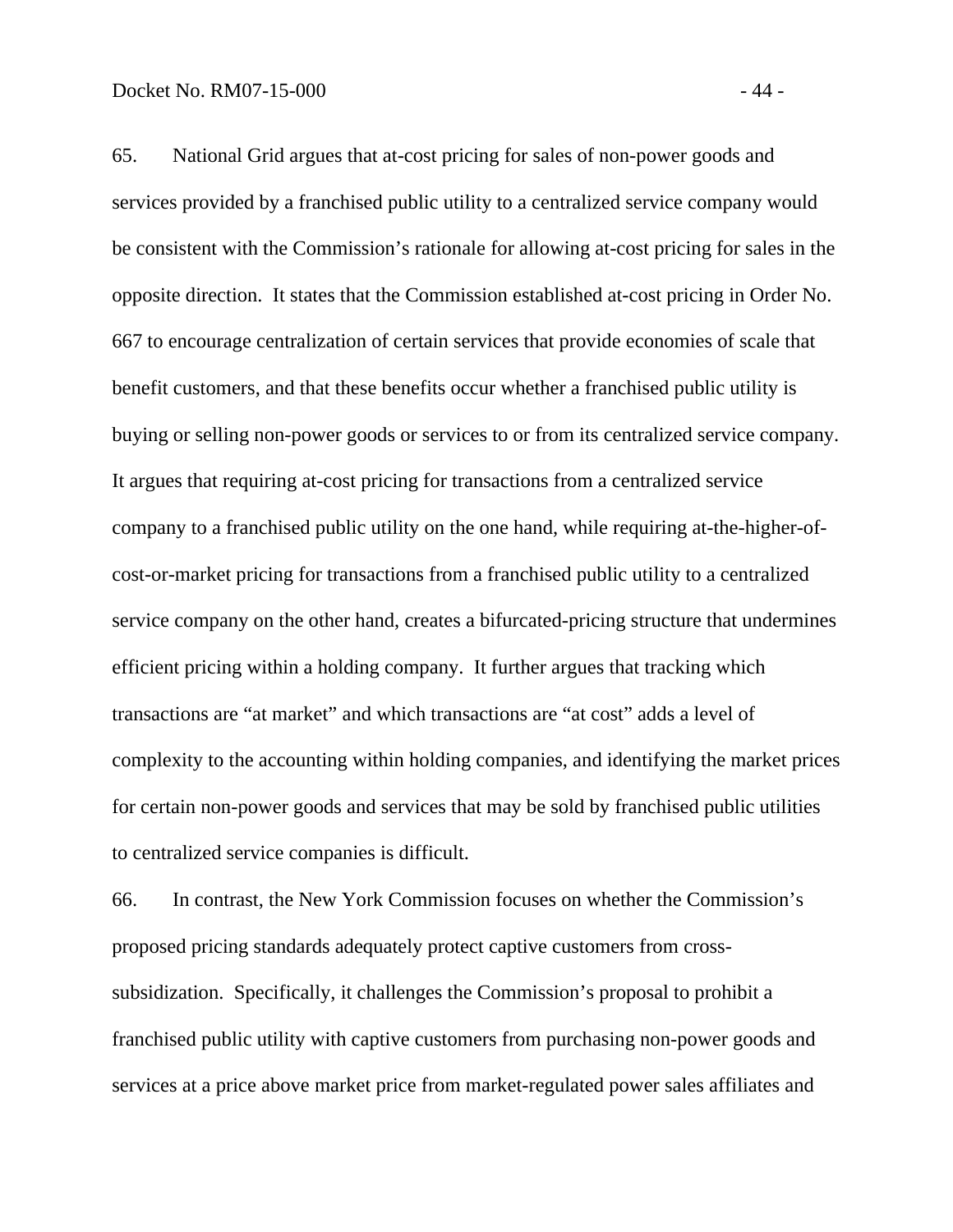65. National Grid argues that at-cost pricing for sales of non-power goods and services provided by a franchised public utility to a centralized service company would be consistent with the Commission's rationale for allowing at-cost pricing for sales in the opposite direction. It states that the Commission established at-cost pricing in Order No. 667 to encourage centralization of certain services that provide economies of scale that benefit customers, and that these benefits occur whether a franchised public utility is buying or selling non-power goods or services to or from its centralized service company. It argues that requiring at-cost pricing for transactions from a centralized service company to a franchised public utility on the one hand, while requiring at-the-higher-of-cost-or-market pricing for transactions from a franchised public utility to a centralized service company on the other hand, creates a bifurcated-pricing structure that undermines efficient pricing within a holding company. It further argues that tracking which transactions are "at market" and which transactions are "at cost" adds a level of complexity to the accounting within holding companies, and identifying the market prices for certain non-power goods and services that may be sold by franchised public utilities to centralized service companies is difficult.

66. In contrast, the New York Commission focuses on whether the Commission's proposed pricing standards adequately protect captive customers from cross-subsidization. Specifically, it challenges the Commission's proposal to prohibit a franchised public utility with captive customers from purchasing non-power goods and services at a price above market price from market-regulated power sales affiliates and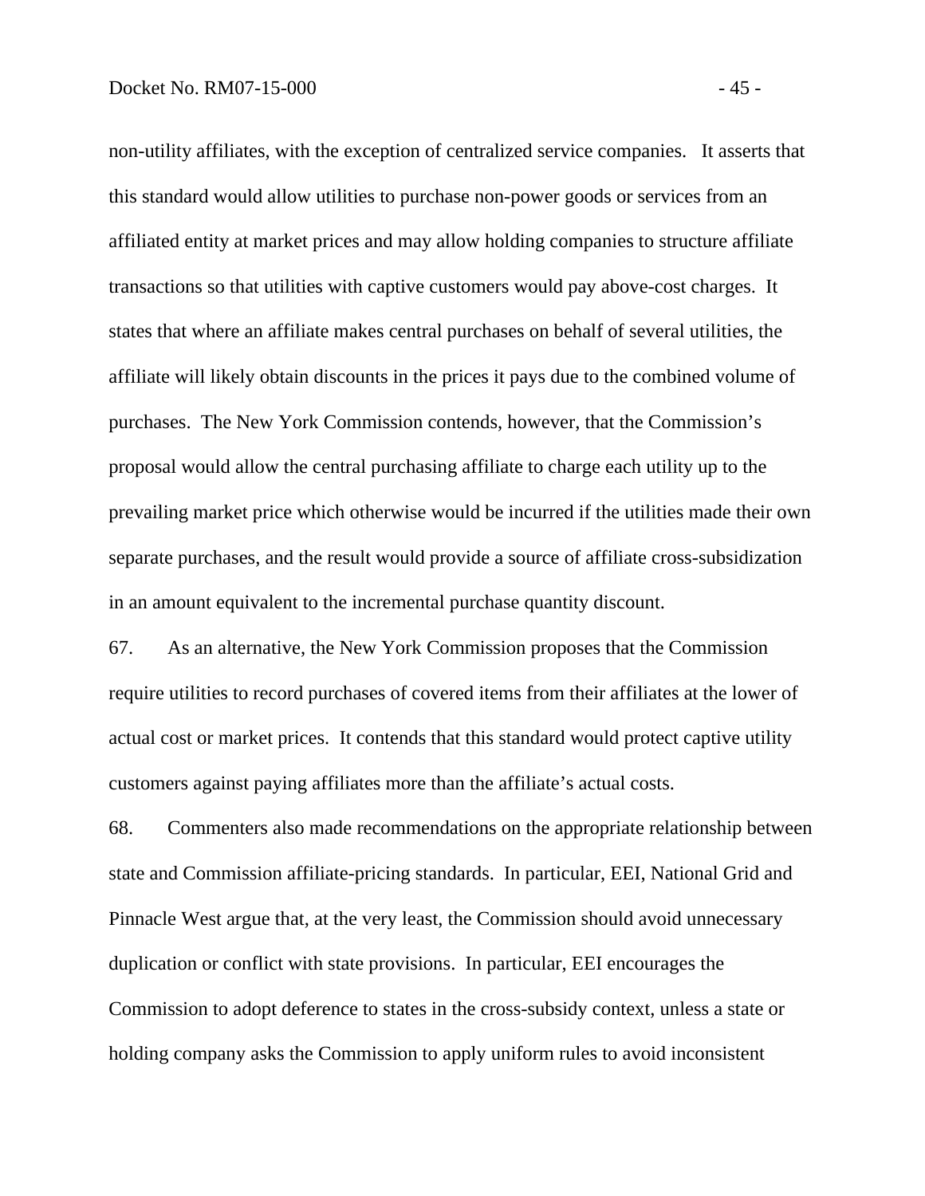non-utility affiliates, with the exception of centralized service companies. It asserts that this standard would allow utilities to purchase non-power goods or services from an affiliated entity at market prices and may allow holding companies to structure affiliate transactions so that utilities with captive customers would pay above-cost charges. It states that where an affiliate makes central purchases on behalf of several utilities, the affiliate will likely obtain discounts in the prices it pays due to the combined volume of purchases. The New York Commission contends, however, that the Commission's proposal would allow the central purchasing affiliate to charge each utility up to the prevailing market price which otherwise would be incurred if the utilities made their own separate purchases, and the result would provide a source of affiliate cross-subsidization in an amount equivalent to the incremental purchase quantity discount.

67. As an alternative, the New York Commission proposes that the Commission require utilities to record purchases of covered items from their affiliates at the lower of actual cost or market prices. It contends that this standard would protect captive utility customers against paying affiliates more than the affiliate's actual costs.

68. Commenters also made recommendations on the appropriate relationship between state and Commission affiliate-pricing standards. In particular, EEI, National Grid and Pinnacle West argue that, at the very least, the Commission should avoid unnecessary duplication or conflict with state provisions. In particular, EEI encourages the Commission to adopt deference to states in the cross-subsidy context, unless a state or holding company asks the Commission to apply uniform rules to avoid inconsistent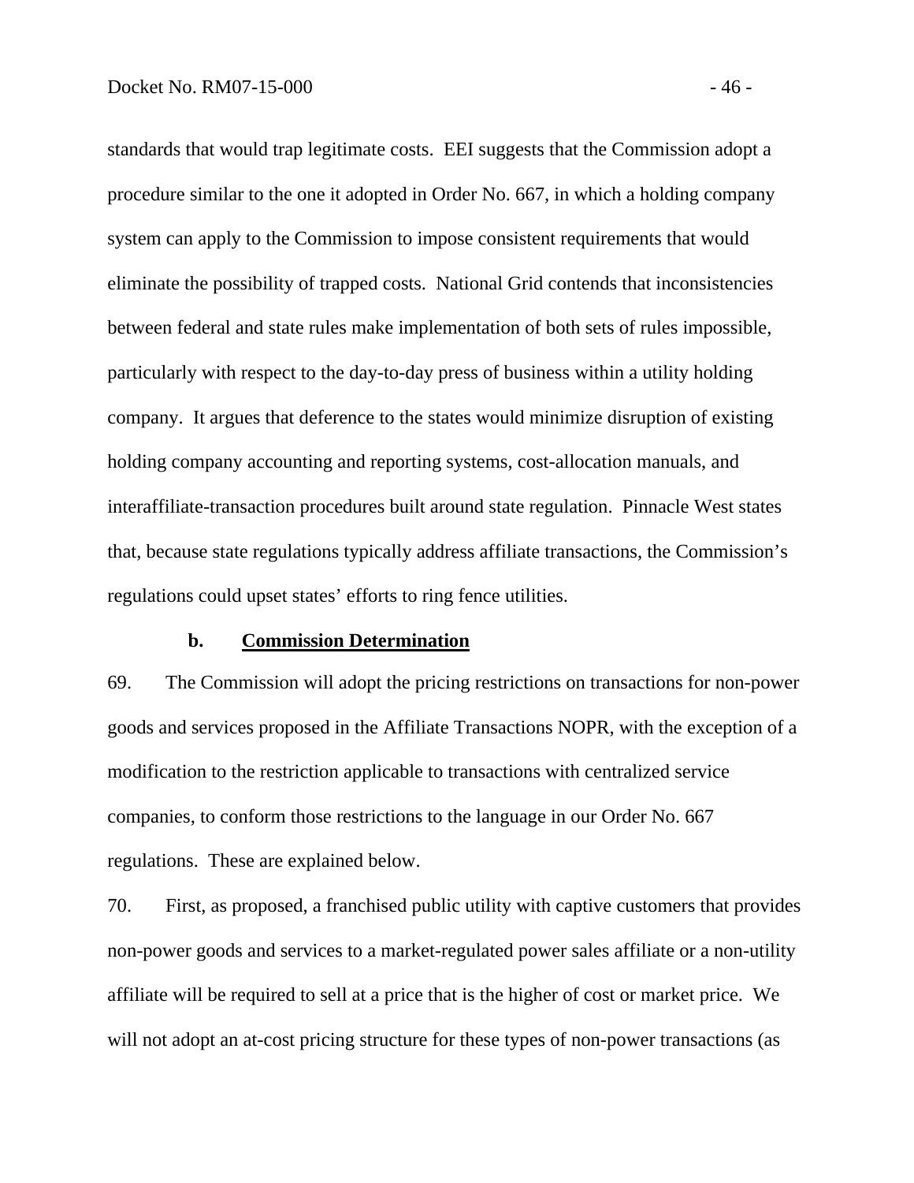standards that would trap legitimate costs. EEI suggests that the Commission adopt a procedure similar to the one it adopted in Order No. 667, in which a holding company system can apply to the Commission to impose consistent requirements that would eliminate the possibility of trapped costs. National Grid contends that inconsistencies between federal and state rules make implementation of both sets of rules impossible, particularly with respect to the day-to-day press of business within a utility holding company. It argues that deference to the states would minimize disruption of existing holding company accounting and reporting systems, cost-allocation manuals, and interaffiliate-transaction procedures built around state regulation. Pinnacle West states that, because state regulations typically address affiliate transactions, the Commission's regulations could upset states' efforts to ring fence utilities.

**b. Commission Determination**

69. The Commission will adopt the pricing restrictions on transactions for non-power goods and services proposed in the Affiliate Transactions NOPR, with the exception of a modification to the restriction applicable to transactions with centralized service companies, to conform those restrictions to the language in our Order No. 667 regulations. These are explained below.

70. First, as proposed, a franchised public utility with captive customers that provides non-power goods and services to a market-regulated power sales affiliate or a non-utility affiliate will be required to sell at a price that is the higher of cost or market price. We will not adopt an at-cost pricing structure for these types of non-power transactions (as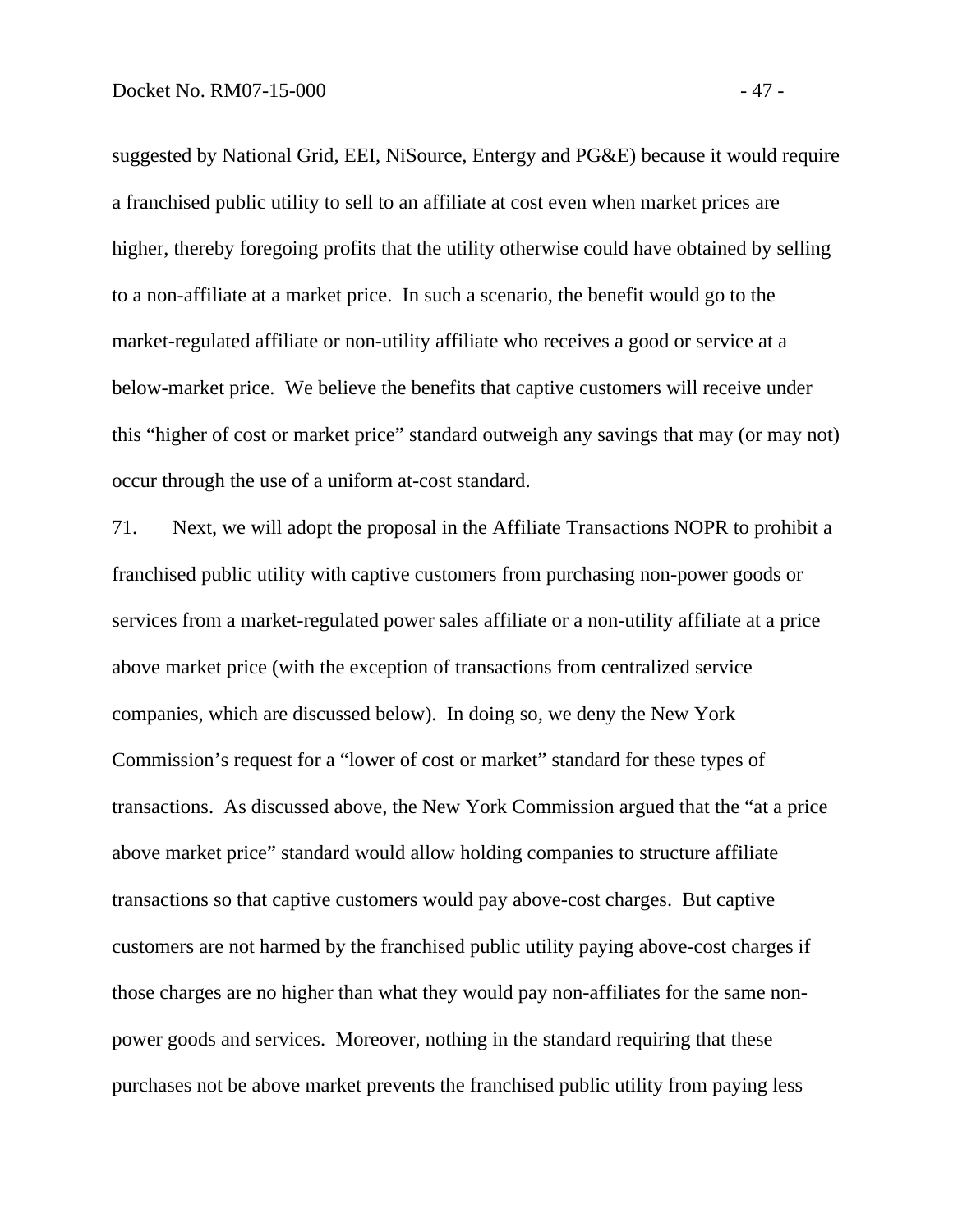suggested by National Grid, EEI, NiSource, Entergy and PG&E) because it would require a franchised public utility to sell to an affiliate at cost even when market prices are higher, thereby foregoing profits that the utility otherwise could have obtained by selling to a non-affiliate at a market price. In such a scenario, the benefit would go to the market-regulated affiliate or non-utility affiliate who receives a good or service at a below-market price. We believe the benefits that captive customers will receive under this "higher of cost or market price" standard outweigh any savings that may (or may not) occur through the use of a uniform at-cost standard.

71. Next, we will adopt the proposal in the Affiliate Transactions NOPR to prohibit a franchised public utility with captive customers from purchasing non-power goods or services from a market-regulated power sales affiliate or a non-utility affiliate at a price above market price (with the exception of transactions from centralized service companies, which are discussed below). In doing so, we deny the New York Commission's request for a "lower of cost or market" standard for these types of transactions. As discussed above, the New York Commission argued that the "at a price above market price" standard would allow holding companies to structure affiliate transactions so that captive customers would pay above-cost charges. But captive customers are not harmed by the franchised public utility paying above-cost charges if those charges are no higher than what they would pay non-affiliates for the same non-power goods and services. Moreover, nothing in the standard requiring that these purchases not be above market prevents the franchised public utility from paying less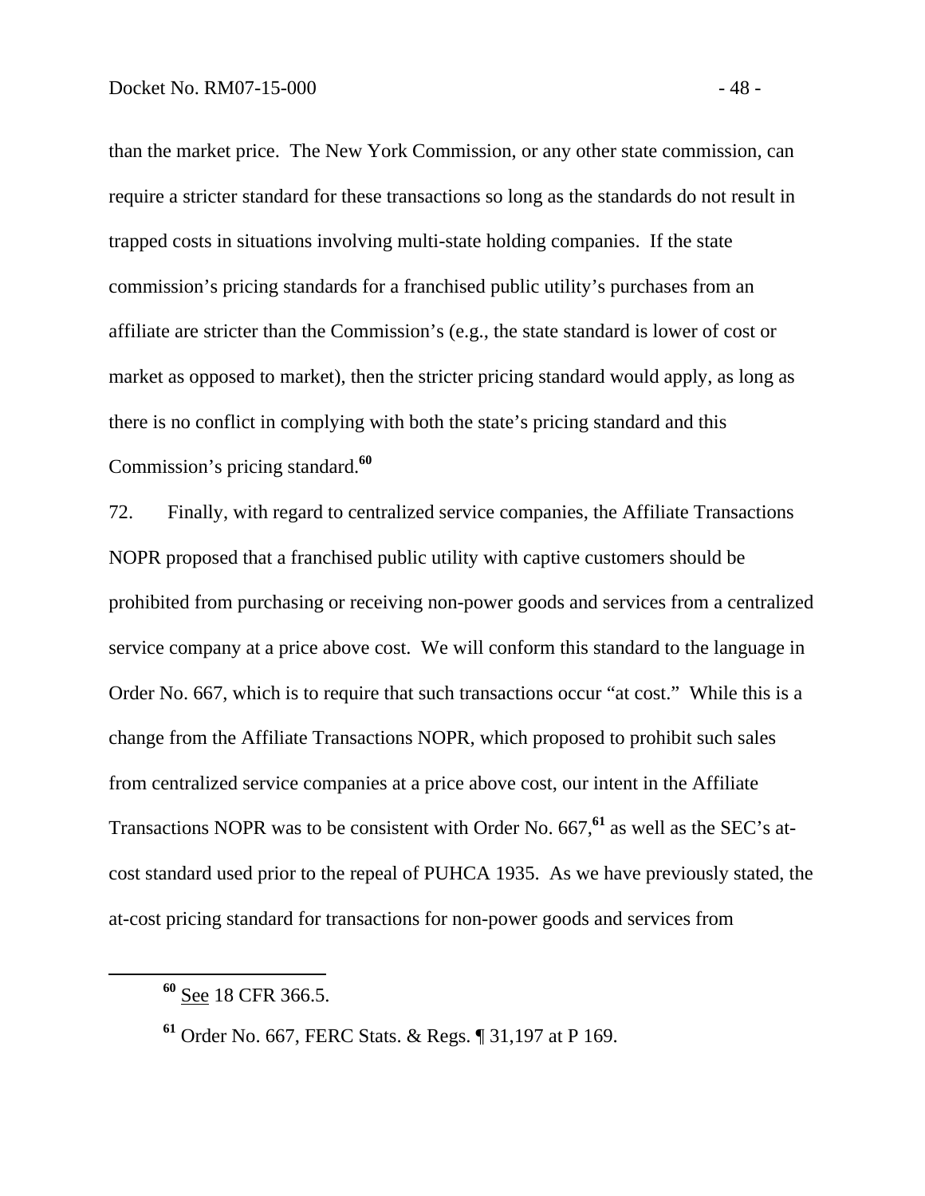than the market price. The New York Commission, or any other state commission, can require a stricter standard for these transactions so long as the standards do not result in trapped costs in situations involving multi-state holding companies. If the state commission's pricing standards for a franchised public utility's purchases from an affiliate are stricter than the Commission's (e.g., the state standard is lower of cost or market as opposed to market), then the stricter pricing standard would apply, as long as there is no conflict in complying with both the state's pricing standard and this Commission's pricing standard.[60]

72. Finally, with regard to centralized service companies, the Affiliate Transactions NOPR proposed that a franchised public utility with captive customers should be prohibited from purchasing or receiving non-power goods and services from a centralized service company at a price above cost. We will conform this standard to the language in Order No. 667, which is to require that such transactions occur "at cost." While this is a change from the Affiliate Transactions NOPR, which proposed to prohibit such sales from centralized service companies at a price above cost, our intent in the Affiliate Transactions NOPR was to be consistent with Order No. 667,[61] as well as the SEC's at-cost standard used prior to the repeal of PUHCA 1935. As we have previously stated, the at-cost pricing standard for transactions for non-power goods and services from

---

[60] See 18 CFR 366.5.

[61] Order No. 667, FERC Stats. & Regs. ¶ 31,197 at P 169.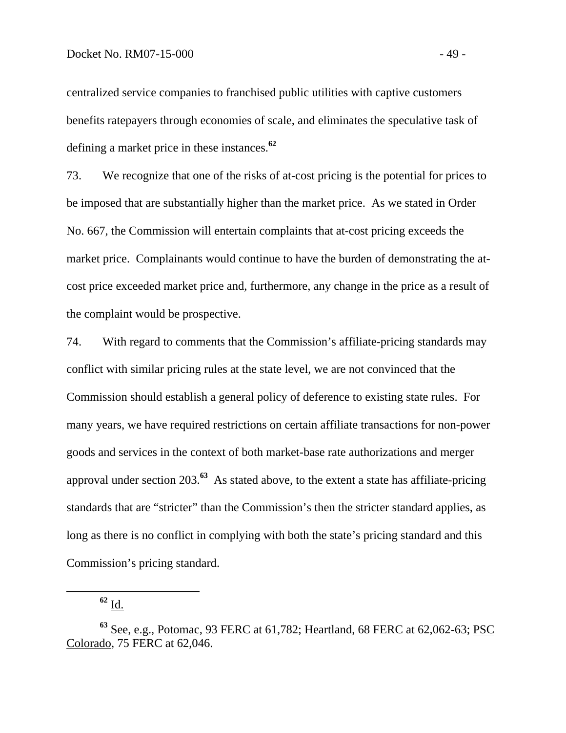centralized service companies to franchised public utilities with captive customers benefits ratepayers through economies of scale, and eliminates the speculative task of defining a market price in these instances.[62]

73. We recognize that one of the risks of at-cost pricing is the potential for prices to be imposed that are substantially higher than the market price. As we stated in Order No. 667, the Commission will entertain complaints that at-cost pricing exceeds the market price. Complainants would continue to have the burden of demonstrating the at-cost price exceeded market price and, furthermore, any change in the price as a result of the complaint would be prospective.

74. With regard to comments that the Commission's affiliate-pricing standards may conflict with similar pricing rules at the state level, we are not convinced that the Commission should establish a general policy of deference to existing state rules. For many years, we have required restrictions on certain affiliate transactions for non-power goods and services in the context of both market-base rate authorizations and merger approval under section 203.[63] As stated above, to the extent a state has affiliate-pricing standards that are "stricter" than the Commission's then the stricter standard applies, as long as there is no conflict in complying with both the state's pricing standard and this Commission's pricing standard.

---

[62] Id.

[63] See, e.g., Potomac, 93 FERC at 61,782; Heartland, 68 FERC at 62,062-63; PSC Colorado, 75 FERC at 62,046.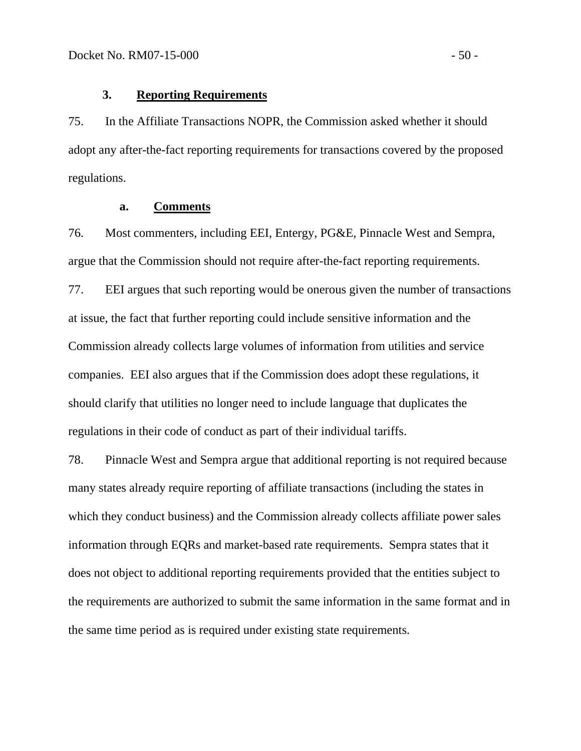### 3. Reporting Requirements

75. In the Affiliate Transactions NOPR, the Commission asked whether it should adopt any after-the-fact reporting requirements for transactions covered by the proposed regulations.

#### a. Comments

76. Most commenters, including EEI, Entergy, PG&E, Pinnacle West and Sempra, argue that the Commission should not require after-the-fact reporting requirements.

77. EEI argues that such reporting would be onerous given the number of transactions at issue, the fact that further reporting could include sensitive information and the Commission already collects large volumes of information from utilities and service companies. EEI also argues that if the Commission does adopt these regulations, it should clarify that utilities no longer need to include language that duplicates the regulations in their code of conduct as part of their individual tariffs.

78. Pinnacle West and Sempra argue that additional reporting is not required because many states already require reporting of affiliate transactions (including the states in which they conduct business) and the Commission already collects affiliate power sales information through EQRs and market-based rate requirements. Sempra states that it does not object to additional reporting requirements provided that the entities subject to the requirements are authorized to submit the same information in the same format and in the same time period as is required under existing state requirements.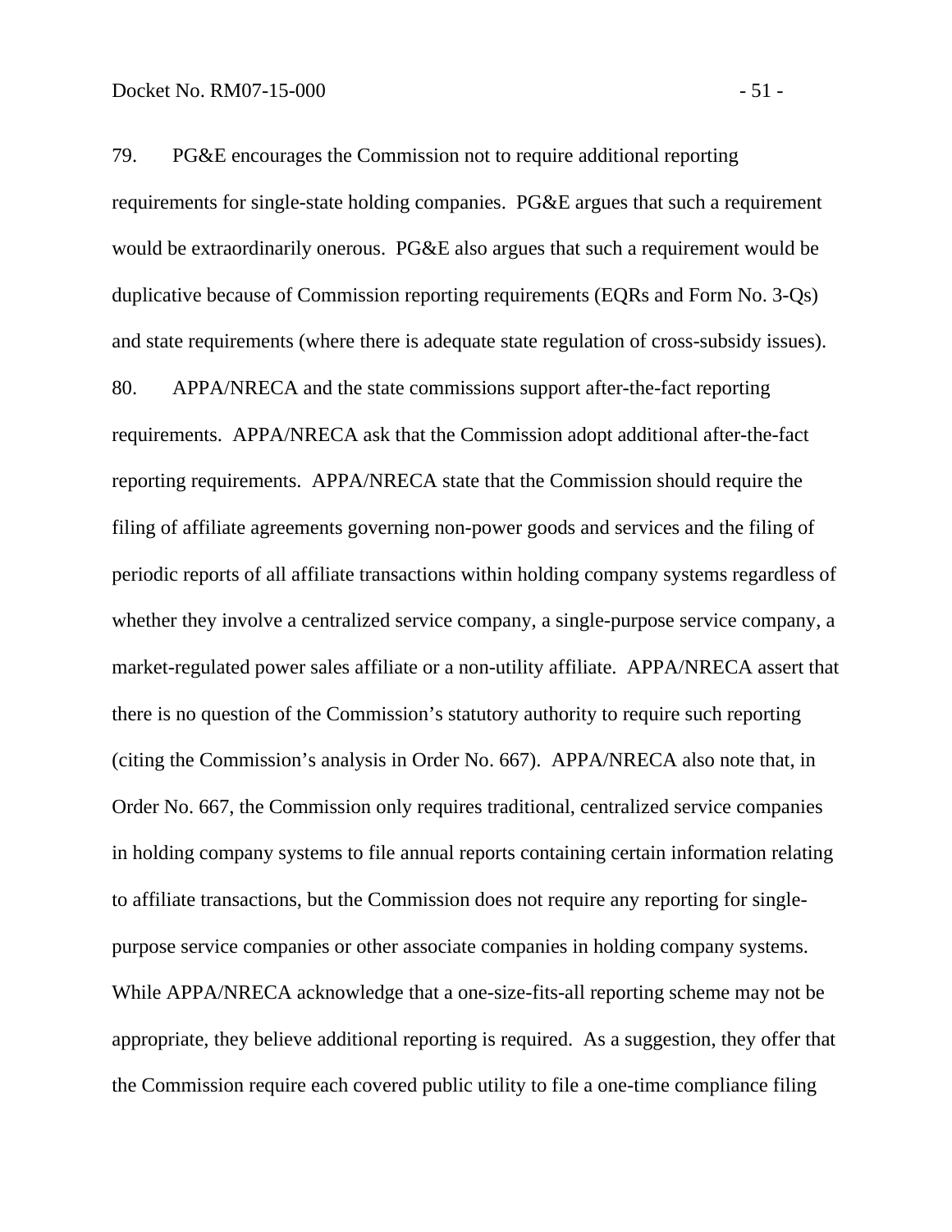79. PG&E encourages the Commission not to require additional reporting requirements for single-state holding companies. PG&E argues that such a requirement would be extraordinarily onerous. PG&E also argues that such a requirement would be duplicative because of Commission reporting requirements (EQRs and Form No. 3-Qs) and state requirements (where there is adequate state regulation of cross-subsidy issues).

80. APPA/NRECA and the state commissions support after-the-fact reporting requirements. APPA/NRECA ask that the Commission adopt additional after-the-fact reporting requirements. APPA/NRECA state that the Commission should require the filing of affiliate agreements governing non-power goods and services and the filing of periodic reports of all affiliate transactions within holding company systems regardless of whether they involve a centralized service company, a single-purpose service company, a market-regulated power sales affiliate or a non-utility affiliate. APPA/NRECA assert that there is no question of the Commission's statutory authority to require such reporting (citing the Commission's analysis in Order No. 667). APPA/NRECA also note that, in Order No. 667, the Commission only requires traditional, centralized service companies in holding company systems to file annual reports containing certain information relating to affiliate transactions, but the Commission does not require any reporting for single-purpose service companies or other associate companies in holding company systems. While APPA/NRECA acknowledge that a one-size-fits-all reporting scheme may not be appropriate, they believe additional reporting is required. As a suggestion, they offer that the Commission require each covered public utility to file a one-time compliance filing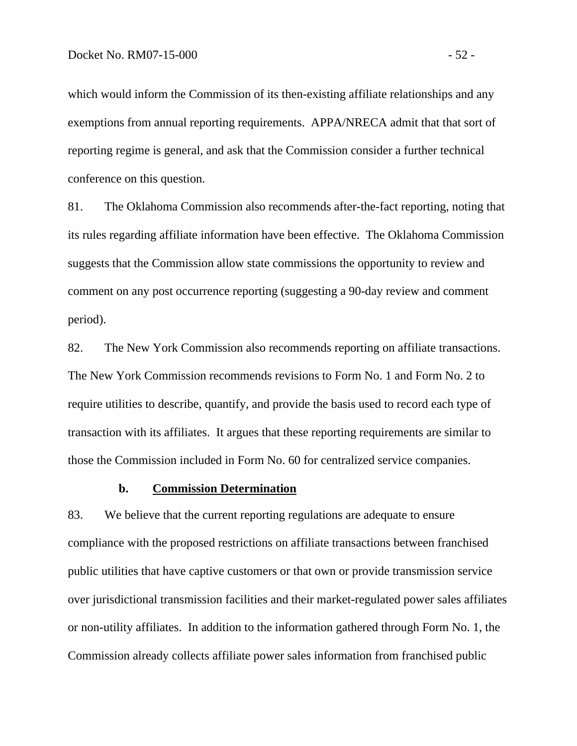which would inform the Commission of its then-existing affiliate relationships and any exemptions from annual reporting requirements. APPA/NRECA admit that that sort of reporting regime is general, and ask that the Commission consider a further technical conference on this question.

81. The Oklahoma Commission also recommends after-the-fact reporting, noting that its rules regarding affiliate information have been effective. The Oklahoma Commission suggests that the Commission allow state commissions the opportunity to review and comment on any post occurrence reporting (suggesting a 90-day review and comment period).

82. The New York Commission also recommends reporting on affiliate transactions. The New York Commission recommends revisions to Form No. 1 and Form No. 2 to require utilities to describe, quantify, and provide the basis used to record each type of transaction with its affiliates. It argues that these reporting requirements are similar to those the Commission included in Form No. 60 for centralized service companies.

### b. Commission Determination

83. We believe that the current reporting regulations are adequate to ensure compliance with the proposed restrictions on affiliate transactions between franchised public utilities that have captive customers or that own or provide transmission service over jurisdictional transmission facilities and their market-regulated power sales affiliates or non-utility affiliates. In addition to the information gathered through Form No. 1, the Commission already collects affiliate power sales information from franchised public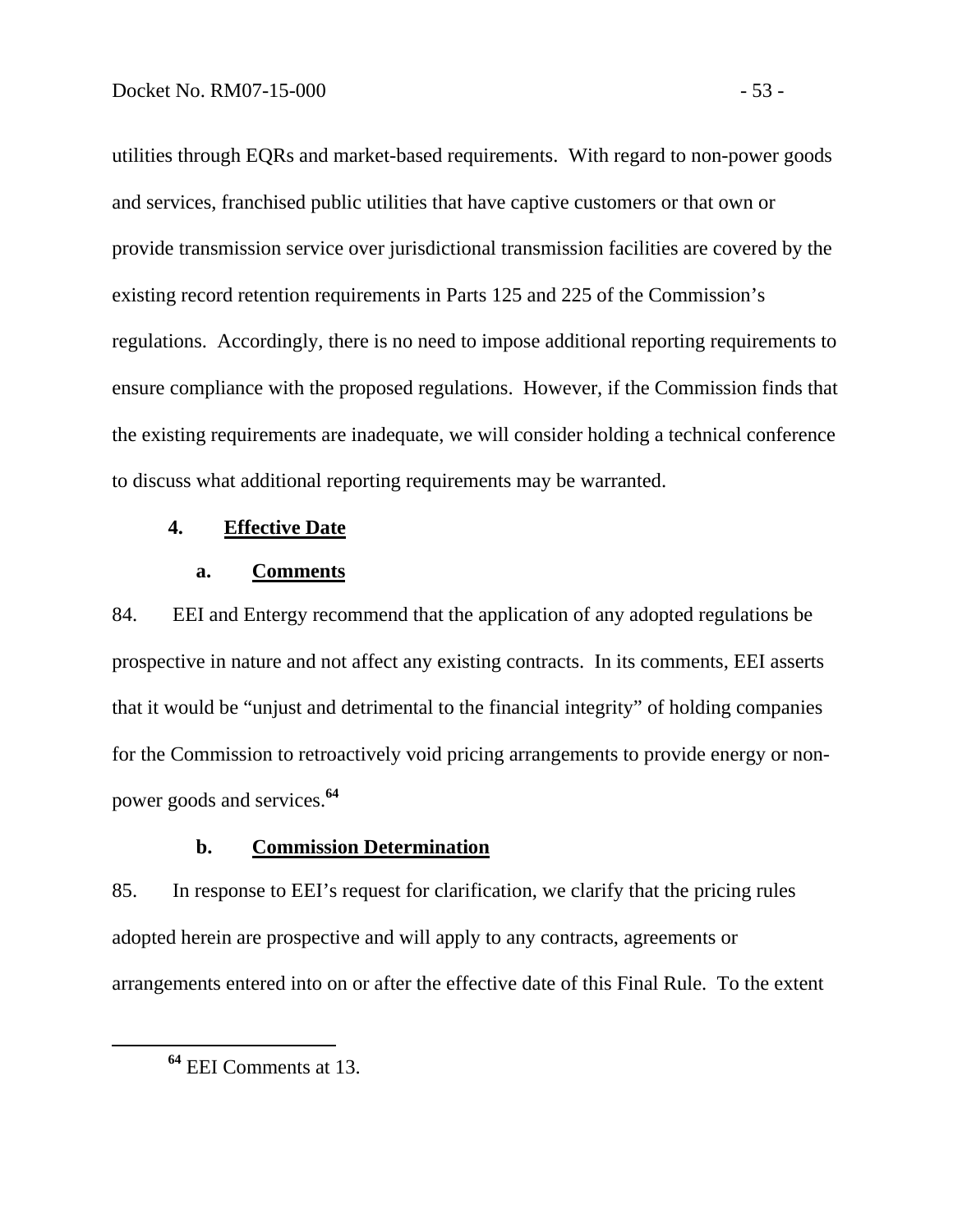utilities through EQRs and market-based requirements. With regard to non-power goods and services, franchised public utilities that have captive customers or that own or provide transmission service over jurisdictional transmission facilities are covered by the existing record retention requirements in Parts 125 and 225 of the Commission's regulations. Accordingly, there is no need to impose additional reporting requirements to ensure compliance with the proposed regulations. However, if the Commission finds that the existing requirements are inadequate, we will consider holding a technical conference to discuss what additional reporting requirements may be warranted.

### 4. Effective Date

#### a. Comments

84. EEI and Entergy recommend that the application of any adopted regulations be prospective in nature and not affect any existing contracts. In its comments, EEI asserts that it would be "unjust and detrimental to the financial integrity" of holding companies for the Commission to retroactively void pricing arrangements to provide energy or non-power goods and services.[64]

#### b. Commission Determination

85. In response to EEI's request for clarification, we clarify that the pricing rules adopted herein are prospective and will apply to any contracts, agreements or arrangements entered into on or after the effective date of this Final Rule. To the extent

---

[64] EEI Comments at 13.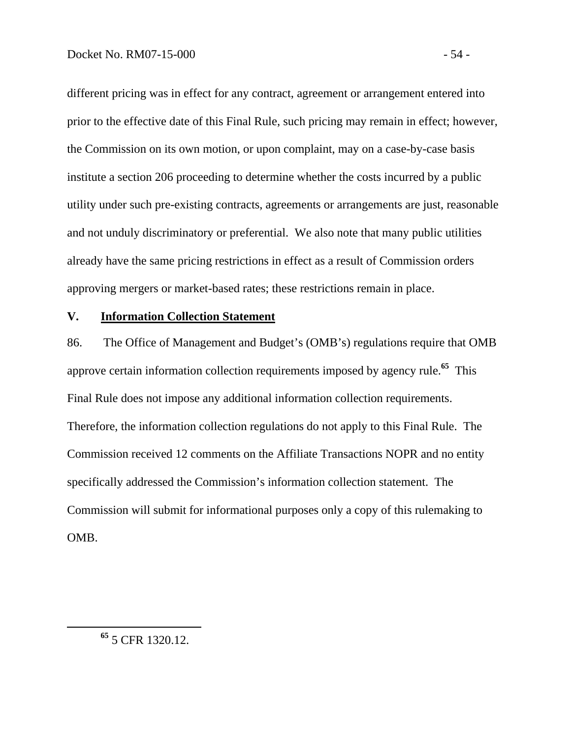different pricing was in effect for any contract, agreement or arrangement entered into prior to the effective date of this Final Rule, such pricing may remain in effect; however, the Commission on its own motion, or upon complaint, may on a case-by-case basis institute a section 206 proceeding to determine whether the costs incurred by a public utility under such pre-existing contracts, agreements or arrangements are just, reasonable and not unduly discriminatory or preferential. We also note that many public utilities already have the same pricing restrictions in effect as a result of Commission orders approving mergers or market-based rates; these restrictions remain in place.

## V. Information Collection Statement

86. The Office of Management and Budget's (OMB's) regulations require that OMB approve certain information collection requirements imposed by agency rule.[65] This Final Rule does not impose any additional information collection requirements. Therefore, the information collection regulations do not apply to this Final Rule. The Commission received 12 comments on the Affiliate Transactions NOPR and no entity specifically addressed the Commission's information collection statement. The Commission will submit for informational purposes only a copy of this rulemaking to OMB.

---

[65] 5 CFR 1320.12.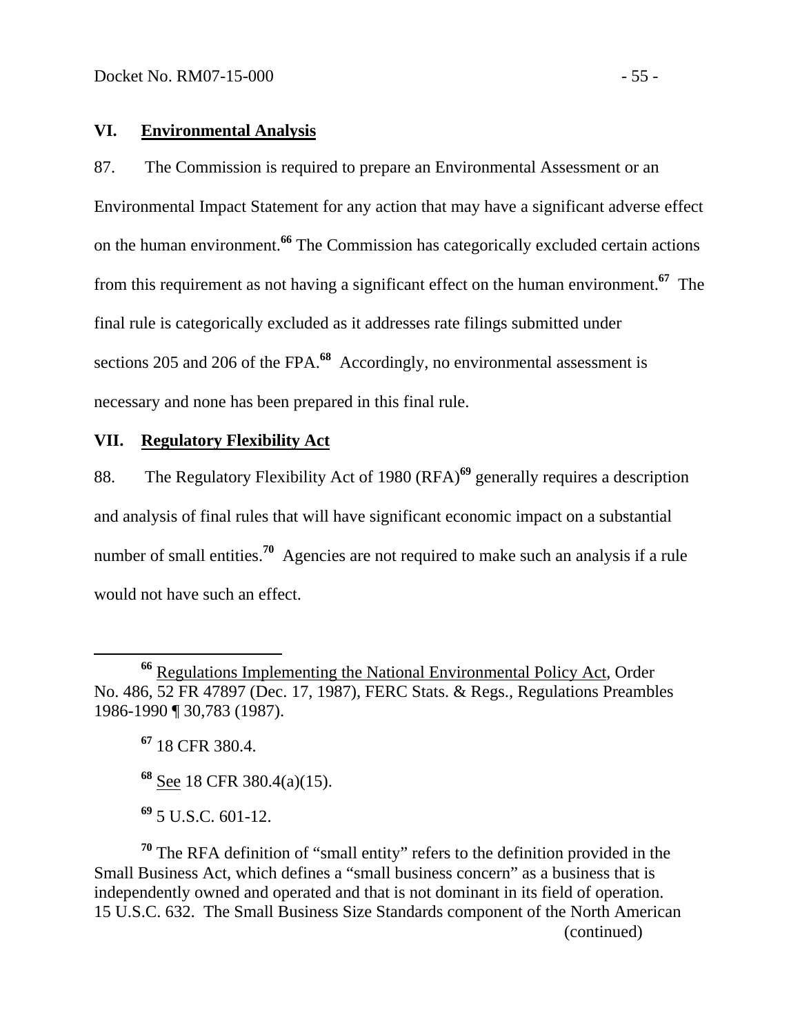## VI. Environmental Analysis

87. The Commission is required to prepare an Environmental Assessment or an Environmental Impact Statement for any action that may have a significant adverse effect on the human environment.[66] The Commission has categorically excluded certain actions from this requirement as not having a significant effect on the human environment.[67] The final rule is categorically excluded as it addresses rate filings submitted under sections 205 and 206 of the FPA.[68] Accordingly, no environmental assessment is necessary and none has been prepared in this final rule.

## VII. Regulatory Flexibility Act

88. The Regulatory Flexibility Act of 1980 (RFA)[69] generally requires a description and analysis of final rules that will have significant economic impact on a substantial number of small entities.[70] Agencies are not required to make such an analysis if a rule would not have such an effect.

---

[66] Regulations Implementing the National Environmental Policy Act, Order No. 486, 52 FR 47897 (Dec. 17, 1987), FERC Stats. & Regs., Regulations Preambles 1986-1990 ¶ 30,783 (1987).

[67] 18 CFR 380.4.

[68] See 18 CFR 380.4(a)(15).

[69] 5 U.S.C. 601-12.

[70] The RFA definition of "small entity" refers to the definition provided in the Small Business Act, which defines a "small business concern" as a business that is independently owned and operated and that is not dominant in its field of operation. 15 U.S.C. 632. The Small Business Size Standards component of the North American (continued)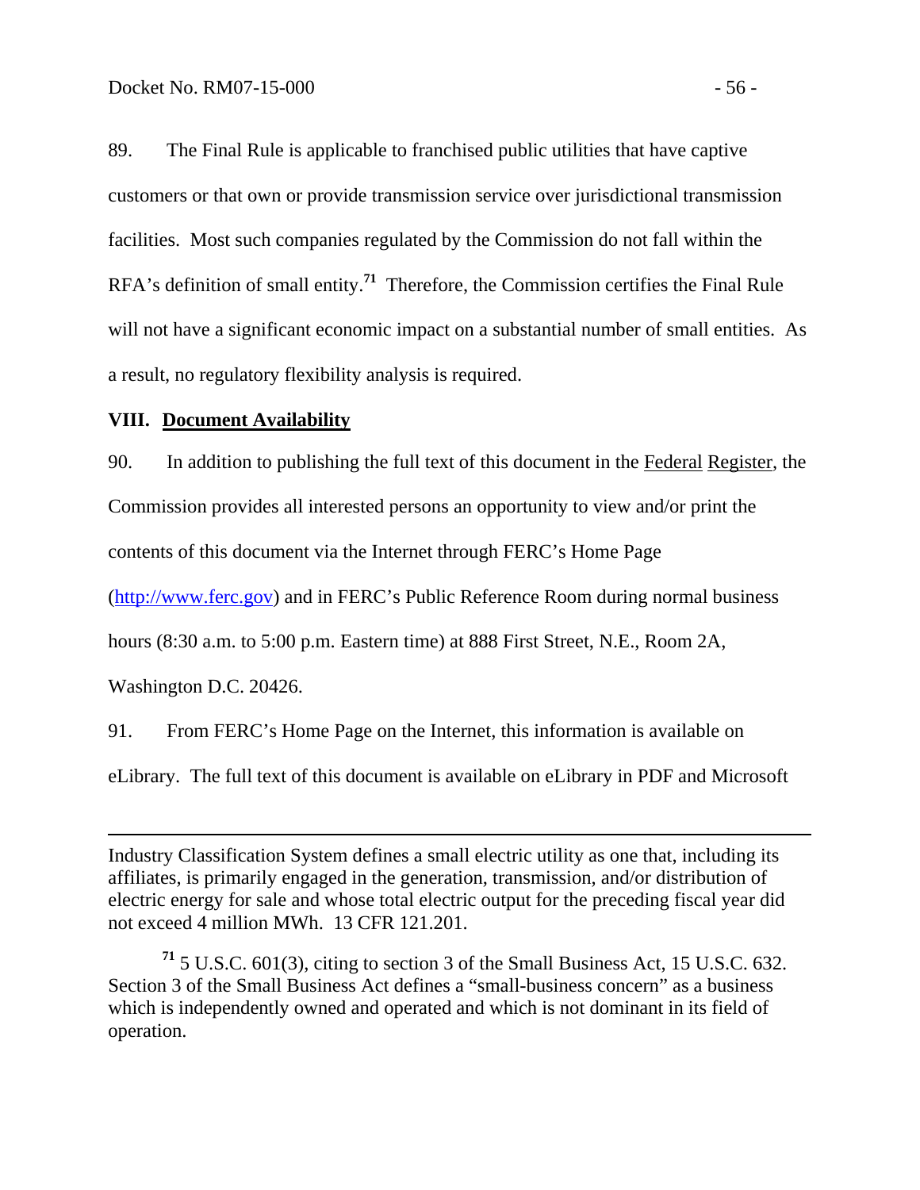89. The Final Rule is applicable to franchised public utilities that have captive customers or that own or provide transmission service over jurisdictional transmission facilities. Most such companies regulated by the Commission do not fall within the RFA's definition of small entity.[71] Therefore, the Commission certifies the Final Rule will not have a significant economic impact on a substantial number of small entities. As a result, no regulatory flexibility analysis is required.

## VIII. Document Availability

90. In addition to publishing the full text of this document in the Federal Register, the Commission provides all interested persons an opportunity to view and/or print the contents of this document via the Internet through FERC's Home Page (http://www.ferc.gov) and in FERC's Public Reference Room during normal business hours (8:30 a.m. to 5:00 p.m. Eastern time) at 888 First Street, N.E., Room 2A, Washington D.C. 20426.

91. From FERC's Home Page on the Internet, this information is available on eLibrary. The full text of this document is available on eLibrary in PDF and Microsoft

---

Industry Classification System defines a small electric utility as one that, including its affiliates, is primarily engaged in the generation, transmission, and/or distribution of electric energy for sale and whose total electric output for the preceding fiscal year did not exceed 4 million MWh. 13 CFR 121.201.

[71] 5 U.S.C. 601(3), citing to section 3 of the Small Business Act, 15 U.S.C. 632. Section 3 of the Small Business Act defines a "small-business concern" as a business which is independently owned and operated and which is not dominant in its field of operation.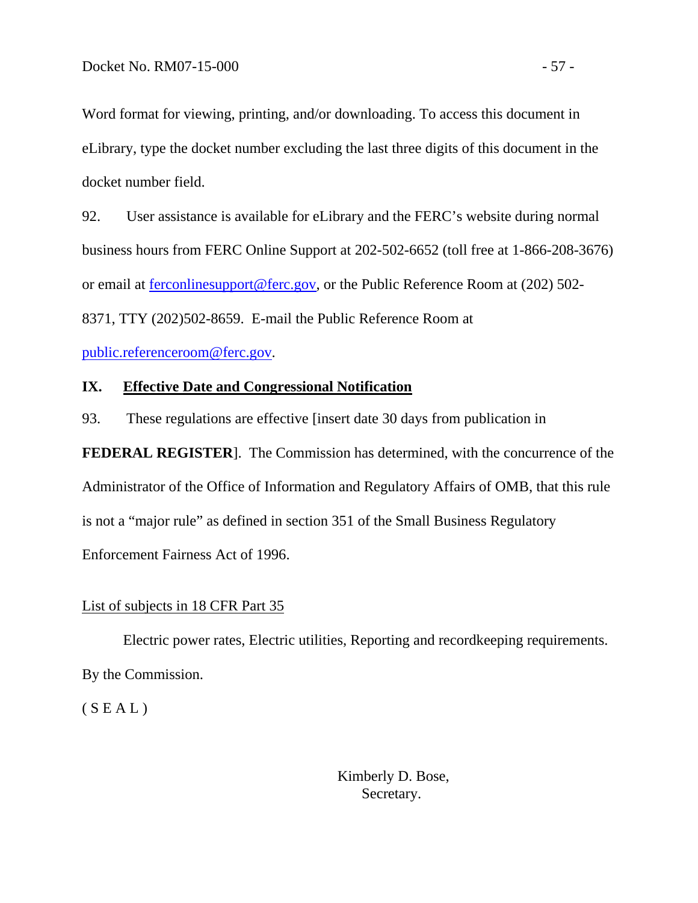Word format for viewing, printing, and/or downloading. To access this document in eLibrary, type the docket number excluding the last three digits of this document in the docket number field.

92. User assistance is available for eLibrary and the FERC's website during normal business hours from FERC Online Support at 202-502-6652 (toll free at 1-866-208-3676) or email at ferconlinesupport@ferc.gov, or the Public Reference Room at (202) 502-8371, TTY (202)502-8659. E-mail the Public Reference Room at public.referenceroom@ferc.gov.

## IX. Effective Date and Congressional Notification

93. These regulations are effective [insert date 30 days from publication in **FEDERAL REGISTER**]. The Commission has determined, with the concurrence of the Administrator of the Office of Information and Regulatory Affairs of OMB, that this rule is not a "major rule" as defined in section 351 of the Small Business Regulatory Enforcement Fairness Act of 1996.

List of subjects in 18 CFR Part 35

Electric power rates, Electric utilities, Reporting and recordkeeping requirements.

By the Commission.

( S E A L )

Kimberly D. Bose,
Secretary.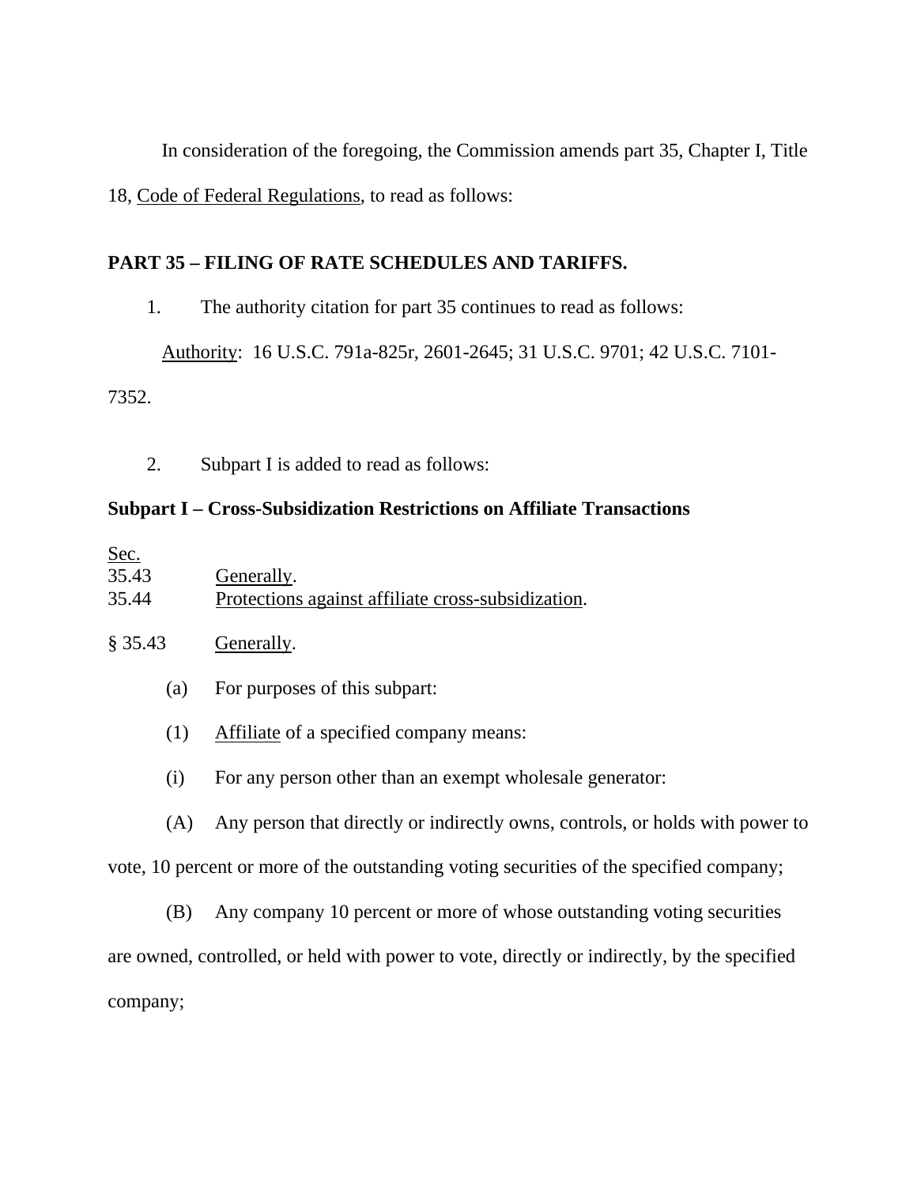In consideration of the foregoing, the Commission amends part 35, Chapter I, Title 18, Code of Federal Regulations, to read as follows:

**PART 35 – FILING OF RATE SCHEDULES AND TARIFFS.**

1. The authority citation for part 35 continues to read as follows:

Authority: 16 U.S.C. 791a-825r, 2601-2645; 31 U.S.C. 9701; 42 U.S.C. 7101-7352.

2. Subpart I is added to read as follows:

**Subpart I – Cross-Subsidization Restrictions on Affiliate Transactions**

Sec.
35.43 Generally.
35.44 Protections against affiliate cross-subsidization.

§ 35.43 Generally.

(a) For purposes of this subpart:

(1) Affiliate of a specified company means:

(i) For any person other than an exempt wholesale generator:

(A) Any person that directly or indirectly owns, controls, or holds with power to vote, 10 percent or more of the outstanding voting securities of the specified company;

(B) Any company 10 percent or more of whose outstanding voting securities are owned, controlled, or held with power to vote, directly or indirectly, by the specified company;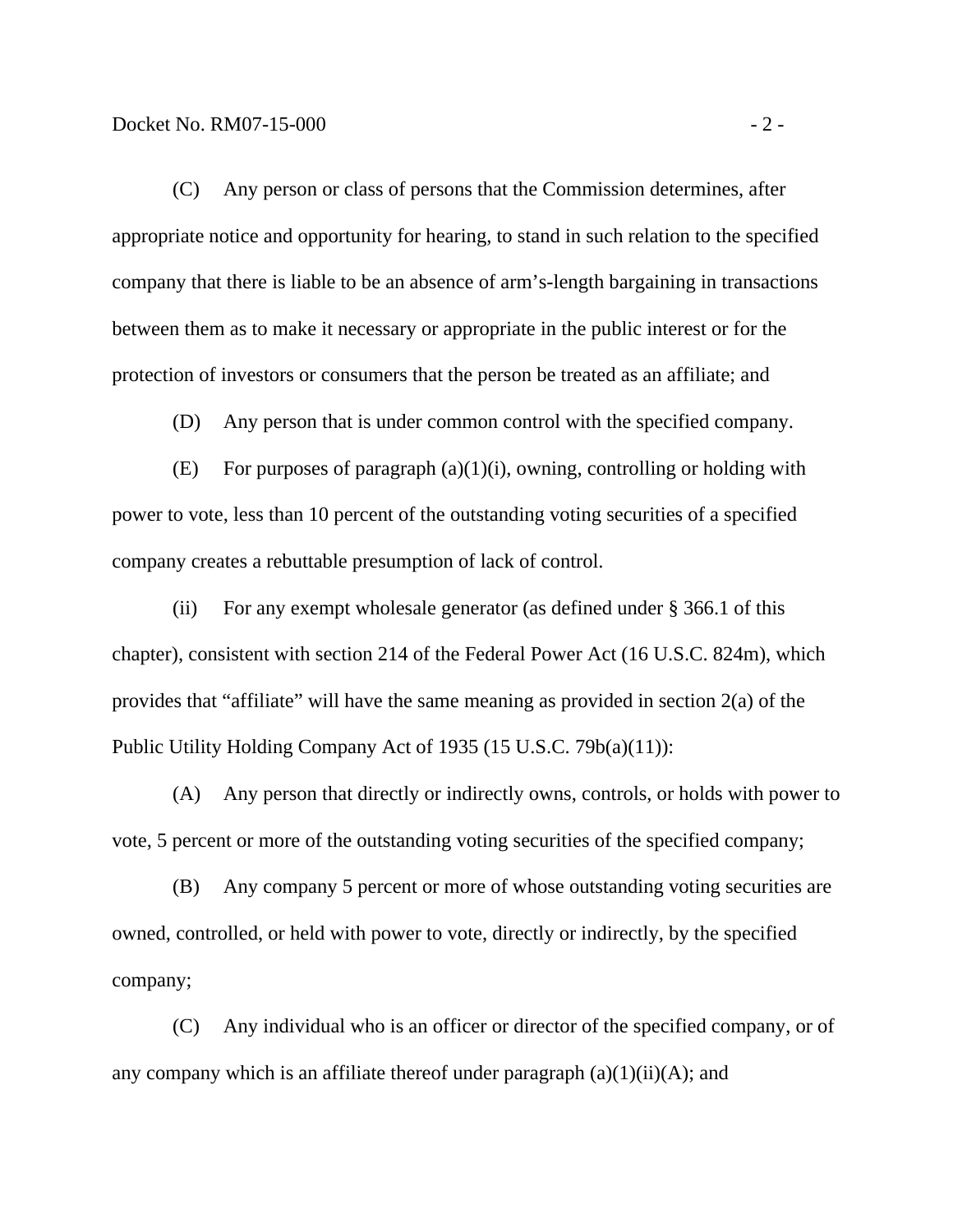(C) Any person or class of persons that the Commission determines, after appropriate notice and opportunity for hearing, to stand in such relation to the specified company that there is liable to be an absence of arm's-length bargaining in transactions between them as to make it necessary or appropriate in the public interest or for the protection of investors or consumers that the person be treated as an affiliate; and

(D) Any person that is under common control with the specified company.

(E) For purposes of paragraph (a)(1)(i), owning, controlling or holding with power to vote, less than 10 percent of the outstanding voting securities of a specified company creates a rebuttable presumption of lack of control.

(ii) For any exempt wholesale generator (as defined under § 366.1 of this chapter), consistent with section 214 of the Federal Power Act (16 U.S.C. 824m), which provides that "affiliate" will have the same meaning as provided in section 2(a) of the Public Utility Holding Company Act of 1935 (15 U.S.C. 79b(a)(11)):

(A) Any person that directly or indirectly owns, controls, or holds with power to vote, 5 percent or more of the outstanding voting securities of the specified company;

(B) Any company 5 percent or more of whose outstanding voting securities are owned, controlled, or held with power to vote, directly or indirectly, by the specified company;

(C) Any individual who is an officer or director of the specified company, or of any company which is an affiliate thereof under paragraph (a)(1)(ii)(A); and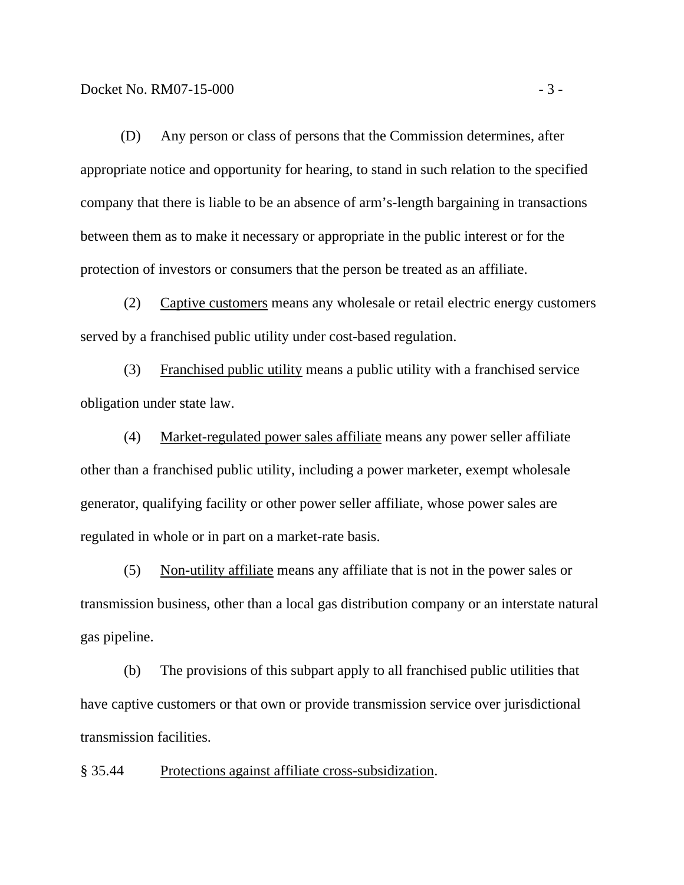(D) Any person or class of persons that the Commission determines, after appropriate notice and opportunity for hearing, to stand in such relation to the specified company that there is liable to be an absence of arm's-length bargaining in transactions between them as to make it necessary or appropriate in the public interest or for the protection of investors or consumers that the person be treated as an affiliate.

(2) Captive customers means any wholesale or retail electric energy customers served by a franchised public utility under cost-based regulation.

(3) Franchised public utility means a public utility with a franchised service obligation under state law.

(4) Market-regulated power sales affiliate means any power seller affiliate other than a franchised public utility, including a power marketer, exempt wholesale generator, qualifying facility or other power seller affiliate, whose power sales are regulated in whole or in part on a market-rate basis.

(5) Non-utility affiliate means any affiliate that is not in the power sales or transmission business, other than a local gas distribution company or an interstate natural gas pipeline.

(b) The provisions of this subpart apply to all franchised public utilities that have captive customers or that own or provide transmission service over jurisdictional transmission facilities.

§ 35.44 Protections against affiliate cross-subsidization.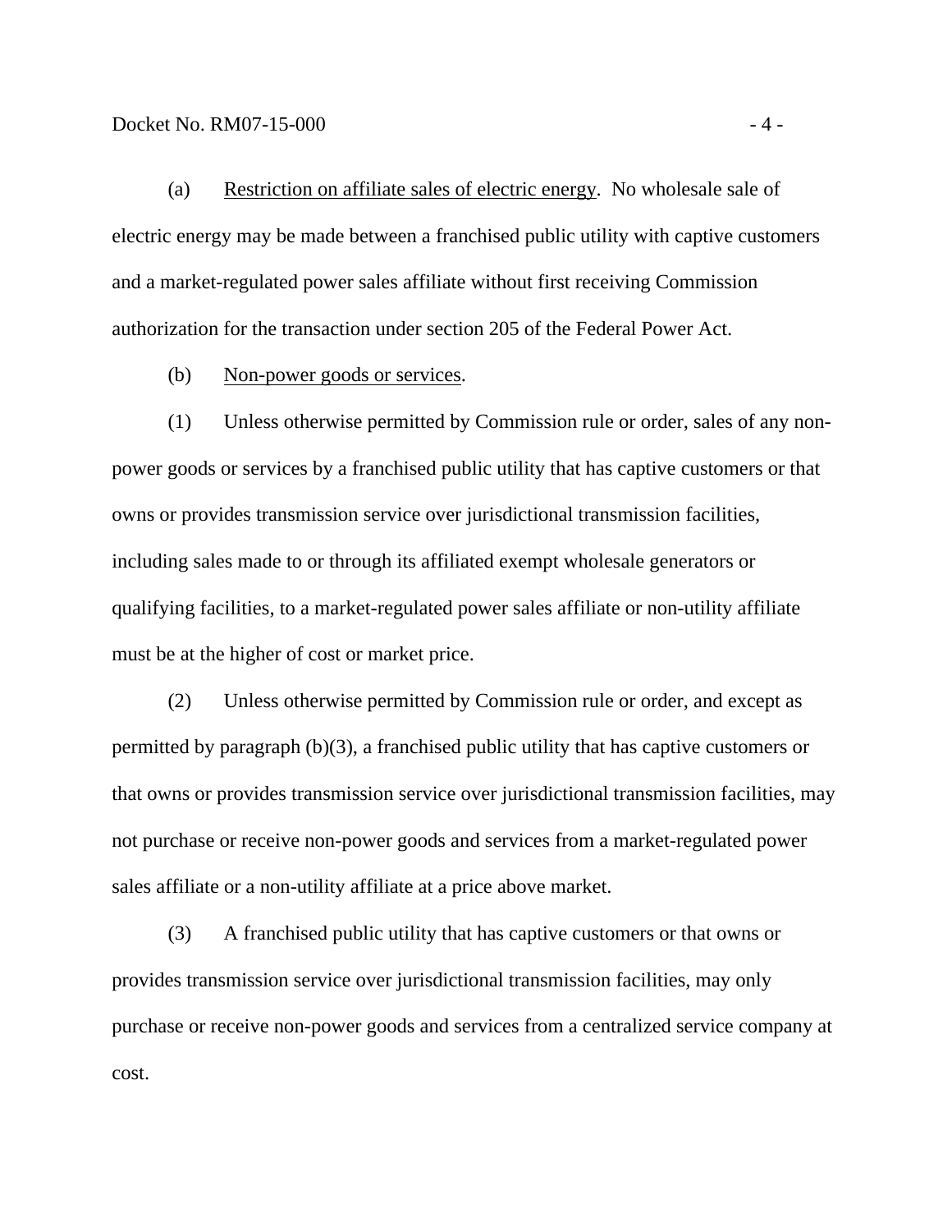(a) Restriction on affiliate sales of electric energy. No wholesale sale of electric energy may be made between a franchised public utility with captive customers and a market-regulated power sales affiliate without first receiving Commission authorization for the transaction under section 205 of the Federal Power Act.

(b) Non-power goods or services.

(1) Unless otherwise permitted by Commission rule or order, sales of any non-power goods or services by a franchised public utility that has captive customers or that owns or provides transmission service over jurisdictional transmission facilities, including sales made to or through its affiliated exempt wholesale generators or qualifying facilities, to a market-regulated power sales affiliate or non-utility affiliate must be at the higher of cost or market price.

(2) Unless otherwise permitted by Commission rule or order, and except as permitted by paragraph (b)(3), a franchised public utility that has captive customers or that owns or provides transmission service over jurisdictional transmission facilities, may not purchase or receive non-power goods and services from a market-regulated power sales affiliate or a non-utility affiliate at a price above market.

(3) A franchised public utility that has captive customers or that owns or provides transmission service over jurisdictional transmission facilities, may only purchase or receive non-power goods and services from a centralized service company at cost.